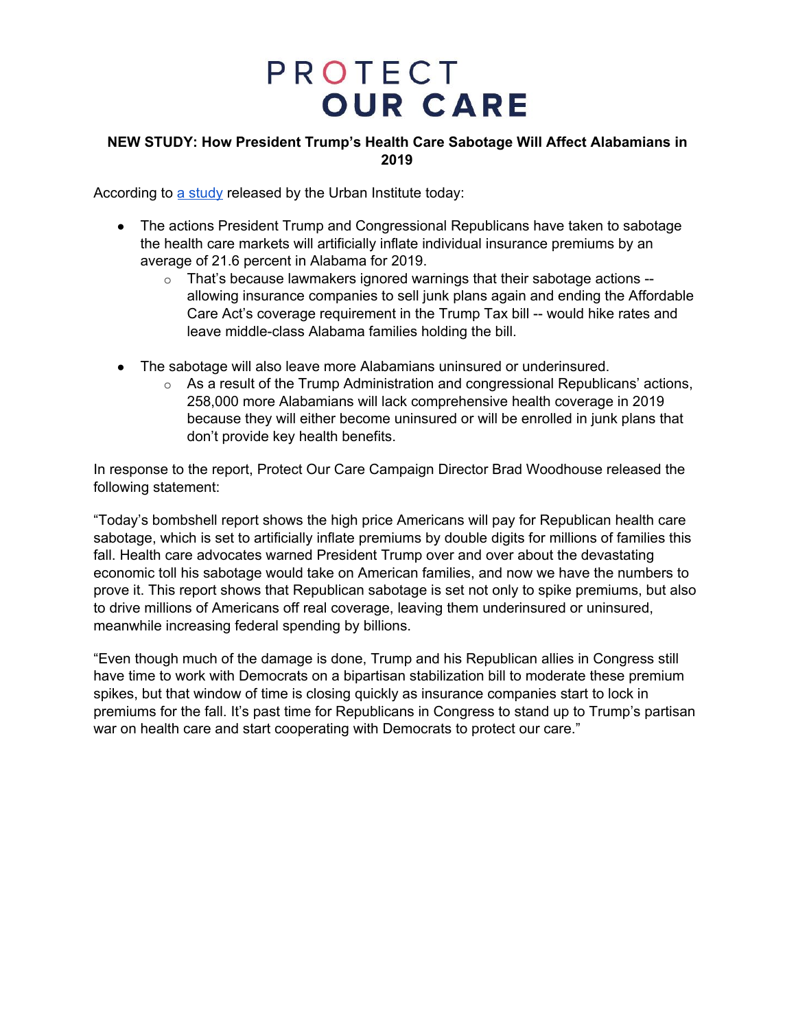# PROTECT OUR CARE

**NEW STUDY: How President Trump's Health Care Sabotage Will Affect Alabamians in 2019**

According to [a study](#) released by the Urban Institute today:

- The actions President Trump and Congressional Republicans have taken to sabotage the health care markets will artificially inflate individual insurance premiums by an average of 21.6 percent in Alabama for 2019.
  - That's because lawmakers ignored warnings that their sabotage actions -- allowing insurance companies to sell junk plans again and ending the Affordable Care Act's coverage requirement in the Trump Tax bill -- would hike rates and leave middle-class Alabama families holding the bill.

- The sabotage will also leave more Alabamians uninsured or underinsured.
  - As a result of the Trump Administration and congressional Republicans' actions, 258,000 more Alabamians will lack comprehensive health coverage in 2019 because they will either become uninsured or will be enrolled in junk plans that don't provide key health benefits.

In response to the report, Protect Our Care Campaign Director Brad Woodhouse released the following statement:

"Today's bombshell report shows the high price Americans will pay for Republican health care sabotage, which is set to artificially inflate premiums by double digits for millions of families this fall. Health care advocates warned President Trump over and over about the devastating economic toll his sabotage would take on American families, and now we have the numbers to prove it. This report shows that Republican sabotage is set not only to spike premiums, but also to drive millions of Americans off real coverage, leaving them underinsured or uninsured, meanwhile increasing federal spending by billions.

"Even though much of the damage is done, Trump and his Republican allies in Congress still have time to work with Democrats on a bipartisan stabilization bill to moderate these premium spikes, but that window of time is closing quickly as insurance companies start to lock in premiums for the fall. It's past time for Republicans in Congress to stand up to Trump's partisan war on health care and start cooperating with Democrats to protect our care."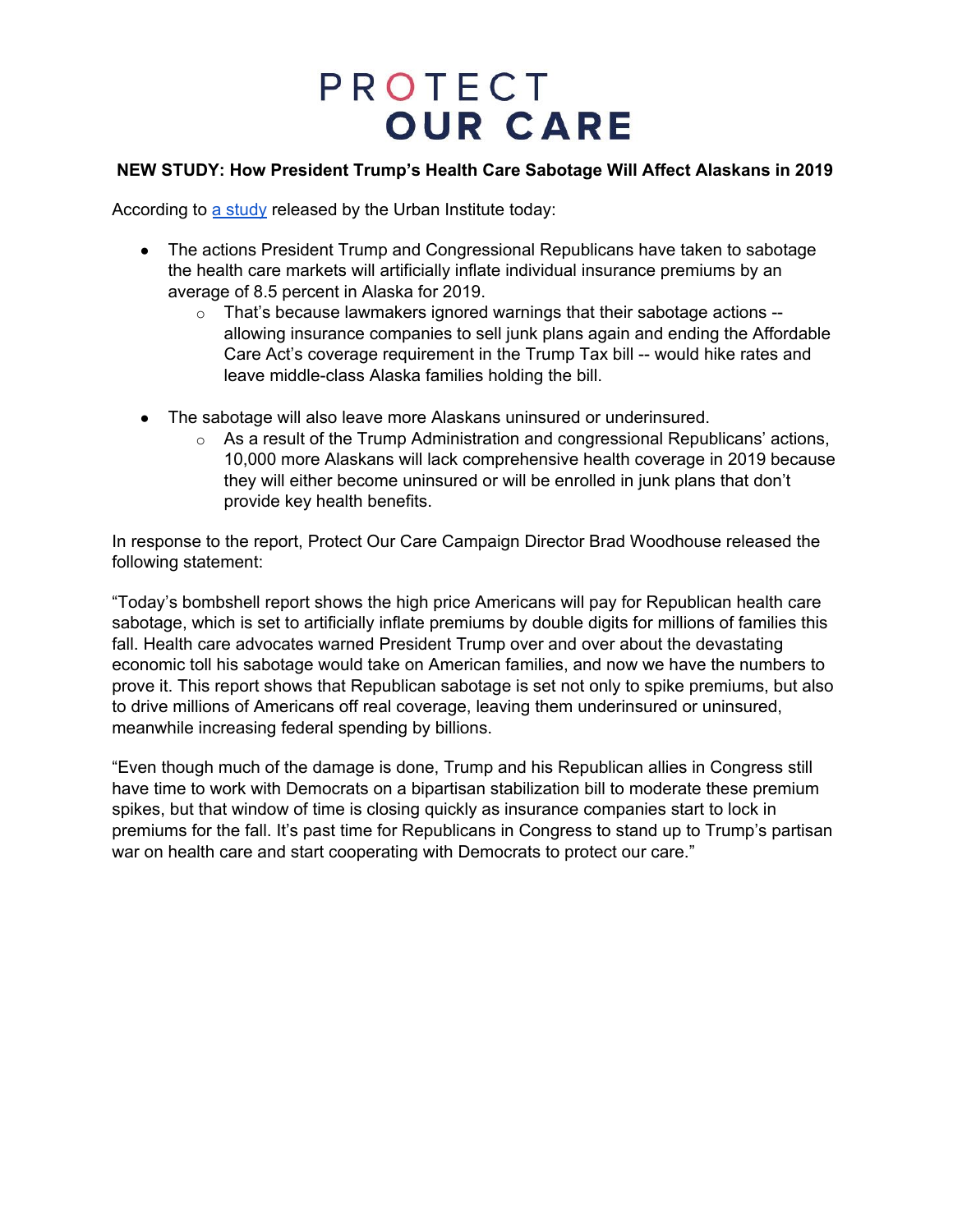# PROTECT OUR CARE

**NEW STUDY: How President Trump's Health Care Sabotage Will Affect Alaskans in 2019**

According to [a study](#) released by the Urban Institute today:

- The actions President Trump and Congressional Republicans have taken to sabotage the health care markets will artificially inflate individual insurance premiums by an average of 8.5 percent in Alaska for 2019.
  - That's because lawmakers ignored warnings that their sabotage actions -- allowing insurance companies to sell junk plans again and ending the Affordable Care Act's coverage requirement in the Trump Tax bill -- would hike rates and leave middle-class Alaska families holding the bill.
- The sabotage will also leave more Alaskans uninsured or underinsured.
  - As a result of the Trump Administration and congressional Republicans' actions, 10,000 more Alaskans will lack comprehensive health coverage in 2019 because they will either become uninsured or will be enrolled in junk plans that don't provide key health benefits.

In response to the report, Protect Our Care Campaign Director Brad Woodhouse released the following statement:

"Today's bombshell report shows the high price Americans will pay for Republican health care sabotage, which is set to artificially inflate premiums by double digits for millions of families this fall. Health care advocates warned President Trump over and over about the devastating economic toll his sabotage would take on American families, and now we have the numbers to prove it. This report shows that Republican sabotage is set not only to spike premiums, but also to drive millions of Americans off real coverage, leaving them underinsured or uninsured, meanwhile increasing federal spending by billions.

"Even though much of the damage is done, Trump and his Republican allies in Congress still have time to work with Democrats on a bipartisan stabilization bill to moderate these premium spikes, but that window of time is closing quickly as insurance companies start to lock in premiums for the fall. It's past time for Republicans in Congress to stand up to Trump's partisan war on health care and start cooperating with Democrats to protect our care."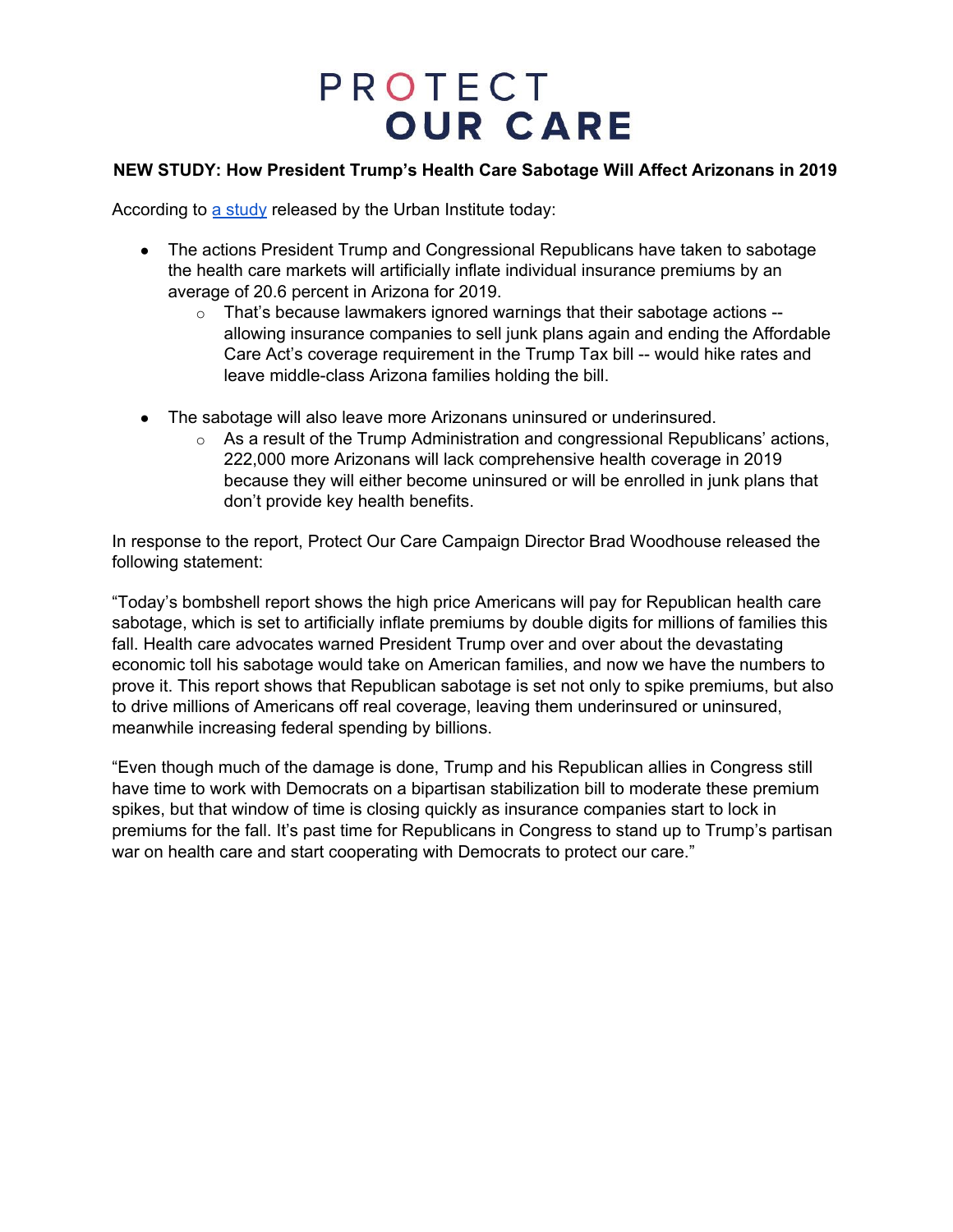# PROTECT OUR CARE

**NEW STUDY: How President Trump's Health Care Sabotage Will Affect Arizonans in 2019**

According to [a study](#) released by the Urban Institute today:

- The actions President Trump and Congressional Republicans have taken to sabotage the health care markets will artificially inflate individual insurance premiums by an average of 20.6 percent in Arizona for 2019.
  - That's because lawmakers ignored warnings that their sabotage actions -- allowing insurance companies to sell junk plans again and ending the Affordable Care Act's coverage requirement in the Trump Tax bill -- would hike rates and leave middle-class Arizona families holding the bill.

- The sabotage will also leave more Arizonans uninsured or underinsured.
  - As a result of the Trump Administration and congressional Republicans' actions, 222,000 more Arizonans will lack comprehensive health coverage in 2019 because they will either become uninsured or will be enrolled in junk plans that don't provide key health benefits.

In response to the report, Protect Our Care Campaign Director Brad Woodhouse released the following statement:

"Today's bombshell report shows the high price Americans will pay for Republican health care sabotage, which is set to artificially inflate premiums by double digits for millions of families this fall. Health care advocates warned President Trump over and over about the devastating economic toll his sabotage would take on American families, and now we have the numbers to prove it. This report shows that Republican sabotage is set not only to spike premiums, but also to drive millions of Americans off real coverage, leaving them underinsured or uninsured, meanwhile increasing federal spending by billions.

"Even though much of the damage is done, Trump and his Republican allies in Congress still have time to work with Democrats on a bipartisan stabilization bill to moderate these premium spikes, but that window of time is closing quickly as insurance companies start to lock in premiums for the fall. It's past time for Republicans in Congress to stand up to Trump's partisan war on health care and start cooperating with Democrats to protect our care."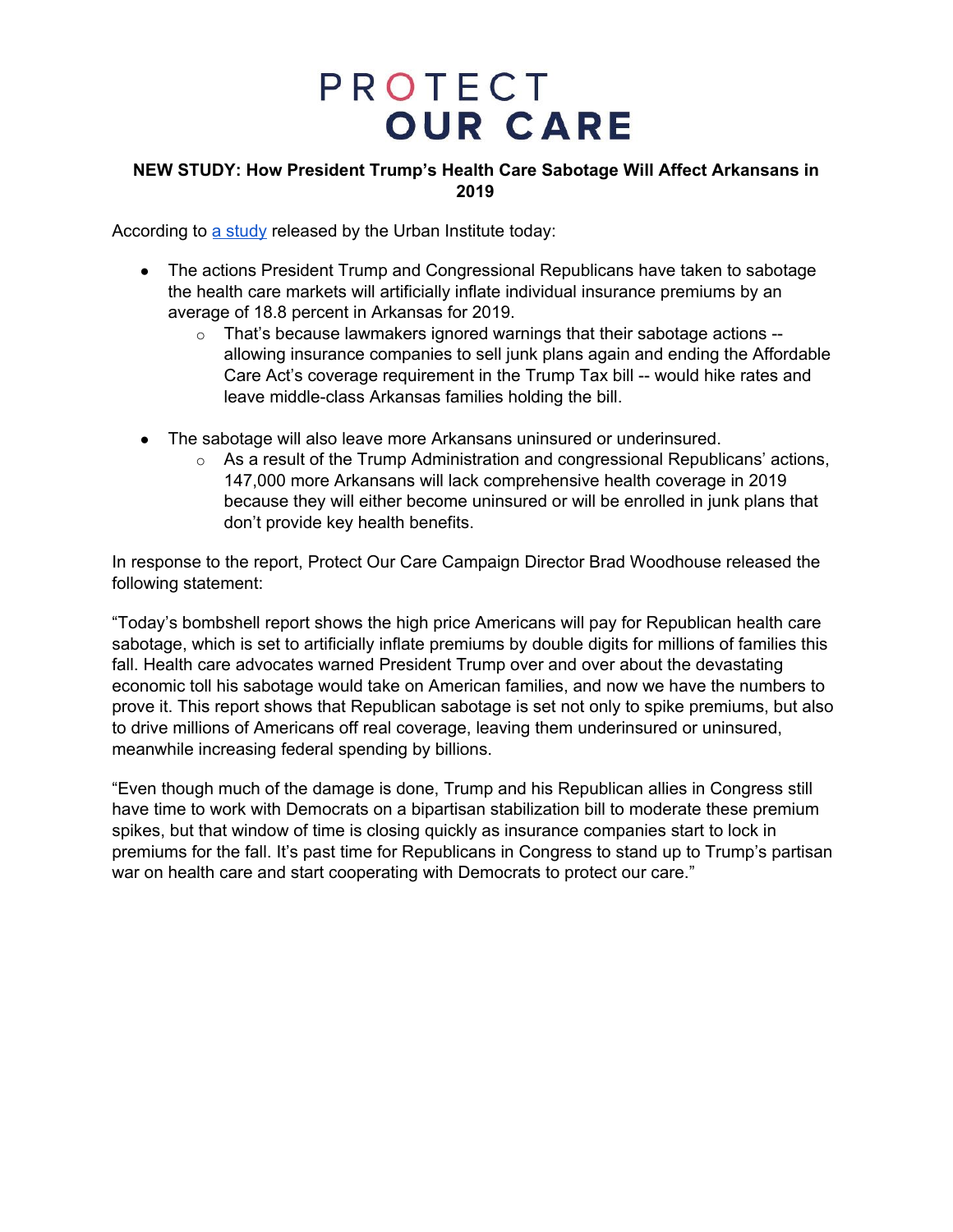# PROTECT OUR CARE

**NEW STUDY: How President Trump's Health Care Sabotage Will Affect Arkansans in 2019**

According to [a study](#) released by the Urban Institute today:

- The actions President Trump and Congressional Republicans have taken to sabotage the health care markets will artificially inflate individual insurance premiums by an average of 18.8 percent in Arkansas for 2019.
  - That's because lawmakers ignored warnings that their sabotage actions -- allowing insurance companies to sell junk plans again and ending the Affordable Care Act's coverage requirement in the Trump Tax bill -- would hike rates and leave middle-class Arkansas families holding the bill.

- The sabotage will also leave more Arkansans uninsured or underinsured.
  - As a result of the Trump Administration and congressional Republicans' actions, 147,000 more Arkansans will lack comprehensive health coverage in 2019 because they will either become uninsured or will be enrolled in junk plans that don't provide key health benefits.

In response to the report, Protect Our Care Campaign Director Brad Woodhouse released the following statement:

"Today's bombshell report shows the high price Americans will pay for Republican health care sabotage, which is set to artificially inflate premiums by double digits for millions of families this fall. Health care advocates warned President Trump over and over about the devastating economic toll his sabotage would take on American families, and now we have the numbers to prove it. This report shows that Republican sabotage is set not only to spike premiums, but also to drive millions of Americans off real coverage, leaving them underinsured or uninsured, meanwhile increasing federal spending by billions.

"Even though much of the damage is done, Trump and his Republican allies in Congress still have time to work with Democrats on a bipartisan stabilization bill to moderate these premium spikes, but that window of time is closing quickly as insurance companies start to lock in premiums for the fall. It's past time for Republicans in Congress to stand up to Trump's partisan war on health care and start cooperating with Democrats to protect our care."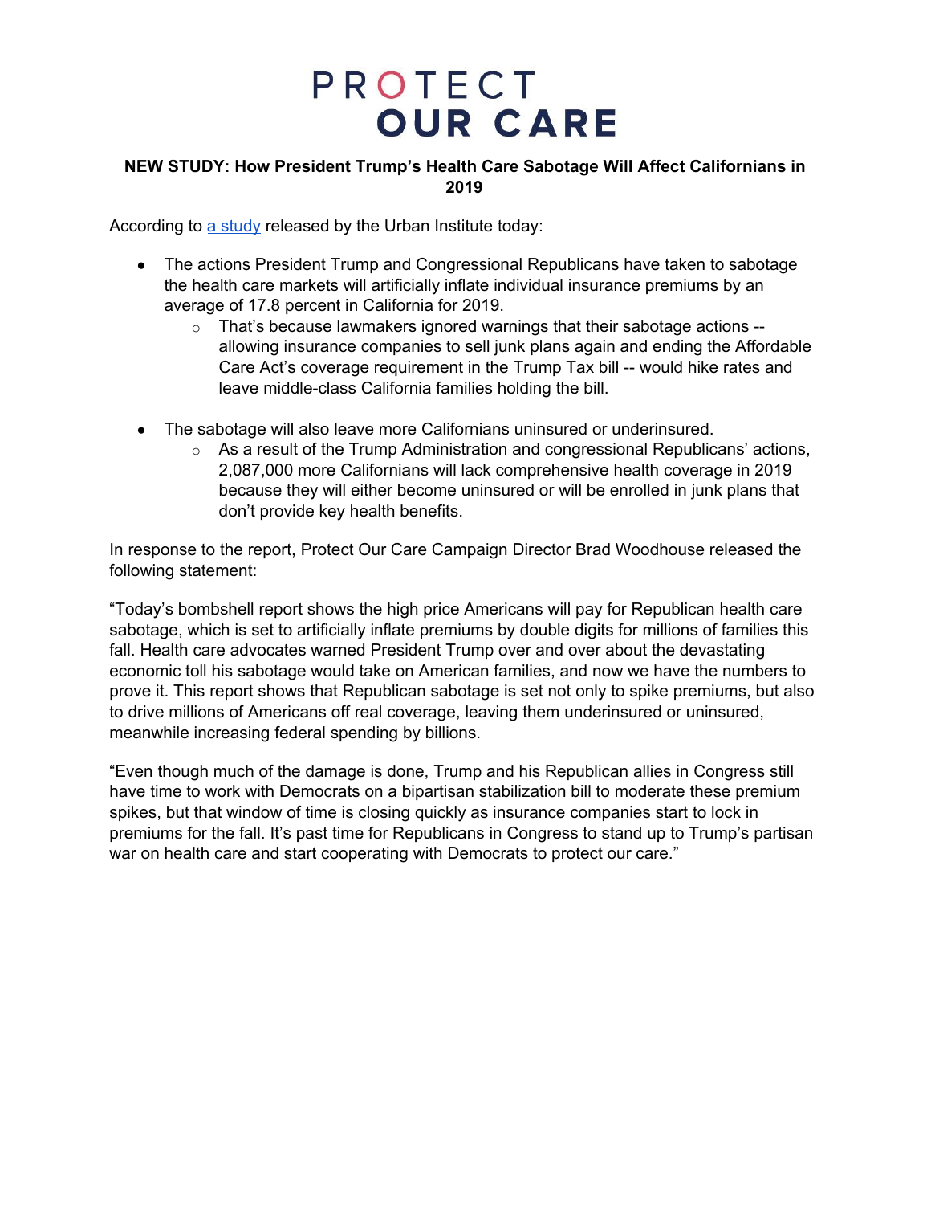# PROTECT OUR CARE

**NEW STUDY: How President Trump's Health Care Sabotage Will Affect Californians in 2019**

According to [a study](#) released by the Urban Institute today:

- The actions President Trump and Congressional Republicans have taken to sabotage the health care markets will artificially inflate individual insurance premiums by an average of 17.8 percent in California for 2019.
    - That's because lawmakers ignored warnings that their sabotage actions -- allowing insurance companies to sell junk plans again and ending the Affordable Care Act's coverage requirement in the Trump Tax bill -- would hike rates and leave middle-class California families holding the bill.

- The sabotage will also leave more Californians uninsured or underinsured.
    - As a result of the Trump Administration and congressional Republicans' actions, 2,087,000 more Californians will lack comprehensive health coverage in 2019 because they will either become uninsured or will be enrolled in junk plans that don't provide key health benefits.

In response to the report, Protect Our Care Campaign Director Brad Woodhouse released the following statement:

"Today's bombshell report shows the high price Americans will pay for Republican health care sabotage, which is set to artificially inflate premiums by double digits for millions of families this fall. Health care advocates warned President Trump over and over about the devastating economic toll his sabotage would take on American families, and now we have the numbers to prove it. This report shows that Republican sabotage is set not only to spike premiums, but also to drive millions of Americans off real coverage, leaving them underinsured or uninsured, meanwhile increasing federal spending by billions.

"Even though much of the damage is done, Trump and his Republican allies in Congress still have time to work with Democrats on a bipartisan stabilization bill to moderate these premium spikes, but that window of time is closing quickly as insurance companies start to lock in premiums for the fall. It's past time for Republicans in Congress to stand up to Trump's partisan war on health care and start cooperating with Democrats to protect our care."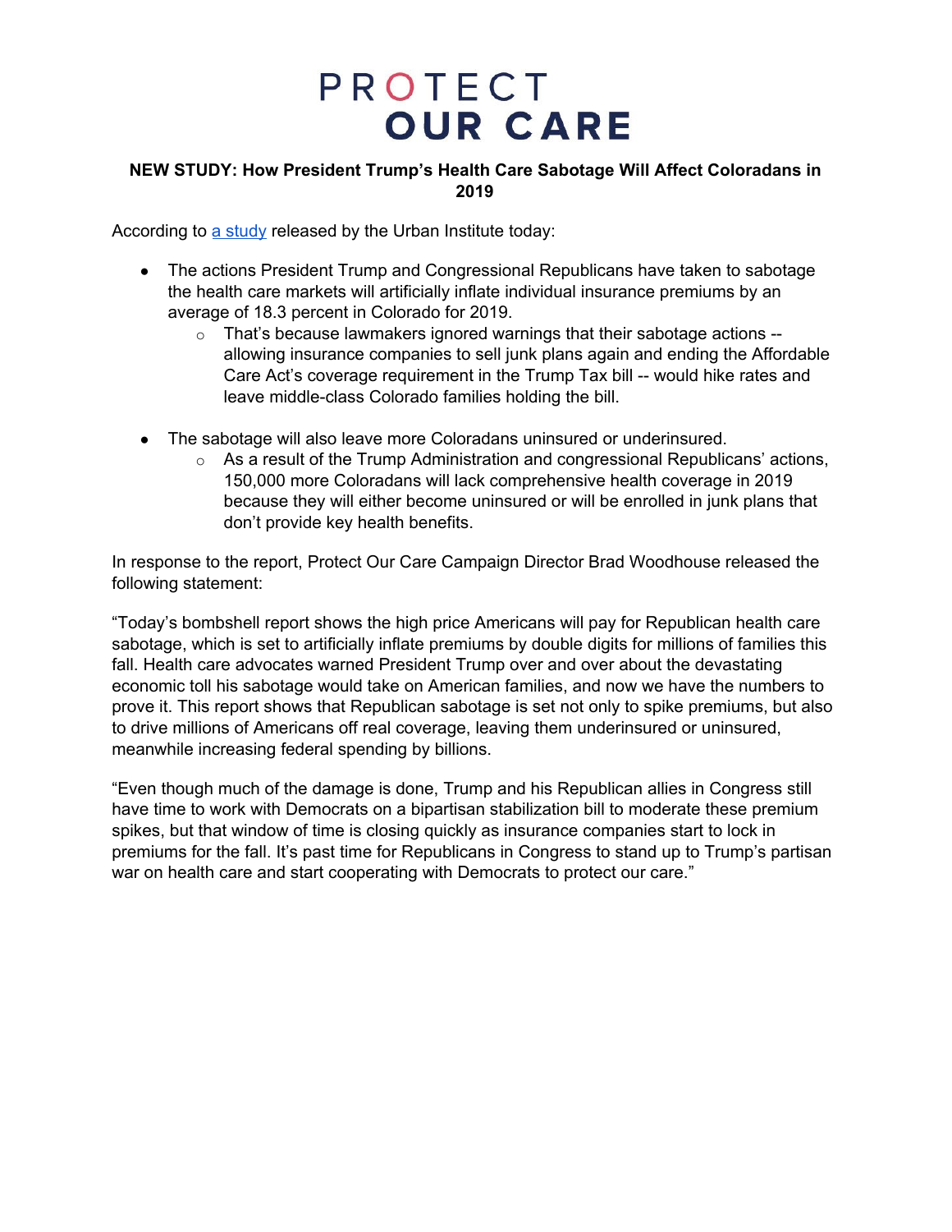# PROTECT OUR CARE

**NEW STUDY: How President Trump's Health Care Sabotage Will Affect Coloradans in 2019**

According to [a study](#) released by the Urban Institute today:

- The actions President Trump and Congressional Republicans have taken to sabotage the health care markets will artificially inflate individual insurance premiums by an average of 18.3 percent in Colorado for 2019.
  - That's because lawmakers ignored warnings that their sabotage actions -- allowing insurance companies to sell junk plans again and ending the Affordable Care Act's coverage requirement in the Trump Tax bill -- would hike rates and leave middle-class Colorado families holding the bill.
- The sabotage will also leave more Coloradans uninsured or underinsured.
  - As a result of the Trump Administration and congressional Republicans' actions, 150,000 more Coloradans will lack comprehensive health coverage in 2019 because they will either become uninsured or will be enrolled in junk plans that don't provide key health benefits.

In response to the report, Protect Our Care Campaign Director Brad Woodhouse released the following statement:

"Today's bombshell report shows the high price Americans will pay for Republican health care sabotage, which is set to artificially inflate premiums by double digits for millions of families this fall. Health care advocates warned President Trump over and over about the devastating economic toll his sabotage would take on American families, and now we have the numbers to prove it. This report shows that Republican sabotage is set not only to spike premiums, but also to drive millions of Americans off real coverage, leaving them underinsured or uninsured, meanwhile increasing federal spending by billions.

"Even though much of the damage is done, Trump and his Republican allies in Congress still have time to work with Democrats on a bipartisan stabilization bill to moderate these premium spikes, but that window of time is closing quickly as insurance companies start to lock in premiums for the fall. It's past time for Republicans in Congress to stand up to Trump's partisan war on health care and start cooperating with Democrats to protect our care."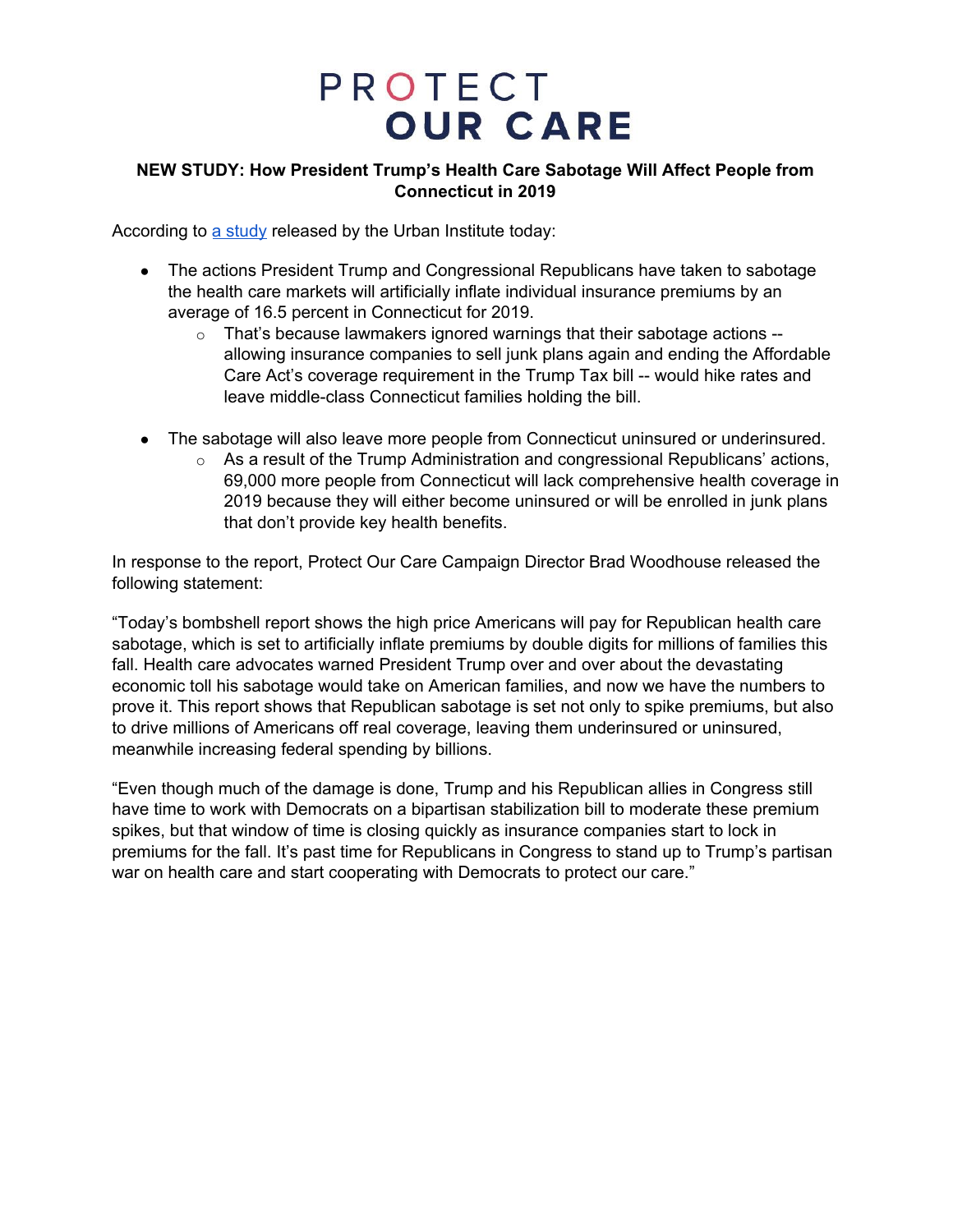# PROTECT OUR CARE

**NEW STUDY: How President Trump's Health Care Sabotage Will Affect People from Connecticut in 2019**

According to a study released by the Urban Institute today:

- The actions President Trump and Congressional Republicans have taken to sabotage the health care markets will artificially inflate individual insurance premiums by an average of 16.5 percent in Connecticut for 2019.
  - That's because lawmakers ignored warnings that their sabotage actions -- allowing insurance companies to sell junk plans again and ending the Affordable Care Act's coverage requirement in the Trump Tax bill -- would hike rates and leave middle-class Connecticut families holding the bill.
- The sabotage will also leave more people from Connecticut uninsured or underinsured.
  - As a result of the Trump Administration and congressional Republicans' actions, 69,000 more people from Connecticut will lack comprehensive health coverage in 2019 because they will either become uninsured or will be enrolled in junk plans that don't provide key health benefits.

In response to the report, Protect Our Care Campaign Director Brad Woodhouse released the following statement:

"Today's bombshell report shows the high price Americans will pay for Republican health care sabotage, which is set to artificially inflate premiums by double digits for millions of families this fall. Health care advocates warned President Trump over and over about the devastating economic toll his sabotage would take on American families, and now we have the numbers to prove it. This report shows that Republican sabotage is set not only to spike premiums, but also to drive millions of Americans off real coverage, leaving them underinsured or uninsured, meanwhile increasing federal spending by billions.

"Even though much of the damage is done, Trump and his Republican allies in Congress still have time to work with Democrats on a bipartisan stabilization bill to moderate these premium spikes, but that window of time is closing quickly as insurance companies start to lock in premiums for the fall. It's past time for Republicans in Congress to stand up to Trump's partisan war on health care and start cooperating with Democrats to protect our care."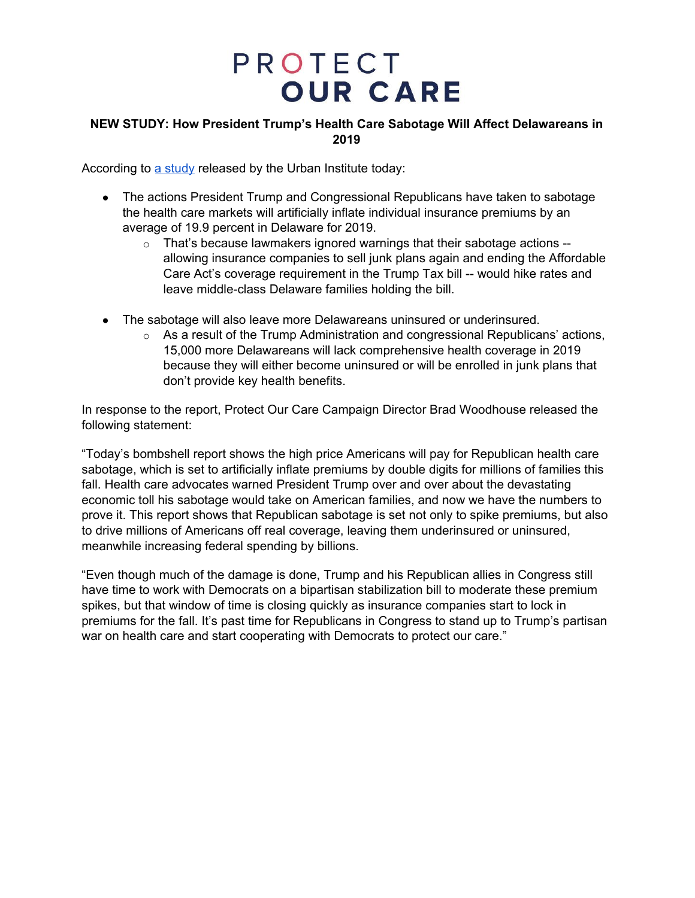# PROTECT OUR CARE

**NEW STUDY: How President Trump's Health Care Sabotage Will Affect Delawareans in 2019**

According to a study released by the Urban Institute today:

- The actions President Trump and Congressional Republicans have taken to sabotage the health care markets will artificially inflate individual insurance premiums by an average of 19.9 percent in Delaware for 2019.
  - That's because lawmakers ignored warnings that their sabotage actions -- allowing insurance companies to sell junk plans again and ending the Affordable Care Act's coverage requirement in the Trump Tax bill -- would hike rates and leave middle-class Delaware families holding the bill.

- The sabotage will also leave more Delawareans uninsured or underinsured.
  - As a result of the Trump Administration and congressional Republicans' actions, 15,000 more Delawareans will lack comprehensive health coverage in 2019 because they will either become uninsured or will be enrolled in junk plans that don't provide key health benefits.

In response to the report, Protect Our Care Campaign Director Brad Woodhouse released the following statement:

"Today's bombshell report shows the high price Americans will pay for Republican health care sabotage, which is set to artificially inflate premiums by double digits for millions of families this fall. Health care advocates warned President Trump over and over about the devastating economic toll his sabotage would take on American families, and now we have the numbers to prove it. This report shows that Republican sabotage is set not only to spike premiums, but also to drive millions of Americans off real coverage, leaving them underinsured or uninsured, meanwhile increasing federal spending by billions.

"Even though much of the damage is done, Trump and his Republican allies in Congress still have time to work with Democrats on a bipartisan stabilization bill to moderate these premium spikes, but that window of time is closing quickly as insurance companies start to lock in premiums for the fall. It's past time for Republicans in Congress to stand up to Trump's partisan war on health care and start cooperating with Democrats to protect our care."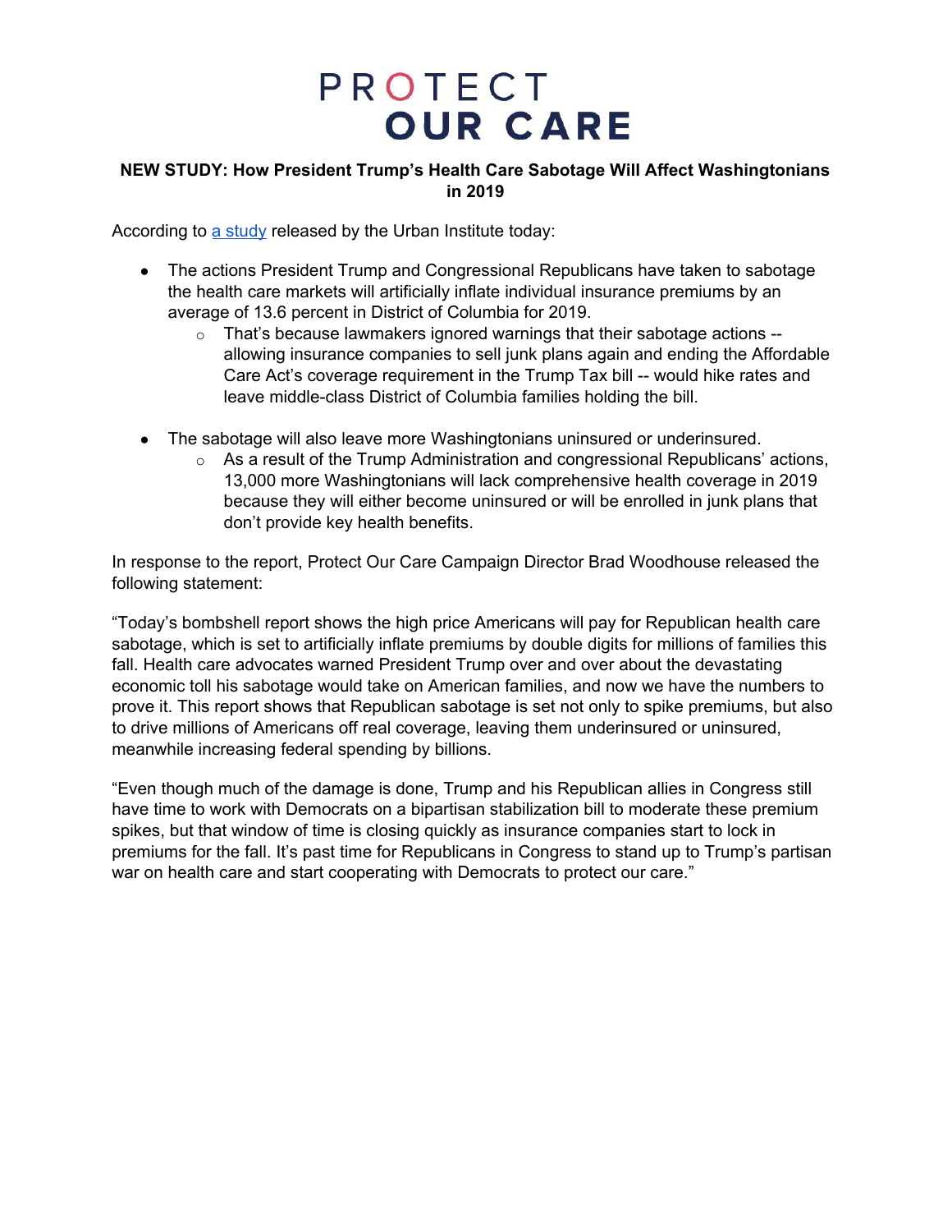# PROTECT OUR CARE

**NEW STUDY: How President Trump's Health Care Sabotage Will Affect Washingtonians in 2019**

According to [a study](#) released by the Urban Institute today:

- The actions President Trump and Congressional Republicans have taken to sabotage the health care markets will artificially inflate individual insurance premiums by an average of 13.6 percent in District of Columbia for 2019.
  - That's because lawmakers ignored warnings that their sabotage actions -- allowing insurance companies to sell junk plans again and ending the Affordable Care Act's coverage requirement in the Trump Tax bill -- would hike rates and leave middle-class District of Columbia families holding the bill.

- The sabotage will also leave more Washingtonians uninsured or underinsured.
  - As a result of the Trump Administration and congressional Republicans' actions, 13,000 more Washingtonians will lack comprehensive health coverage in 2019 because they will either become uninsured or will be enrolled in junk plans that don't provide key health benefits.

In response to the report, Protect Our Care Campaign Director Brad Woodhouse released the following statement:

"Today's bombshell report shows the high price Americans will pay for Republican health care sabotage, which is set to artificially inflate premiums by double digits for millions of families this fall. Health care advocates warned President Trump over and over about the devastating economic toll his sabotage would take on American families, and now we have the numbers to prove it. This report shows that Republican sabotage is set not only to spike premiums, but also to drive millions of Americans off real coverage, leaving them underinsured or uninsured, meanwhile increasing federal spending by billions.

"Even though much of the damage is done, Trump and his Republican allies in Congress still have time to work with Democrats on a bipartisan stabilization bill to moderate these premium spikes, but that window of time is closing quickly as insurance companies start to lock in premiums for the fall. It's past time for Republicans in Congress to stand up to Trump's partisan war on health care and start cooperating with Democrats to protect our care."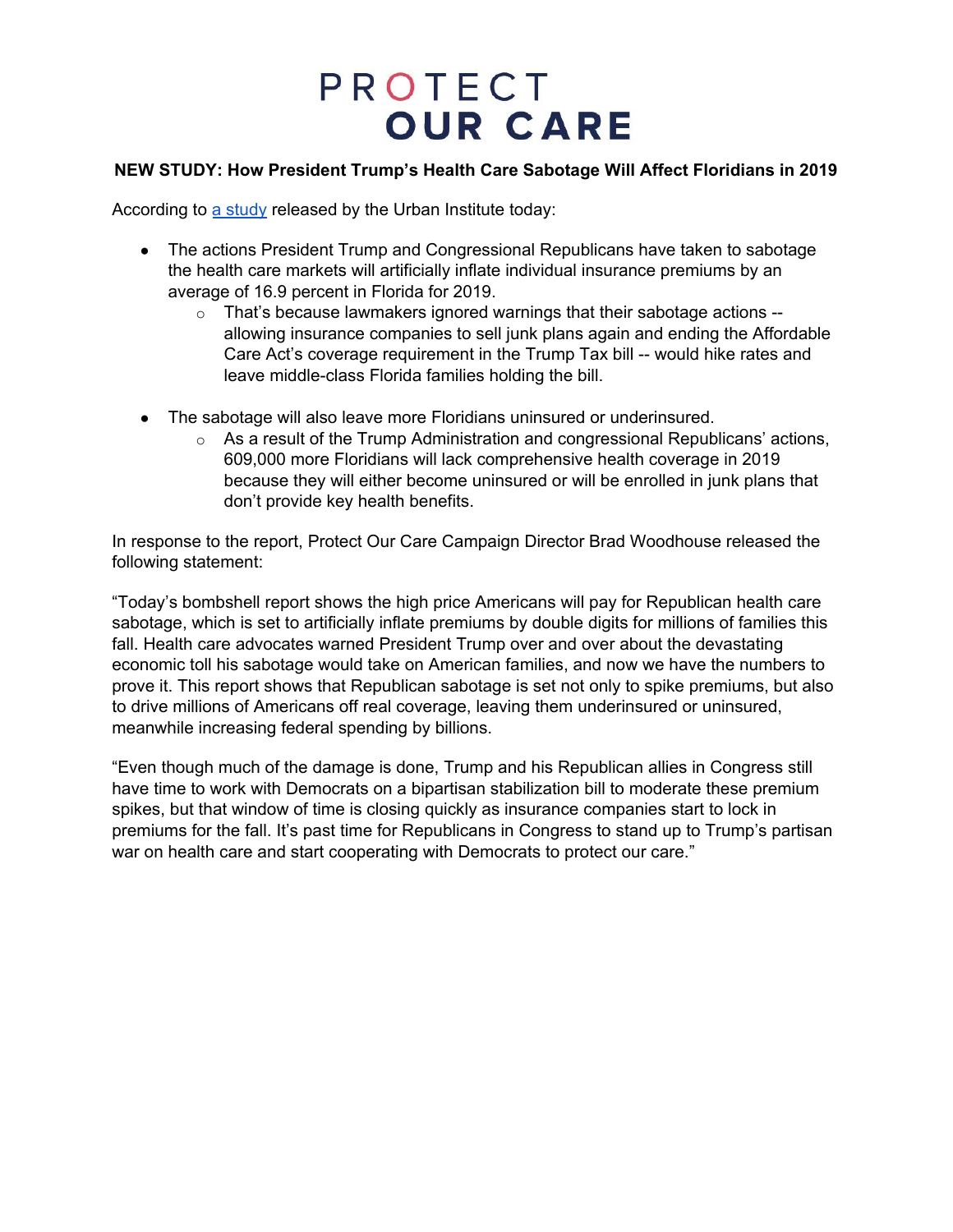# PROTECT OUR CARE

**NEW STUDY: How President Trump's Health Care Sabotage Will Affect Floridians in 2019**

According to [a study](#) released by the Urban Institute today:

- The actions President Trump and Congressional Republicans have taken to sabotage the health care markets will artificially inflate individual insurance premiums by an average of 16.9 percent in Florida for 2019.
  - That's because lawmakers ignored warnings that their sabotage actions -- allowing insurance companies to sell junk plans again and ending the Affordable Care Act's coverage requirement in the Trump Tax bill -- would hike rates and leave middle-class Florida families holding the bill.

- The sabotage will also leave more Floridians uninsured or underinsured.
  - As a result of the Trump Administration and congressional Republicans' actions, 609,000 more Floridians will lack comprehensive health coverage in 2019 because they will either become uninsured or will be enrolled in junk plans that don't provide key health benefits.

In response to the report, Protect Our Care Campaign Director Brad Woodhouse released the following statement:

"Today's bombshell report shows the high price Americans will pay for Republican health care sabotage, which is set to artificially inflate premiums by double digits for millions of families this fall. Health care advocates warned President Trump over and over about the devastating economic toll his sabotage would take on American families, and now we have the numbers to prove it. This report shows that Republican sabotage is set not only to spike premiums, but also to drive millions of Americans off real coverage, leaving them underinsured or uninsured, meanwhile increasing federal spending by billions.

"Even though much of the damage is done, Trump and his Republican allies in Congress still have time to work with Democrats on a bipartisan stabilization bill to moderate these premium spikes, but that window of time is closing quickly as insurance companies start to lock in premiums for the fall. It's past time for Republicans in Congress to stand up to Trump's partisan war on health care and start cooperating with Democrats to protect our care."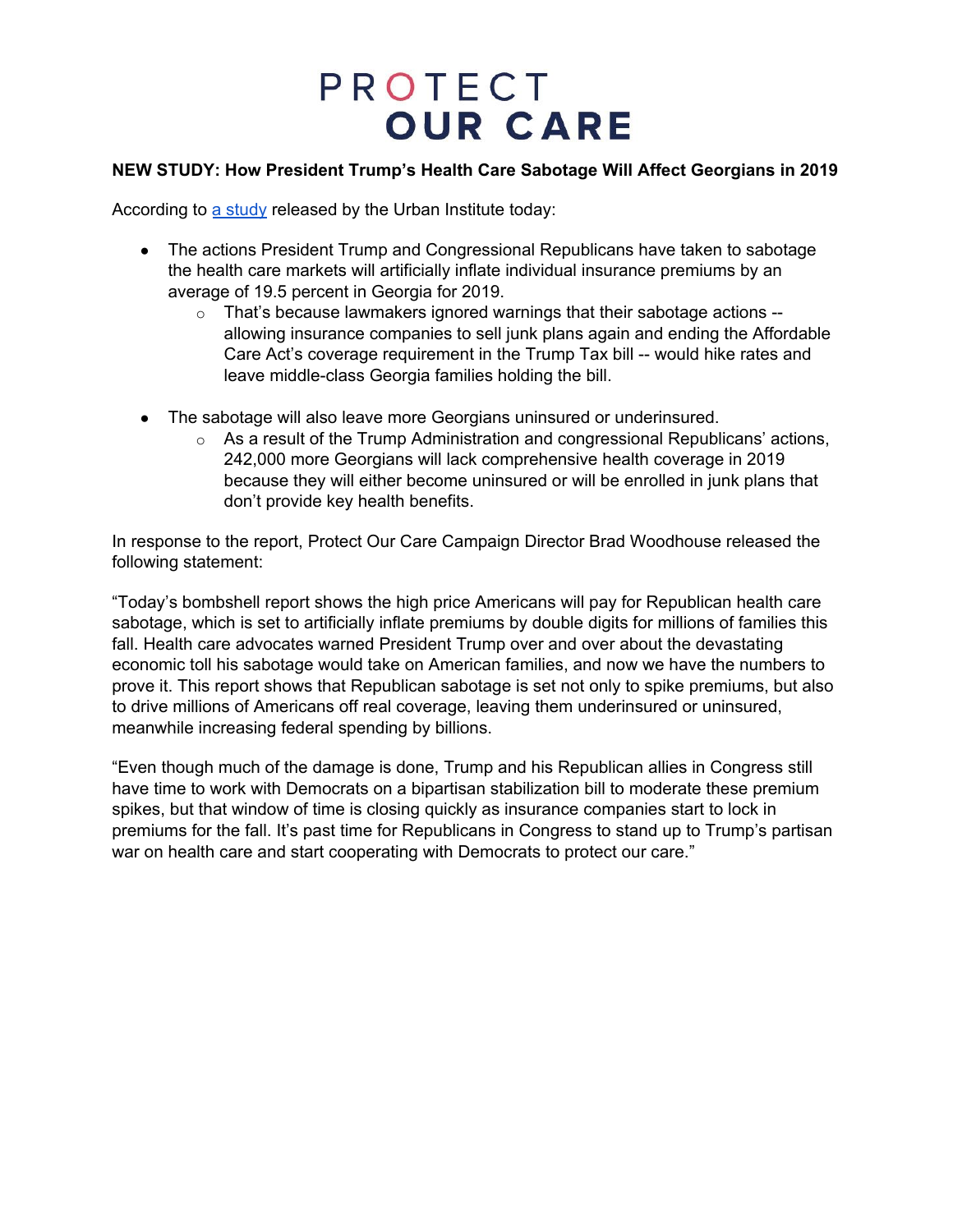# PROTECT OUR CARE

**NEW STUDY: How President Trump's Health Care Sabotage Will Affect Georgians in 2019**

According to [a study](#) released by the Urban Institute today:

- The actions President Trump and Congressional Republicans have taken to sabotage the health care markets will artificially inflate individual insurance premiums by an average of 19.5 percent in Georgia for 2019.
  - That's because lawmakers ignored warnings that their sabotage actions -- allowing insurance companies to sell junk plans again and ending the Affordable Care Act's coverage requirement in the Trump Tax bill -- would hike rates and leave middle-class Georgia families holding the bill.

- The sabotage will also leave more Georgians uninsured or underinsured.
  - As a result of the Trump Administration and congressional Republicans' actions, 242,000 more Georgians will lack comprehensive health coverage in 2019 because they will either become uninsured or will be enrolled in junk plans that don't provide key health benefits.

In response to the report, Protect Our Care Campaign Director Brad Woodhouse released the following statement:

"Today's bombshell report shows the high price Americans will pay for Republican health care sabotage, which is set to artificially inflate premiums by double digits for millions of families this fall. Health care advocates warned President Trump over and over about the devastating economic toll his sabotage would take on American families, and now we have the numbers to prove it. This report shows that Republican sabotage is set not only to spike premiums, but also to drive millions of Americans off real coverage, leaving them underinsured or uninsured, meanwhile increasing federal spending by billions.

"Even though much of the damage is done, Trump and his Republican allies in Congress still have time to work with Democrats on a bipartisan stabilization bill to moderate these premium spikes, but that window of time is closing quickly as insurance companies start to lock in premiums for the fall. It's past time for Republicans in Congress to stand up to Trump's partisan war on health care and start cooperating with Democrats to protect our care."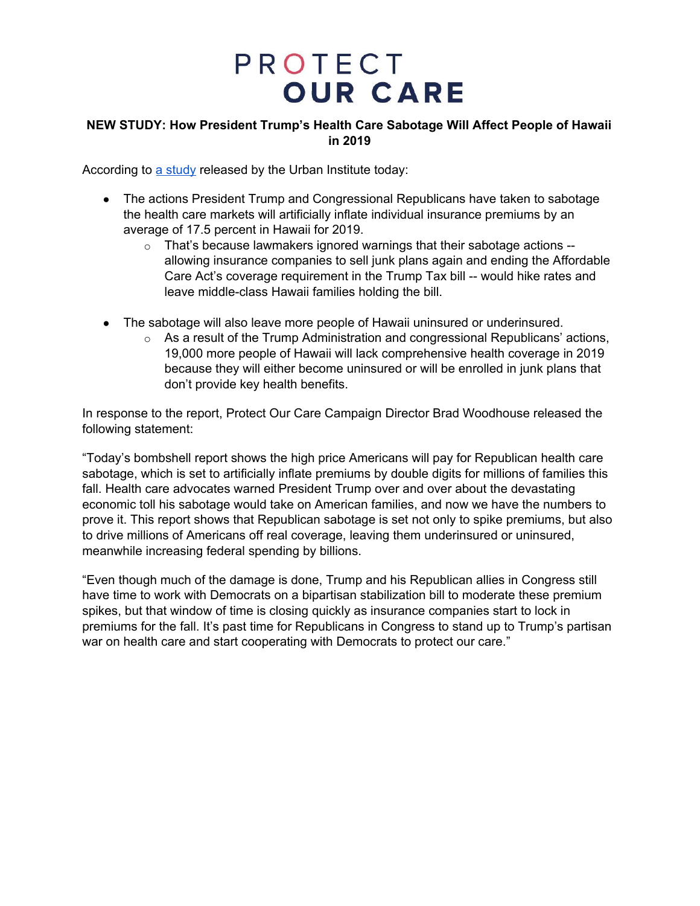# PROTECT OUR CARE

**NEW STUDY: How President Trump's Health Care Sabotage Will Affect People of Hawaii in 2019**

According to [a study](#) released by the Urban Institute today:

- The actions President Trump and Congressional Republicans have taken to sabotage the health care markets will artificially inflate individual insurance premiums by an average of 17.5 percent in Hawaii for 2019.
  - That's because lawmakers ignored warnings that their sabotage actions -- allowing insurance companies to sell junk plans again and ending the Affordable Care Act's coverage requirement in the Trump Tax bill -- would hike rates and leave middle-class Hawaii families holding the bill.

- The sabotage will also leave more people of Hawaii uninsured or underinsured.
  - As a result of the Trump Administration and congressional Republicans' actions, 19,000 more people of Hawaii will lack comprehensive health coverage in 2019 because they will either become uninsured or will be enrolled in junk plans that don't provide key health benefits.

In response to the report, Protect Our Care Campaign Director Brad Woodhouse released the following statement:

"Today's bombshell report shows the high price Americans will pay for Republican health care sabotage, which is set to artificially inflate premiums by double digits for millions of families this fall. Health care advocates warned President Trump over and over about the devastating economic toll his sabotage would take on American families, and now we have the numbers to prove it. This report shows that Republican sabotage is set not only to spike premiums, but also to drive millions of Americans off real coverage, leaving them underinsured or uninsured, meanwhile increasing federal spending by billions.

"Even though much of the damage is done, Trump and his Republican allies in Congress still have time to work with Democrats on a bipartisan stabilization bill to moderate these premium spikes, but that window of time is closing quickly as insurance companies start to lock in premiums for the fall. It's past time for Republicans in Congress to stand up to Trump's partisan war on health care and start cooperating with Democrats to protect our care."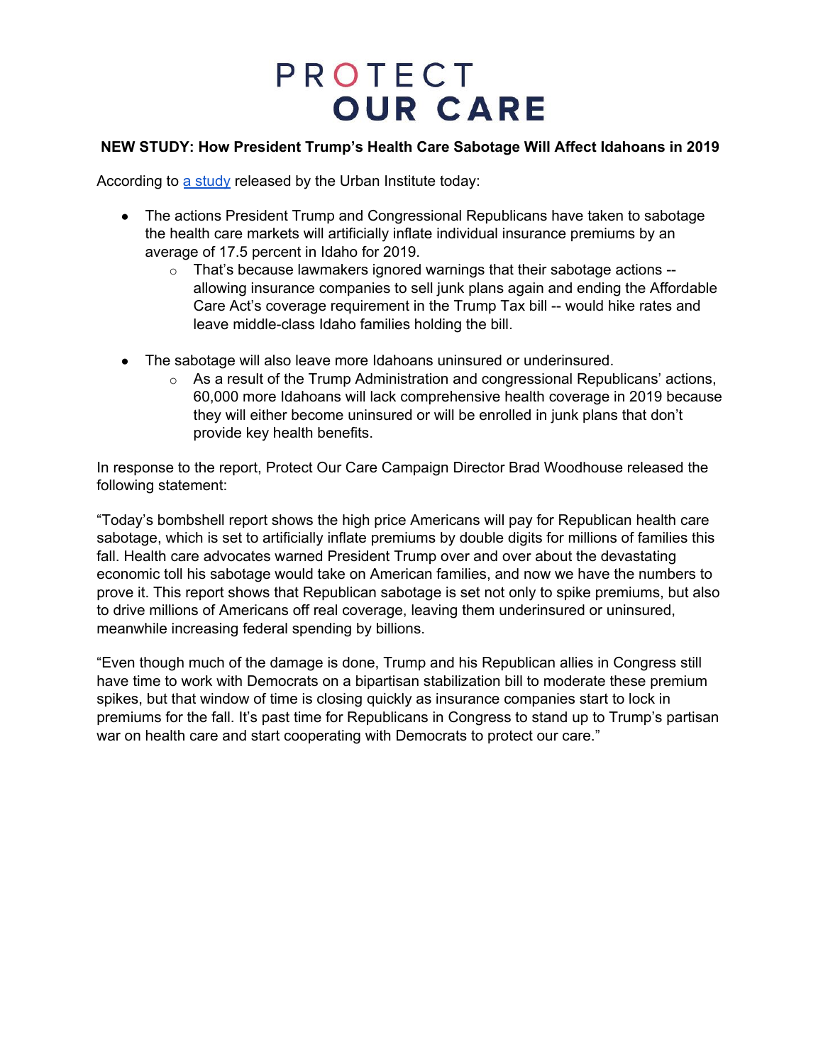# PROTECT OUR CARE

**NEW STUDY: How President Trump's Health Care Sabotage Will Affect Idahoans in 2019**

According to [a study](#) released by the Urban Institute today:

- The actions President Trump and Congressional Republicans have taken to sabotage the health care markets will artificially inflate individual insurance premiums by an average of 17.5 percent in Idaho for 2019.
  - That's because lawmakers ignored warnings that their sabotage actions -- allowing insurance companies to sell junk plans again and ending the Affordable Care Act's coverage requirement in the Trump Tax bill -- would hike rates and leave middle-class Idaho families holding the bill.

- The sabotage will also leave more Idahoans uninsured or underinsured.
  - As a result of the Trump Administration and congressional Republicans' actions, 60,000 more Idahoans will lack comprehensive health coverage in 2019 because they will either become uninsured or will be enrolled in junk plans that don't provide key health benefits.

In response to the report, Protect Our Care Campaign Director Brad Woodhouse released the following statement:

"Today's bombshell report shows the high price Americans will pay for Republican health care sabotage, which is set to artificially inflate premiums by double digits for millions of families this fall. Health care advocates warned President Trump over and over about the devastating economic toll his sabotage would take on American families, and now we have the numbers to prove it. This report shows that Republican sabotage is set not only to spike premiums, but also to drive millions of Americans off real coverage, leaving them underinsured or uninsured, meanwhile increasing federal spending by billions.

"Even though much of the damage is done, Trump and his Republican allies in Congress still have time to work with Democrats on a bipartisan stabilization bill to moderate these premium spikes, but that window of time is closing quickly as insurance companies start to lock in premiums for the fall. It's past time for Republicans in Congress to stand up to Trump's partisan war on health care and start cooperating with Democrats to protect our care."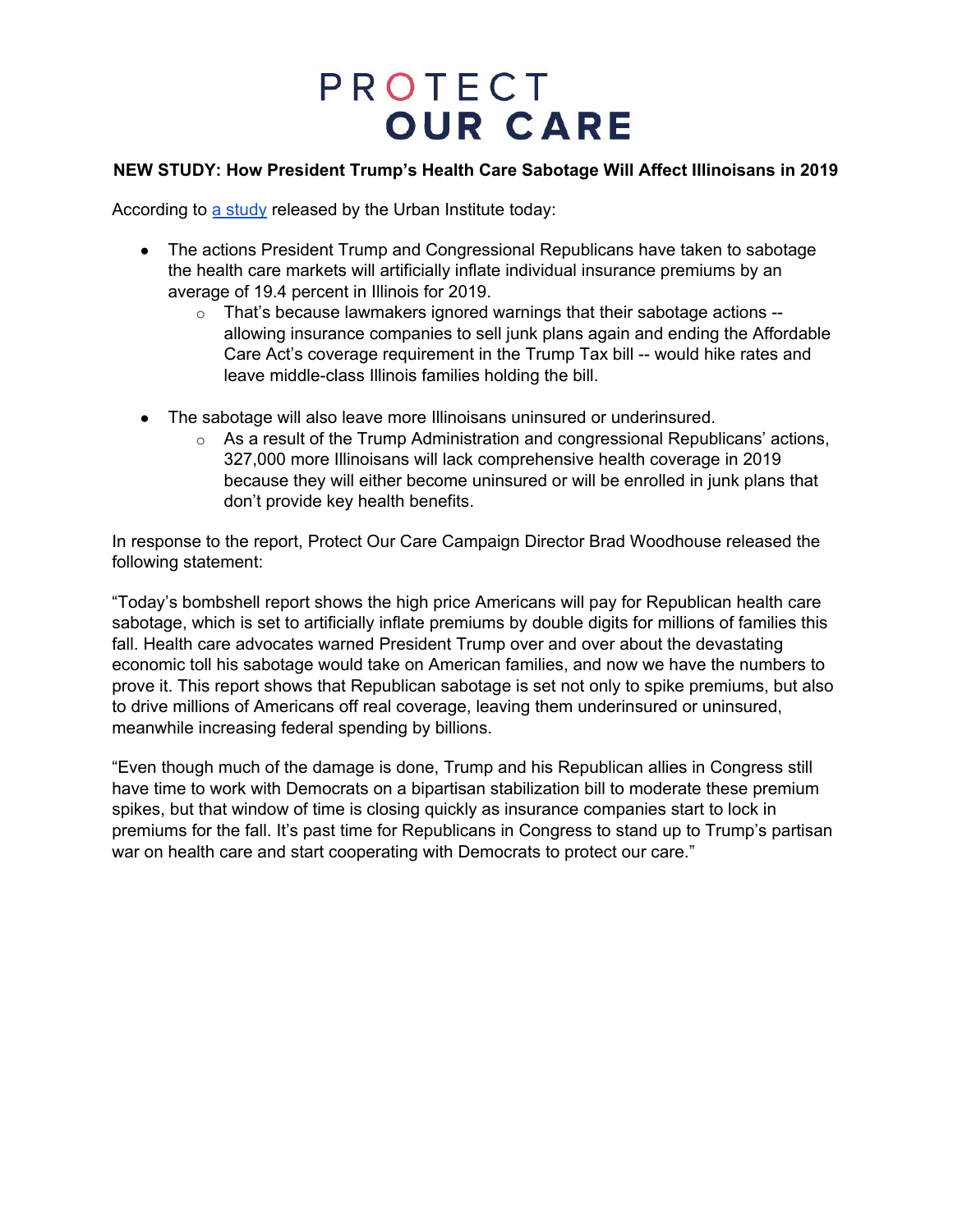# PROTECT OUR CARE

**NEW STUDY: How President Trump's Health Care Sabotage Will Affect Illinoisans in 2019**

According to [a study](#) released by the Urban Institute today:

- The actions President Trump and Congressional Republicans have taken to sabotage the health care markets will artificially inflate individual insurance premiums by an average of 19.4 percent in Illinois for 2019.
  - That's because lawmakers ignored warnings that their sabotage actions -- allowing insurance companies to sell junk plans again and ending the Affordable Care Act's coverage requirement in the Trump Tax bill -- would hike rates and leave middle-class Illinois families holding the bill.
- The sabotage will also leave more Illinoisans uninsured or underinsured.
  - As a result of the Trump Administration and congressional Republicans' actions, 327,000 more Illinoisans will lack comprehensive health coverage in 2019 because they will either become uninsured or will be enrolled in junk plans that don't provide key health benefits.

In response to the report, Protect Our Care Campaign Director Brad Woodhouse released the following statement:

"Today's bombshell report shows the high price Americans will pay for Republican health care sabotage, which is set to artificially inflate premiums by double digits for millions of families this fall. Health care advocates warned President Trump over and over about the devastating economic toll his sabotage would take on American families, and now we have the numbers to prove it. This report shows that Republican sabotage is set not only to spike premiums, but also to drive millions of Americans off real coverage, leaving them underinsured or uninsured, meanwhile increasing federal spending by billions.

"Even though much of the damage is done, Trump and his Republican allies in Congress still have time to work with Democrats on a bipartisan stabilization bill to moderate these premium spikes, but that window of time is closing quickly as insurance companies start to lock in premiums for the fall. It's past time for Republicans in Congress to stand up to Trump's partisan war on health care and start cooperating with Democrats to protect our care."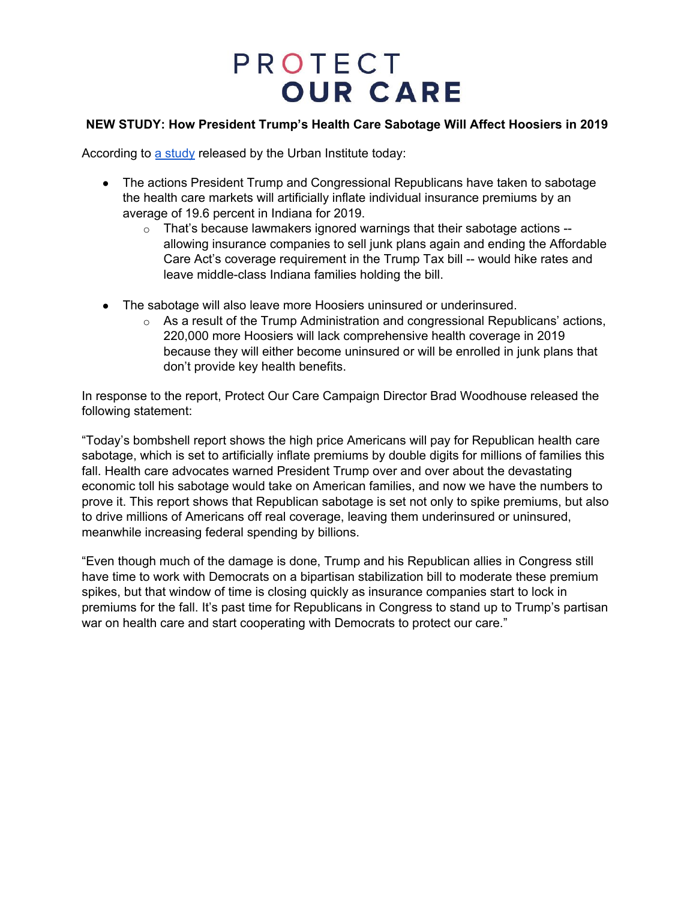# PROTECT OUR CARE

**NEW STUDY: How President Trump's Health Care Sabotage Will Affect Hoosiers in 2019**

According to [a study](#) released by the Urban Institute today:

- The actions President Trump and Congressional Republicans have taken to sabotage the health care markets will artificially inflate individual insurance premiums by an average of 19.6 percent in Indiana for 2019.
  - That's because lawmakers ignored warnings that their sabotage actions -- allowing insurance companies to sell junk plans again and ending the Affordable Care Act's coverage requirement in the Trump Tax bill -- would hike rates and leave middle-class Indiana families holding the bill.

- The sabotage will also leave more Hoosiers uninsured or underinsured.
  - As a result of the Trump Administration and congressional Republicans' actions, 220,000 more Hoosiers will lack comprehensive health coverage in 2019 because they will either become uninsured or will be enrolled in junk plans that don't provide key health benefits.

In response to the report, Protect Our Care Campaign Director Brad Woodhouse released the following statement:

"Today's bombshell report shows the high price Americans will pay for Republican health care sabotage, which is set to artificially inflate premiums by double digits for millions of families this fall. Health care advocates warned President Trump over and over about the devastating economic toll his sabotage would take on American families, and now we have the numbers to prove it. This report shows that Republican sabotage is set not only to spike premiums, but also to drive millions of Americans off real coverage, leaving them underinsured or uninsured, meanwhile increasing federal spending by billions.

"Even though much of the damage is done, Trump and his Republican allies in Congress still have time to work with Democrats on a bipartisan stabilization bill to moderate these premium spikes, but that window of time is closing quickly as insurance companies start to lock in premiums for the fall. It's past time for Republicans in Congress to stand up to Trump's partisan war on health care and start cooperating with Democrats to protect our care."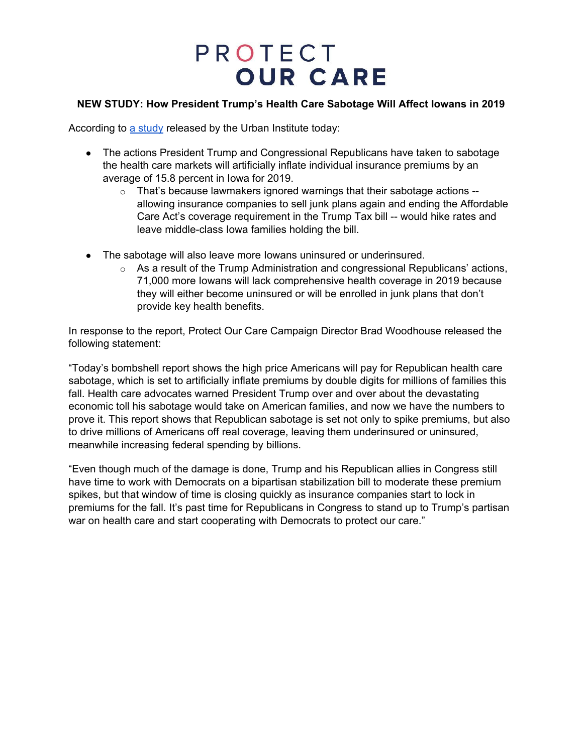# PROTECT OUR CARE

**NEW STUDY: How President Trump's Health Care Sabotage Will Affect Iowans in 2019**

According to [a study](#) released by the Urban Institute today:

- The actions President Trump and Congressional Republicans have taken to sabotage the health care markets will artificially inflate individual insurance premiums by an average of 15.8 percent in Iowa for 2019.
    - That's because lawmakers ignored warnings that their sabotage actions -- allowing insurance companies to sell junk plans again and ending the Affordable Care Act's coverage requirement in the Trump Tax bill -- would hike rates and leave middle-class Iowa families holding the bill.
- The sabotage will also leave more Iowans uninsured or underinsured.
    - As a result of the Trump Administration and congressional Republicans' actions, 71,000 more Iowans will lack comprehensive health coverage in 2019 because they will either become uninsured or will be enrolled in junk plans that don't provide key health benefits.

In response to the report, Protect Our Care Campaign Director Brad Woodhouse released the following statement:

"Today's bombshell report shows the high price Americans will pay for Republican health care sabotage, which is set to artificially inflate premiums by double digits for millions of families this fall. Health care advocates warned President Trump over and over about the devastating economic toll his sabotage would take on American families, and now we have the numbers to prove it. This report shows that Republican sabotage is set not only to spike premiums, but also to drive millions of Americans off real coverage, leaving them underinsured or uninsured, meanwhile increasing federal spending by billions.

"Even though much of the damage is done, Trump and his Republican allies in Congress still have time to work with Democrats on a bipartisan stabilization bill to moderate these premium spikes, but that window of time is closing quickly as insurance companies start to lock in premiums for the fall. It's past time for Republicans in Congress to stand up to Trump's partisan war on health care and start cooperating with Democrats to protect our care."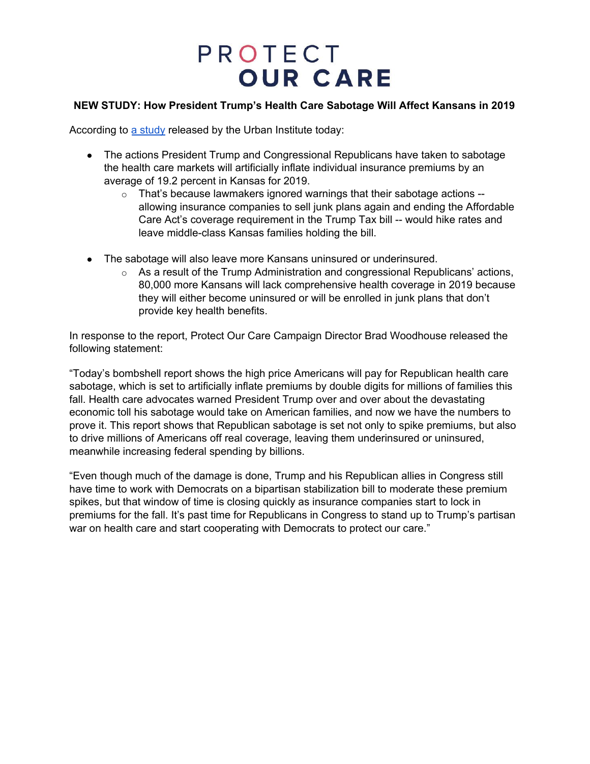# PROTECT OUR CARE

**NEW STUDY: How President Trump's Health Care Sabotage Will Affect Kansans in 2019**

According to [a study](#) released by the Urban Institute today:

- The actions President Trump and Congressional Republicans have taken to sabotage the health care markets will artificially inflate individual insurance premiums by an average of 19.2 percent in Kansas for 2019.
  - That's because lawmakers ignored warnings that their sabotage actions -- allowing insurance companies to sell junk plans again and ending the Affordable Care Act's coverage requirement in the Trump Tax bill -- would hike rates and leave middle-class Kansas families holding the bill.

- The sabotage will also leave more Kansans uninsured or underinsured.
  - As a result of the Trump Administration and congressional Republicans' actions, 80,000 more Kansans will lack comprehensive health coverage in 2019 because they will either become uninsured or will be enrolled in junk plans that don't provide key health benefits.

In response to the report, Protect Our Care Campaign Director Brad Woodhouse released the following statement:

"Today's bombshell report shows the high price Americans will pay for Republican health care sabotage, which is set to artificially inflate premiums by double digits for millions of families this fall. Health care advocates warned President Trump over and over about the devastating economic toll his sabotage would take on American families, and now we have the numbers to prove it. This report shows that Republican sabotage is set not only to spike premiums, but also to drive millions of Americans off real coverage, leaving them underinsured or uninsured, meanwhile increasing federal spending by billions.

"Even though much of the damage is done, Trump and his Republican allies in Congress still have time to work with Democrats on a bipartisan stabilization bill to moderate these premium spikes, but that window of time is closing quickly as insurance companies start to lock in premiums for the fall. It's past time for Republicans in Congress to stand up to Trump's partisan war on health care and start cooperating with Democrats to protect our care."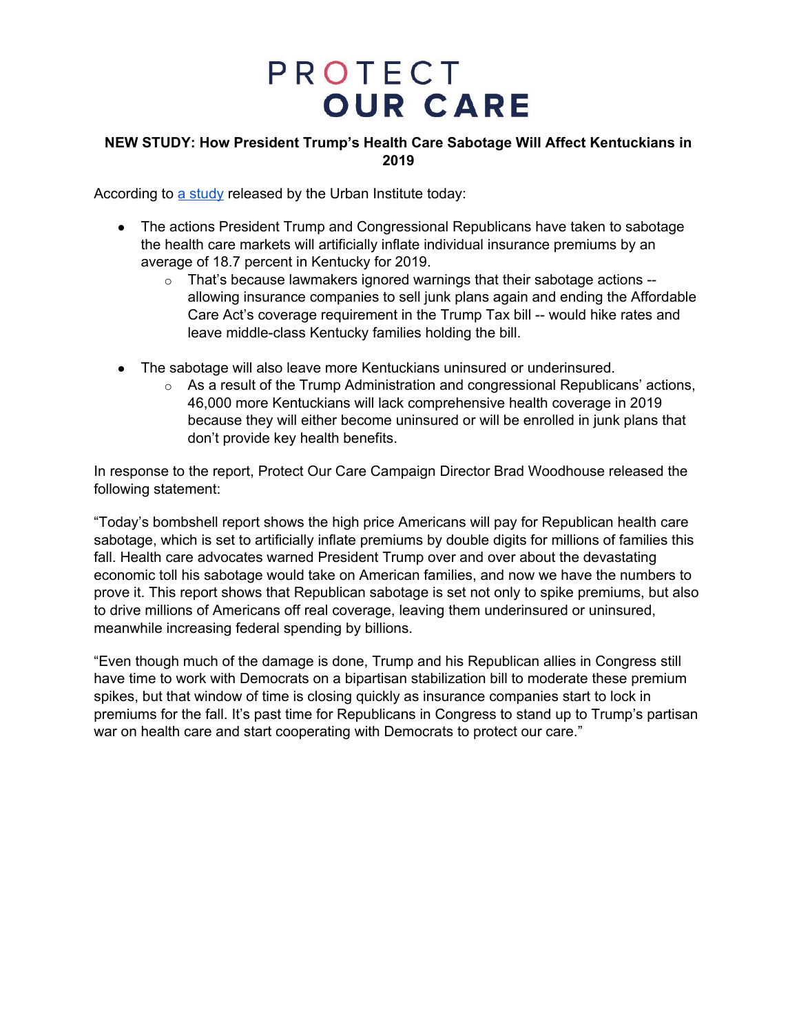# PROTECT OUR CARE

**NEW STUDY: How President Trump's Health Care Sabotage Will Affect Kentuckians in 2019**

According to [a study](#) released by the Urban Institute today:

- The actions President Trump and Congressional Republicans have taken to sabotage the health care markets will artificially inflate individual insurance premiums by an average of 18.7 percent in Kentucky for 2019.
  - That's because lawmakers ignored warnings that their sabotage actions -- allowing insurance companies to sell junk plans again and ending the Affordable Care Act's coverage requirement in the Trump Tax bill -- would hike rates and leave middle-class Kentucky families holding the bill.
- The sabotage will also leave more Kentuckians uninsured or underinsured.
  - As a result of the Trump Administration and congressional Republicans' actions, 46,000 more Kentuckians will lack comprehensive health coverage in 2019 because they will either become uninsured or will be enrolled in junk plans that don't provide key health benefits.

In response to the report, Protect Our Care Campaign Director Brad Woodhouse released the following statement:

"Today's bombshell report shows the high price Americans will pay for Republican health care sabotage, which is set to artificially inflate premiums by double digits for millions of families this fall. Health care advocates warned President Trump over and over about the devastating economic toll his sabotage would take on American families, and now we have the numbers to prove it. This report shows that Republican sabotage is set not only to spike premiums, but also to drive millions of Americans off real coverage, leaving them underinsured or uninsured, meanwhile increasing federal spending by billions.

"Even though much of the damage is done, Trump and his Republican allies in Congress still have time to work with Democrats on a bipartisan stabilization bill to moderate these premium spikes, but that window of time is closing quickly as insurance companies start to lock in premiums for the fall. It's past time for Republicans in Congress to stand up to Trump's partisan war on health care and start cooperating with Democrats to protect our care."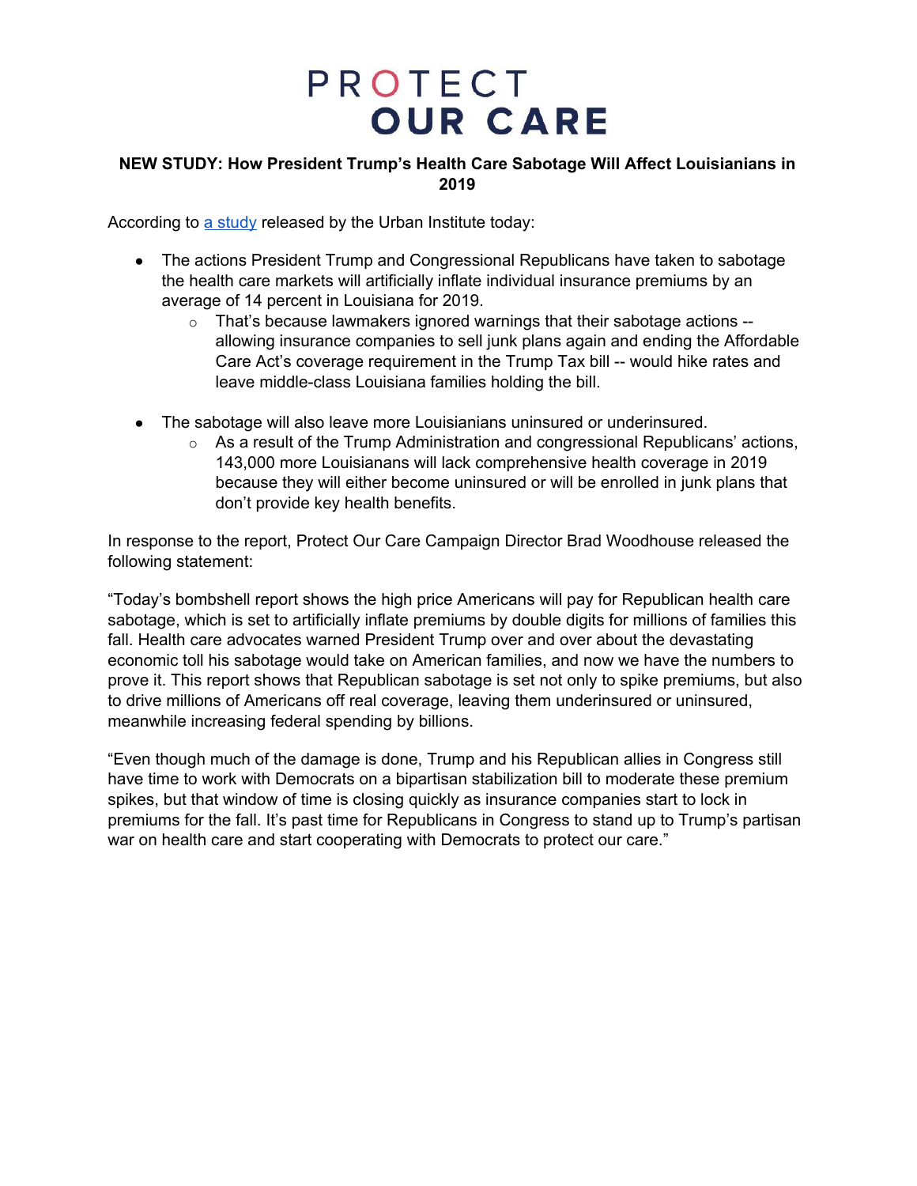# PROTECT OUR CARE

**NEW STUDY: How President Trump's Health Care Sabotage Will Affect Louisianians in 2019**

According to a study released by the Urban Institute today:

- The actions President Trump and Congressional Republicans have taken to sabotage the health care markets will artificially inflate individual insurance premiums by an average of 14 percent in Louisiana for 2019.
  - That's because lawmakers ignored warnings that their sabotage actions -- allowing insurance companies to sell junk plans again and ending the Affordable Care Act's coverage requirement in the Trump Tax bill -- would hike rates and leave middle-class Louisiana families holding the bill.

- The sabotage will also leave more Louisianians uninsured or underinsured.
  - As a result of the Trump Administration and congressional Republicans' actions, 143,000 more Louisianans will lack comprehensive health coverage in 2019 because they will either become uninsured or will be enrolled in junk plans that don't provide key health benefits.

In response to the report, Protect Our Care Campaign Director Brad Woodhouse released the following statement:

"Today's bombshell report shows the high price Americans will pay for Republican health care sabotage, which is set to artificially inflate premiums by double digits for millions of families this fall. Health care advocates warned President Trump over and over about the devastating economic toll his sabotage would take on American families, and now we have the numbers to prove it. This report shows that Republican sabotage is set not only to spike premiums, but also to drive millions of Americans off real coverage, leaving them underinsured or uninsured, meanwhile increasing federal spending by billions.

"Even though much of the damage is done, Trump and his Republican allies in Congress still have time to work with Democrats on a bipartisan stabilization bill to moderate these premium spikes, but that window of time is closing quickly as insurance companies start to lock in premiums for the fall. It's past time for Republicans in Congress to stand up to Trump's partisan war on health care and start cooperating with Democrats to protect our care."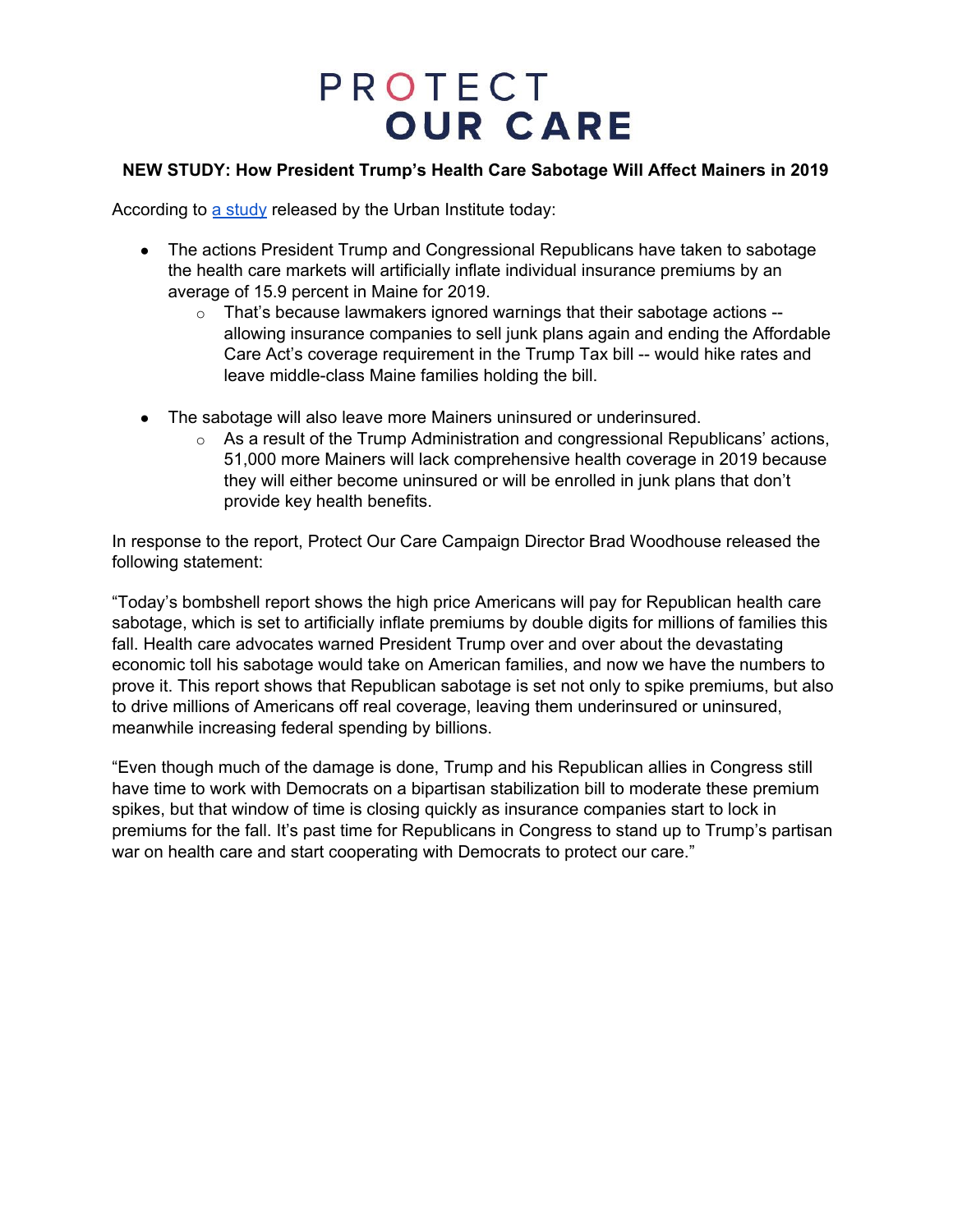# PROTECT OUR CARE

**NEW STUDY: How President Trump's Health Care Sabotage Will Affect Mainers in 2019**

According to [a study](#) released by the Urban Institute today:

- The actions President Trump and Congressional Republicans have taken to sabotage the health care markets will artificially inflate individual insurance premiums by an average of 15.9 percent in Maine for 2019.
  - That's because lawmakers ignored warnings that their sabotage actions -- allowing insurance companies to sell junk plans again and ending the Affordable Care Act's coverage requirement in the Trump Tax bill -- would hike rates and leave middle-class Maine families holding the bill.
- The sabotage will also leave more Mainers uninsured or underinsured.
  - As a result of the Trump Administration and congressional Republicans' actions, 51,000 more Mainers will lack comprehensive health coverage in 2019 because they will either become uninsured or will be enrolled in junk plans that don't provide key health benefits.

In response to the report, Protect Our Care Campaign Director Brad Woodhouse released the following statement:

"Today's bombshell report shows the high price Americans will pay for Republican health care sabotage, which is set to artificially inflate premiums by double digits for millions of families this fall. Health care advocates warned President Trump over and over about the devastating economic toll his sabotage would take on American families, and now we have the numbers to prove it. This report shows that Republican sabotage is set not only to spike premiums, but also to drive millions of Americans off real coverage, leaving them underinsured or uninsured, meanwhile increasing federal spending by billions.

"Even though much of the damage is done, Trump and his Republican allies in Congress still have time to work with Democrats on a bipartisan stabilization bill to moderate these premium spikes, but that window of time is closing quickly as insurance companies start to lock in premiums for the fall. It's past time for Republicans in Congress to stand up to Trump's partisan war on health care and start cooperating with Democrats to protect our care."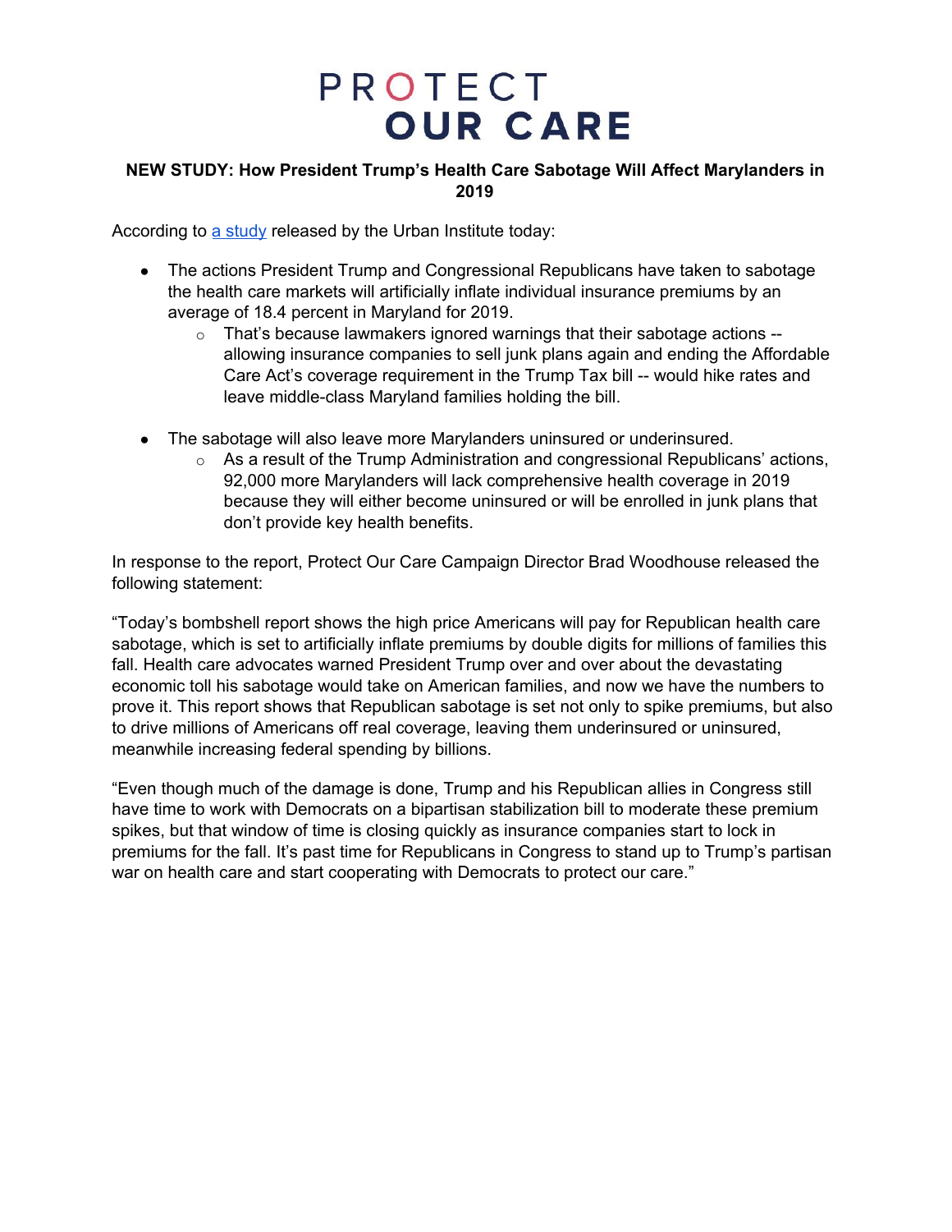# PROTECT OUR CARE

**NEW STUDY: How President Trump's Health Care Sabotage Will Affect Marylanders in 2019**

According to [a study](a study) released by the Urban Institute today:

- The actions President Trump and Congressional Republicans have taken to sabotage the health care markets will artificially inflate individual insurance premiums by an average of 18.4 percent in Maryland for 2019.
  - That's because lawmakers ignored warnings that their sabotage actions -- allowing insurance companies to sell junk plans again and ending the Affordable Care Act's coverage requirement in the Trump Tax bill -- would hike rates and leave middle-class Maryland families holding the bill.
- The sabotage will also leave more Marylanders uninsured or underinsured.
  - As a result of the Trump Administration and congressional Republicans' actions, 92,000 more Marylanders will lack comprehensive health coverage in 2019 because they will either become uninsured or will be enrolled in junk plans that don't provide key health benefits.

In response to the report, Protect Our Care Campaign Director Brad Woodhouse released the following statement:

"Today's bombshell report shows the high price Americans will pay for Republican health care sabotage, which is set to artificially inflate premiums by double digits for millions of families this fall. Health care advocates warned President Trump over and over about the devastating economic toll his sabotage would take on American families, and now we have the numbers to prove it. This report shows that Republican sabotage is set not only to spike premiums, but also to drive millions of Americans off real coverage, leaving them underinsured or uninsured, meanwhile increasing federal spending by billions.

"Even though much of the damage is done, Trump and his Republican allies in Congress still have time to work with Democrats on a bipartisan stabilization bill to moderate these premium spikes, but that window of time is closing quickly as insurance companies start to lock in premiums for the fall. It's past time for Republicans in Congress to stand up to Trump's partisan war on health care and start cooperating with Democrats to protect our care."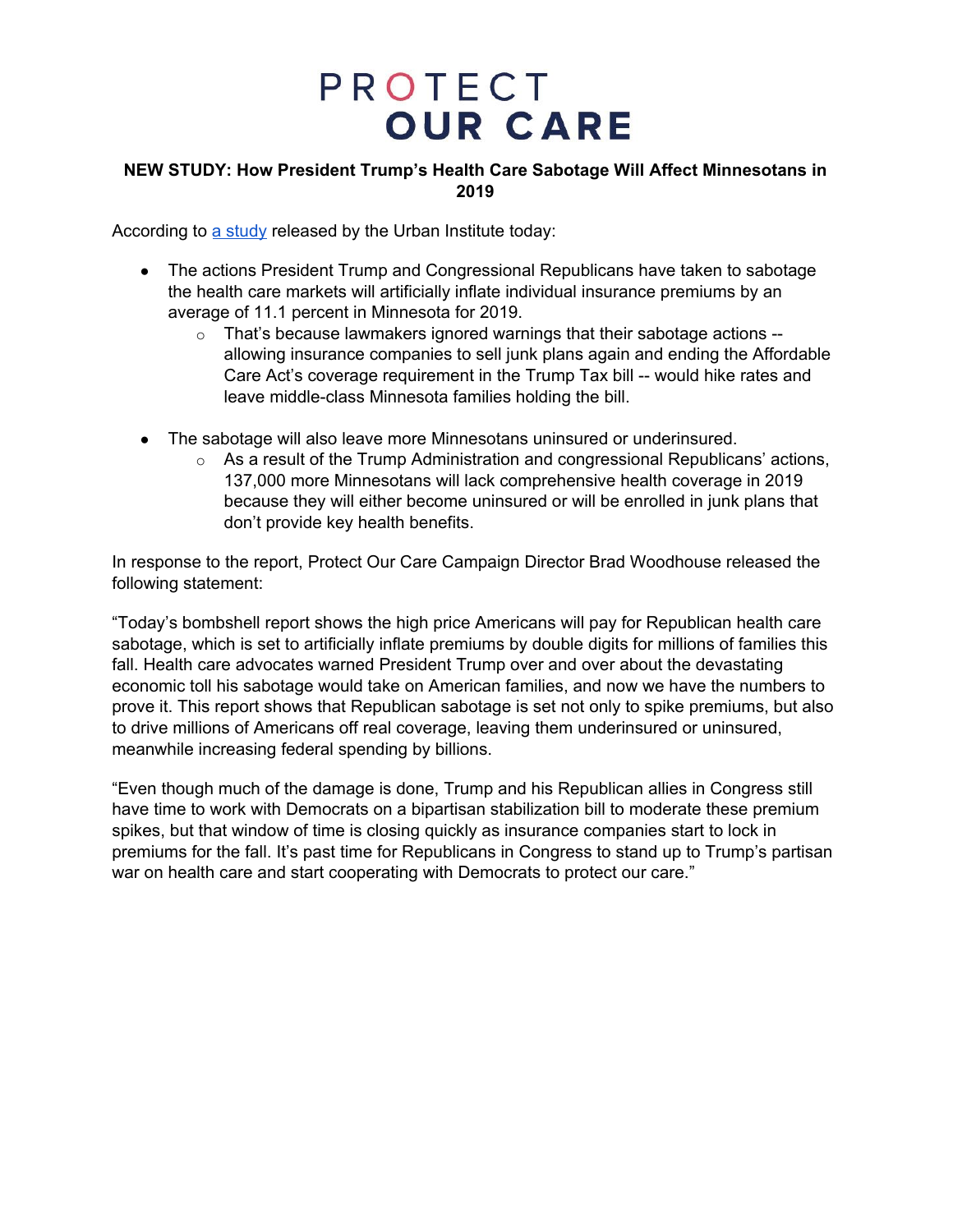# PROTECT OUR CARE

**NEW STUDY: How President Trump's Health Care Sabotage Will Affect Minnesotans in 2019**

According to [a study](#) released by the Urban Institute today:

- The actions President Trump and Congressional Republicans have taken to sabotage the health care markets will artificially inflate individual insurance premiums by an average of 11.1 percent in Minnesota for 2019.
  - That's because lawmakers ignored warnings that their sabotage actions -- allowing insurance companies to sell junk plans again and ending the Affordable Care Act's coverage requirement in the Trump Tax bill -- would hike rates and leave middle-class Minnesota families holding the bill.

- The sabotage will also leave more Minnesotans uninsured or underinsured.
  - As a result of the Trump Administration and congressional Republicans' actions, 137,000 more Minnesotans will lack comprehensive health coverage in 2019 because they will either become uninsured or will be enrolled in junk plans that don't provide key health benefits.

In response to the report, Protect Our Care Campaign Director Brad Woodhouse released the following statement:

"Today's bombshell report shows the high price Americans will pay for Republican health care sabotage, which is set to artificially inflate premiums by double digits for millions of families this fall. Health care advocates warned President Trump over and over about the devastating economic toll his sabotage would take on American families, and now we have the numbers to prove it. This report shows that Republican sabotage is set not only to spike premiums, but also to drive millions of Americans off real coverage, leaving them underinsured or uninsured, meanwhile increasing federal spending by billions.

"Even though much of the damage is done, Trump and his Republican allies in Congress still have time to work with Democrats on a bipartisan stabilization bill to moderate these premium spikes, but that window of time is closing quickly as insurance companies start to lock in premiums for the fall. It's past time for Republicans in Congress to stand up to Trump's partisan war on health care and start cooperating with Democrats to protect our care."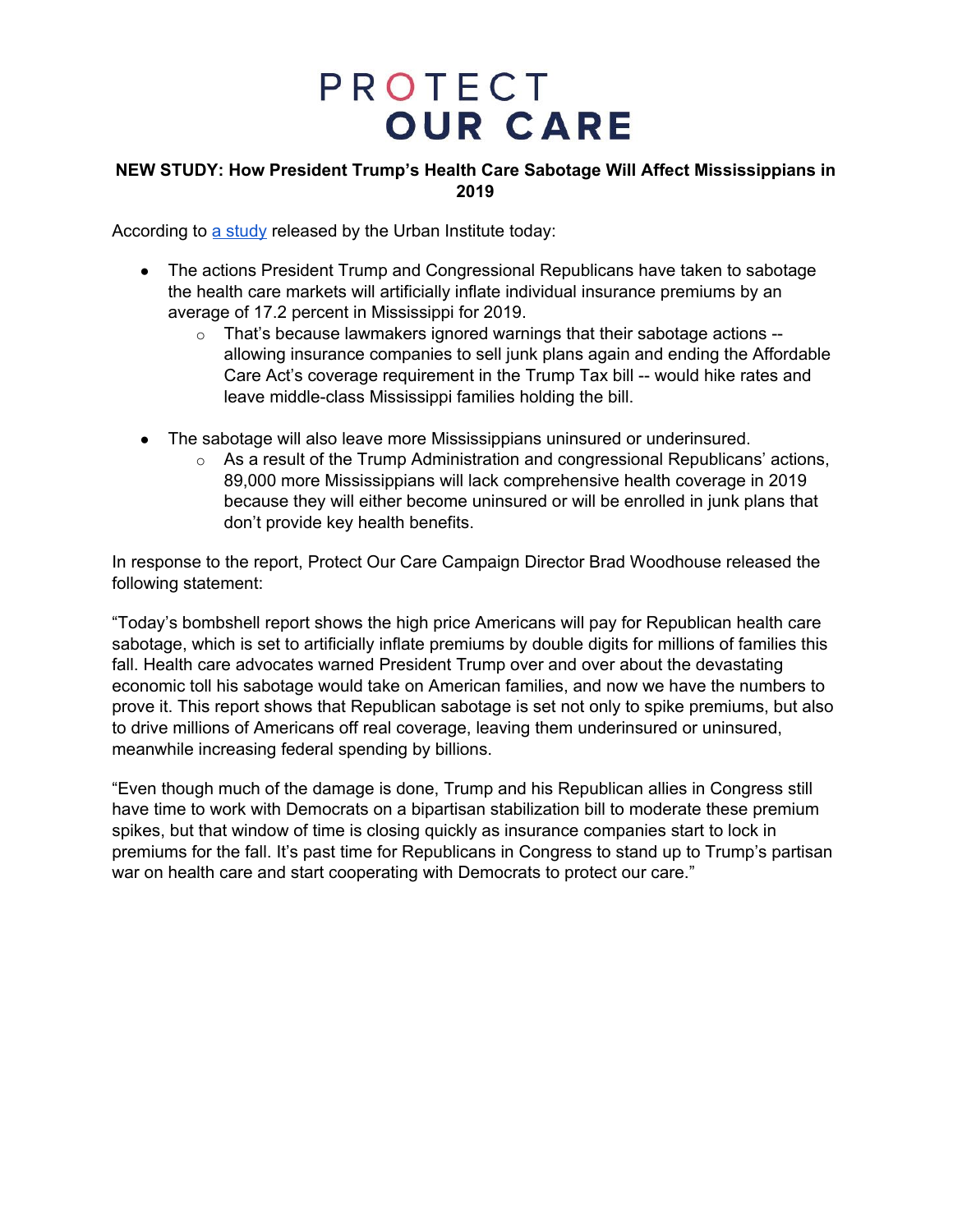# PROTECT OUR CARE

**NEW STUDY: How President Trump's Health Care Sabotage Will Affect Mississippians in 2019**

According to [a study](#) released by the Urban Institute today:

- The actions President Trump and Congressional Republicans have taken to sabotage the health care markets will artificially inflate individual insurance premiums by an average of 17.2 percent in Mississippi for 2019.
  - That's because lawmakers ignored warnings that their sabotage actions -- allowing insurance companies to sell junk plans again and ending the Affordable Care Act's coverage requirement in the Trump Tax bill -- would hike rates and leave middle-class Mississippi families holding the bill.
- The sabotage will also leave more Mississippians uninsured or underinsured.
  - As a result of the Trump Administration and congressional Republicans' actions, 89,000 more Mississippians will lack comprehensive health coverage in 2019 because they will either become uninsured or will be enrolled in junk plans that don't provide key health benefits.

In response to the report, Protect Our Care Campaign Director Brad Woodhouse released the following statement:

"Today's bombshell report shows the high price Americans will pay for Republican health care sabotage, which is set to artificially inflate premiums by double digits for millions of families this fall. Health care advocates warned President Trump over and over about the devastating economic toll his sabotage would take on American families, and now we have the numbers to prove it. This report shows that Republican sabotage is set not only to spike premiums, but also to drive millions of Americans off real coverage, leaving them underinsured or uninsured, meanwhile increasing federal spending by billions.

"Even though much of the damage is done, Trump and his Republican allies in Congress still have time to work with Democrats on a bipartisan stabilization bill to moderate these premium spikes, but that window of time is closing quickly as insurance companies start to lock in premiums for the fall. It's past time for Republicans in Congress to stand up to Trump's partisan war on health care and start cooperating with Democrats to protect our care."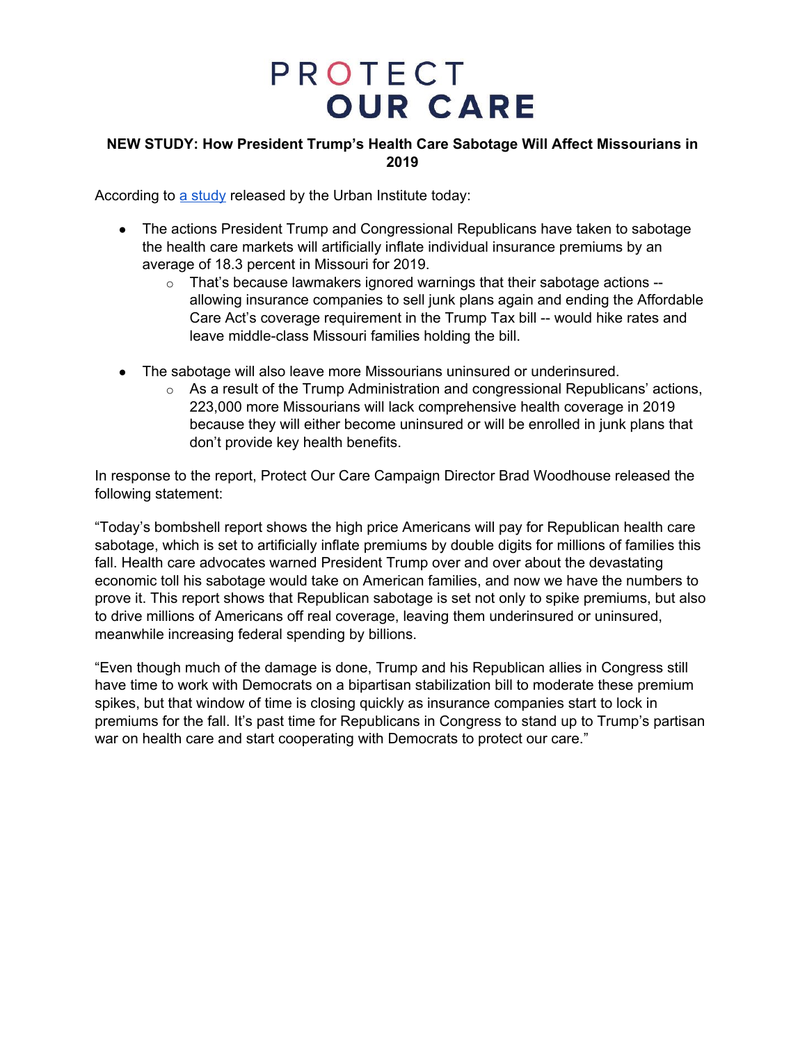# PROTECT OUR CARE

**NEW STUDY: How President Trump's Health Care Sabotage Will Affect Missourians in 2019**

According to [a study](#) released by the Urban Institute today:

- The actions President Trump and Congressional Republicans have taken to sabotage the health care markets will artificially inflate individual insurance premiums by an average of 18.3 percent in Missouri for 2019.
  - That's because lawmakers ignored warnings that their sabotage actions -- allowing insurance companies to sell junk plans again and ending the Affordable Care Act's coverage requirement in the Trump Tax bill -- would hike rates and leave middle-class Missouri families holding the bill.

- The sabotage will also leave more Missourians uninsured or underinsured.
  - As a result of the Trump Administration and congressional Republicans' actions, 223,000 more Missourians will lack comprehensive health coverage in 2019 because they will either become uninsured or will be enrolled in junk plans that don't provide key health benefits.

In response to the report, Protect Our Care Campaign Director Brad Woodhouse released the following statement:

"Today's bombshell report shows the high price Americans will pay for Republican health care sabotage, which is set to artificially inflate premiums by double digits for millions of families this fall. Health care advocates warned President Trump over and over about the devastating economic toll his sabotage would take on American families, and now we have the numbers to prove it. This report shows that Republican sabotage is set not only to spike premiums, but also to drive millions of Americans off real coverage, leaving them underinsured or uninsured, meanwhile increasing federal spending by billions.

"Even though much of the damage is done, Trump and his Republican allies in Congress still have time to work with Democrats on a bipartisan stabilization bill to moderate these premium spikes, but that window of time is closing quickly as insurance companies start to lock in premiums for the fall. It's past time for Republicans in Congress to stand up to Trump's partisan war on health care and start cooperating with Democrats to protect our care."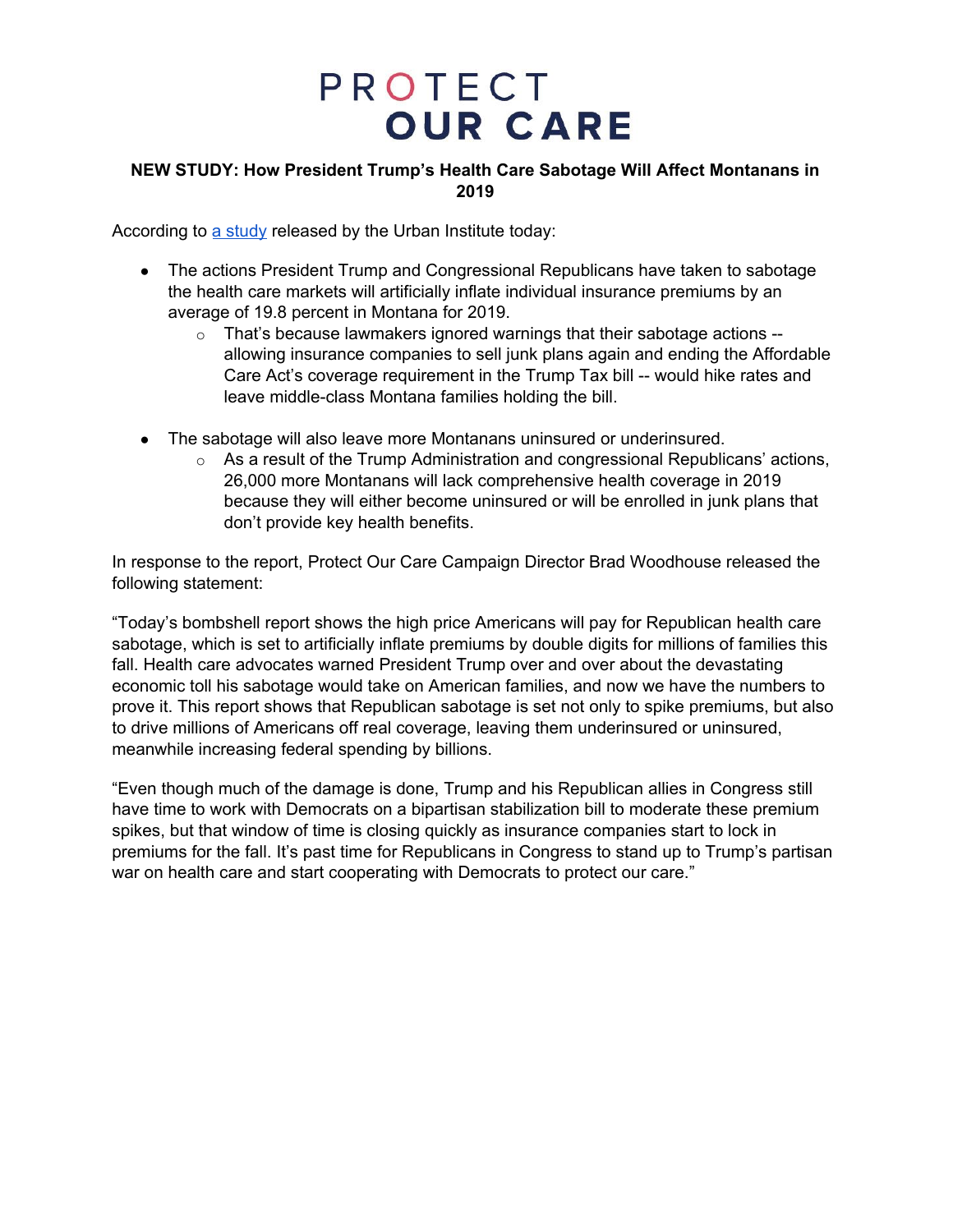# PROTECT OUR CARE

**NEW STUDY: How President Trump's Health Care Sabotage Will Affect Montanans in 2019**

According to [a study](#) released by the Urban Institute today:

- The actions President Trump and Congressional Republicans have taken to sabotage the health care markets will artificially inflate individual insurance premiums by an average of 19.8 percent in Montana for 2019.
  - That's because lawmakers ignored warnings that their sabotage actions -- allowing insurance companies to sell junk plans again and ending the Affordable Care Act's coverage requirement in the Trump Tax bill -- would hike rates and leave middle-class Montana families holding the bill.

- The sabotage will also leave more Montanans uninsured or underinsured.
  - As a result of the Trump Administration and congressional Republicans' actions, 26,000 more Montanans will lack comprehensive health coverage in 2019 because they will either become uninsured or will be enrolled in junk plans that don't provide key health benefits.

In response to the report, Protect Our Care Campaign Director Brad Woodhouse released the following statement:

"Today's bombshell report shows the high price Americans will pay for Republican health care sabotage, which is set to artificially inflate premiums by double digits for millions of families this fall. Health care advocates warned President Trump over and over about the devastating economic toll his sabotage would take on American families, and now we have the numbers to prove it. This report shows that Republican sabotage is set not only to spike premiums, but also to drive millions of Americans off real coverage, leaving them underinsured or uninsured, meanwhile increasing federal spending by billions.

"Even though much of the damage is done, Trump and his Republican allies in Congress still have time to work with Democrats on a bipartisan stabilization bill to moderate these premium spikes, but that window of time is closing quickly as insurance companies start to lock in premiums for the fall. It's past time for Republicans in Congress to stand up to Trump's partisan war on health care and start cooperating with Democrats to protect our care."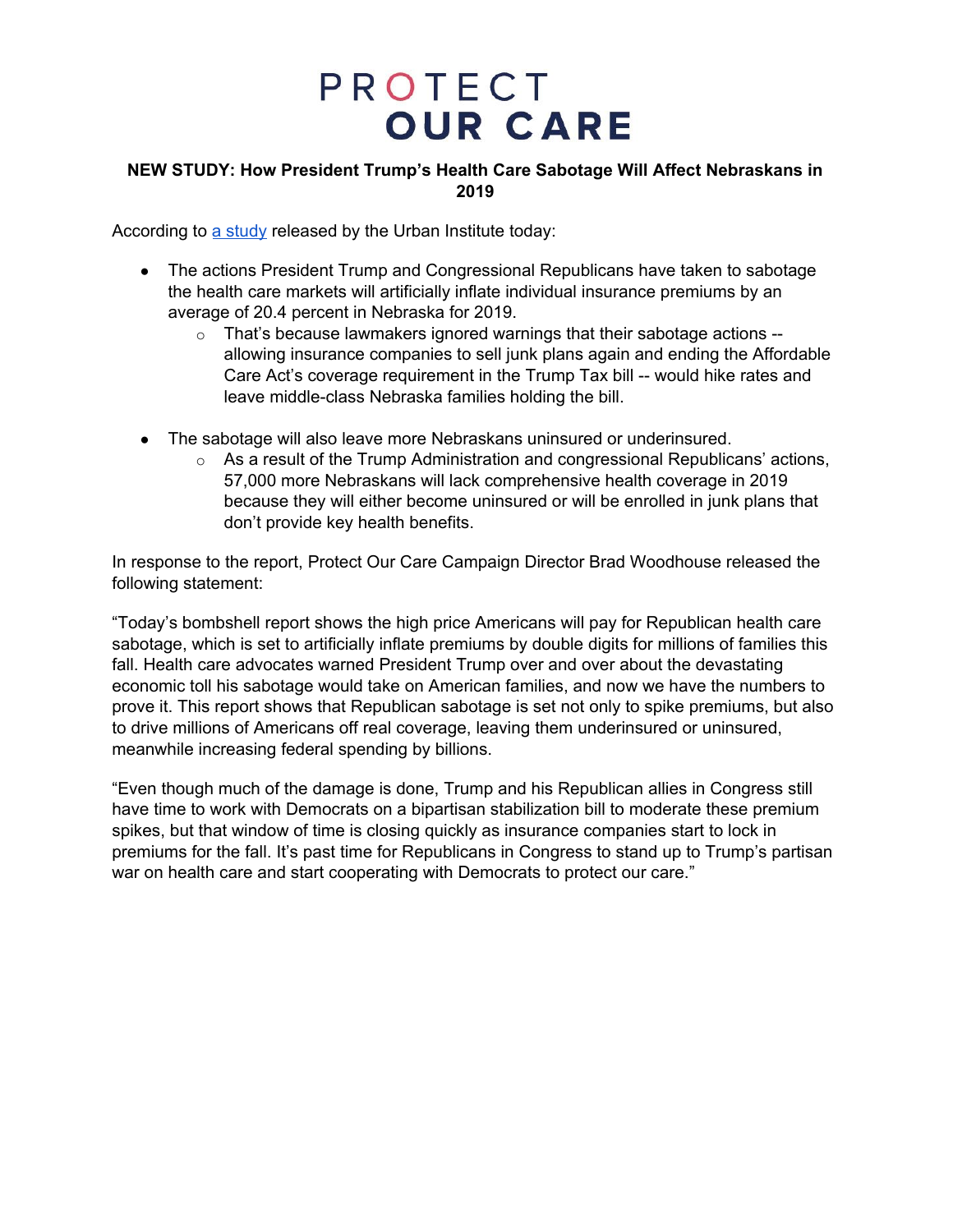# PROTECT OUR CARE

**NEW STUDY: How President Trump's Health Care Sabotage Will Affect Nebraskans in 2019**

According to [a study](#) released by the Urban Institute today:

- The actions President Trump and Congressional Republicans have taken to sabotage the health care markets will artificially inflate individual insurance premiums by an average of 20.4 percent in Nebraska for 2019.
  - That's because lawmakers ignored warnings that their sabotage actions -- allowing insurance companies to sell junk plans again and ending the Affordable Care Act's coverage requirement in the Trump Tax bill -- would hike rates and leave middle-class Nebraska families holding the bill.
- The sabotage will also leave more Nebraskans uninsured or underinsured.
  - As a result of the Trump Administration and congressional Republicans' actions, 57,000 more Nebraskans will lack comprehensive health coverage in 2019 because they will either become uninsured or will be enrolled in junk plans that don't provide key health benefits.

In response to the report, Protect Our Care Campaign Director Brad Woodhouse released the following statement:

"Today's bombshell report shows the high price Americans will pay for Republican health care sabotage, which is set to artificially inflate premiums by double digits for millions of families this fall. Health care advocates warned President Trump over and over about the devastating economic toll his sabotage would take on American families, and now we have the numbers to prove it. This report shows that Republican sabotage is set not only to spike premiums, but also to drive millions of Americans off real coverage, leaving them underinsured or uninsured, meanwhile increasing federal spending by billions.

"Even though much of the damage is done, Trump and his Republican allies in Congress still have time to work with Democrats on a bipartisan stabilization bill to moderate these premium spikes, but that window of time is closing quickly as insurance companies start to lock in premiums for the fall. It's past time for Republicans in Congress to stand up to Trump's partisan war on health care and start cooperating with Democrats to protect our care."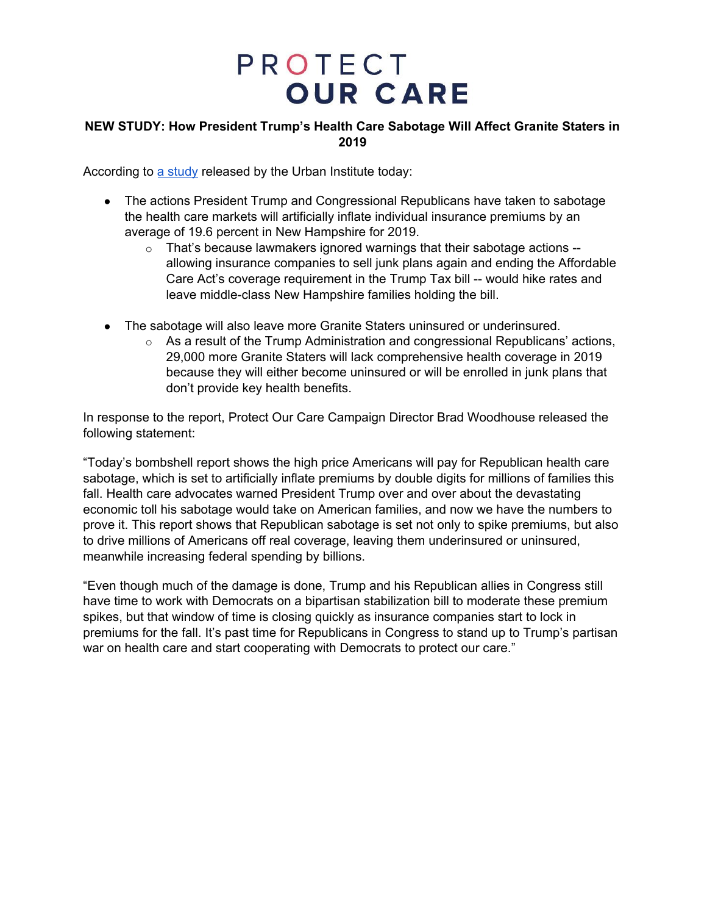# PROTECT OUR CARE

**NEW STUDY: How President Trump's Health Care Sabotage Will Affect Granite Staters in 2019**

According to [a study](#) released by the Urban Institute today:

- The actions President Trump and Congressional Republicans have taken to sabotage the health care markets will artificially inflate individual insurance premiums by an average of 19.6 percent in New Hampshire for 2019.
  - That's because lawmakers ignored warnings that their sabotage actions -- allowing insurance companies to sell junk plans again and ending the Affordable Care Act's coverage requirement in the Trump Tax bill -- would hike rates and leave middle-class New Hampshire families holding the bill.

- The sabotage will also leave more Granite Staters uninsured or underinsured.
  - As a result of the Trump Administration and congressional Republicans' actions, 29,000 more Granite Staters will lack comprehensive health coverage in 2019 because they will either become uninsured or will be enrolled in junk plans that don't provide key health benefits.

In response to the report, Protect Our Care Campaign Director Brad Woodhouse released the following statement:

"Today's bombshell report shows the high price Americans will pay for Republican health care sabotage, which is set to artificially inflate premiums by double digits for millions of families this fall. Health care advocates warned President Trump over and over about the devastating economic toll his sabotage would take on American families, and now we have the numbers to prove it. This report shows that Republican sabotage is set not only to spike premiums, but also to drive millions of Americans off real coverage, leaving them underinsured or uninsured, meanwhile increasing federal spending by billions.

"Even though much of the damage is done, Trump and his Republican allies in Congress still have time to work with Democrats on a bipartisan stabilization bill to moderate these premium spikes, but that window of time is closing quickly as insurance companies start to lock in premiums for the fall. It's past time for Republicans in Congress to stand up to Trump's partisan war on health care and start cooperating with Democrats to protect our care."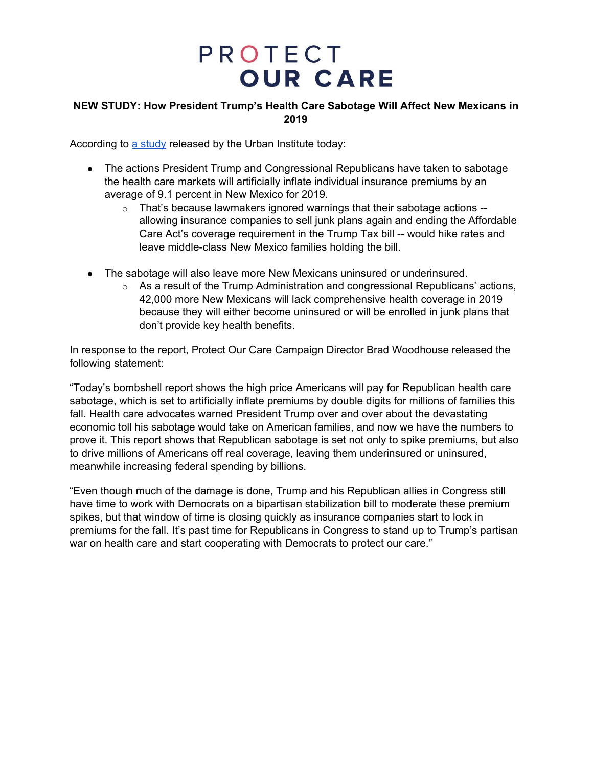# PROTECT OUR CARE

**NEW STUDY: How President Trump's Health Care Sabotage Will Affect New Mexicans in 2019**

According to [a study](#) released by the Urban Institute today:

- The actions President Trump and Congressional Republicans have taken to sabotage the health care markets will artificially inflate individual insurance premiums by an average of 9.1 percent in New Mexico for 2019.
  - That's because lawmakers ignored warnings that their sabotage actions -- allowing insurance companies to sell junk plans again and ending the Affordable Care Act's coverage requirement in the Trump Tax bill -- would hike rates and leave middle-class New Mexico families holding the bill.

- The sabotage will also leave more New Mexicans uninsured or underinsured.
  - As a result of the Trump Administration and congressional Republicans' actions, 42,000 more New Mexicans will lack comprehensive health coverage in 2019 because they will either become uninsured or will be enrolled in junk plans that don't provide key health benefits.

In response to the report, Protect Our Care Campaign Director Brad Woodhouse released the following statement:

"Today's bombshell report shows the high price Americans will pay for Republican health care sabotage, which is set to artificially inflate premiums by double digits for millions of families this fall. Health care advocates warned President Trump over and over about the devastating economic toll his sabotage would take on American families, and now we have the numbers to prove it. This report shows that Republican sabotage is set not only to spike premiums, but also to drive millions of Americans off real coverage, leaving them underinsured or uninsured, meanwhile increasing federal spending by billions.

"Even though much of the damage is done, Trump and his Republican allies in Congress still have time to work with Democrats on a bipartisan stabilization bill to moderate these premium spikes, but that window of time is closing quickly as insurance companies start to lock in premiums for the fall. It's past time for Republicans in Congress to stand up to Trump's partisan war on health care and start cooperating with Democrats to protect our care."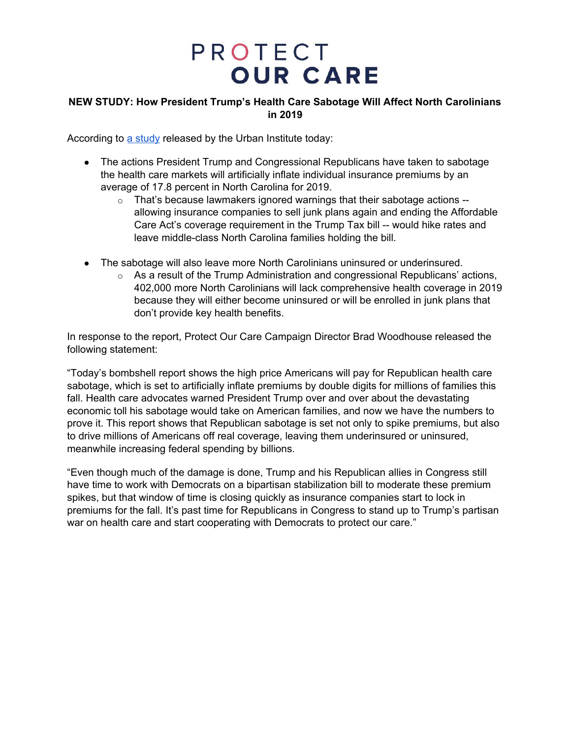# PROTECT OUR CARE

**NEW STUDY: How President Trump's Health Care Sabotage Will Affect North Carolinians in 2019**

According to [a study](#) released by the Urban Institute today:

- The actions President Trump and Congressional Republicans have taken to sabotage the health care markets will artificially inflate individual insurance premiums by an average of 17.8 percent in North Carolina for 2019.
    - That's because lawmakers ignored warnings that their sabotage actions -- allowing insurance companies to sell junk plans again and ending the Affordable Care Act's coverage requirement in the Trump Tax bill -- would hike rates and leave middle-class North Carolina families holding the bill.
- The sabotage will also leave more North Carolinians uninsured or underinsured.
    - As a result of the Trump Administration and congressional Republicans' actions, 402,000 more North Carolinians will lack comprehensive health coverage in 2019 because they will either become uninsured or will be enrolled in junk plans that don't provide key health benefits.

In response to the report, Protect Our Care Campaign Director Brad Woodhouse released the following statement:

"Today's bombshell report shows the high price Americans will pay for Republican health care sabotage, which is set to artificially inflate premiums by double digits for millions of families this fall. Health care advocates warned President Trump over and over about the devastating economic toll his sabotage would take on American families, and now we have the numbers to prove it. This report shows that Republican sabotage is set not only to spike premiums, but also to drive millions of Americans off real coverage, leaving them underinsured or uninsured, meanwhile increasing federal spending by billions.

"Even though much of the damage is done, Trump and his Republican allies in Congress still have time to work with Democrats on a bipartisan stabilization bill to moderate these premium spikes, but that window of time is closing quickly as insurance companies start to lock in premiums for the fall. It's past time for Republicans in Congress to stand up to Trump's partisan war on health care and start cooperating with Democrats to protect our care."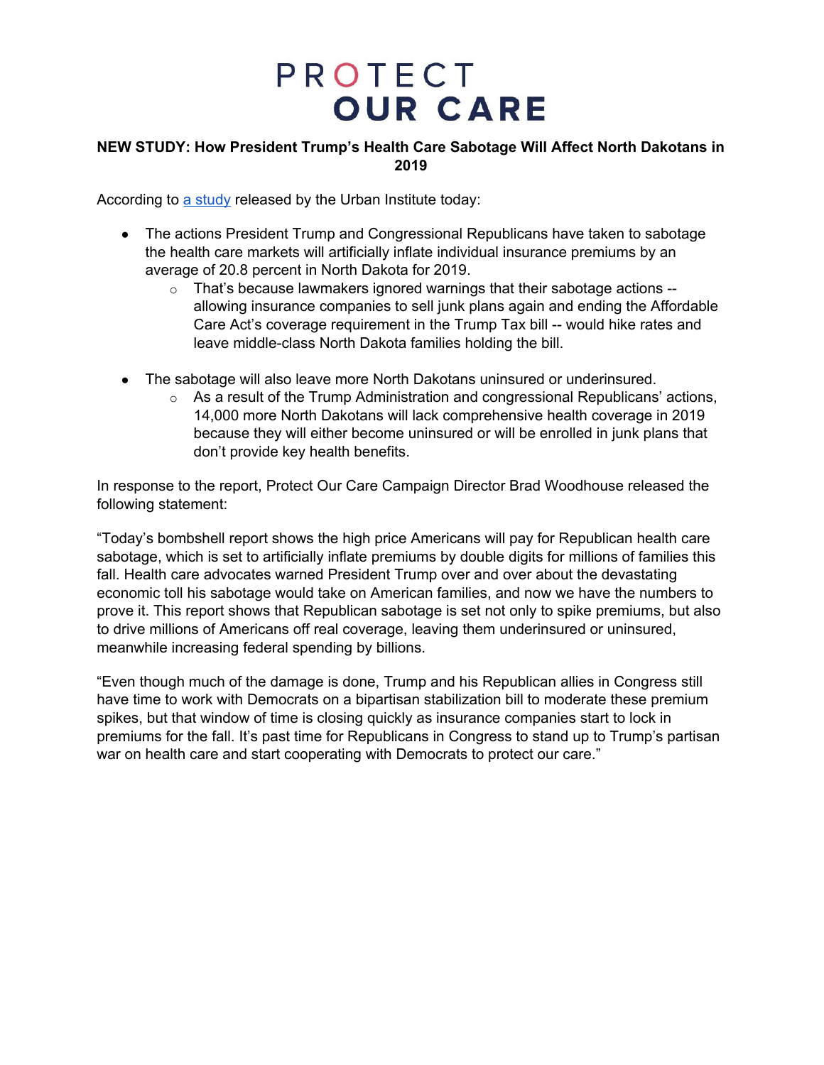# PROTECT OUR CARE

**NEW STUDY: How President Trump's Health Care Sabotage Will Affect North Dakotans in 2019**

According to [a study](#) released by the Urban Institute today:

- The actions President Trump and Congressional Republicans have taken to sabotage the health care markets will artificially inflate individual insurance premiums by an average of 20.8 percent in North Dakota for 2019.
  - That's because lawmakers ignored warnings that their sabotage actions -- allowing insurance companies to sell junk plans again and ending the Affordable Care Act's coverage requirement in the Trump Tax bill -- would hike rates and leave middle-class North Dakota families holding the bill.

- The sabotage will also leave more North Dakotans uninsured or underinsured.
  - As a result of the Trump Administration and congressional Republicans' actions, 14,000 more North Dakotans will lack comprehensive health coverage in 2019 because they will either become uninsured or will be enrolled in junk plans that don't provide key health benefits.

In response to the report, Protect Our Care Campaign Director Brad Woodhouse released the following statement:

"Today's bombshell report shows the high price Americans will pay for Republican health care sabotage, which is set to artificially inflate premiums by double digits for millions of families this fall. Health care advocates warned President Trump over and over about the devastating economic toll his sabotage would take on American families, and now we have the numbers to prove it. This report shows that Republican sabotage is set not only to spike premiums, but also to drive millions of Americans off real coverage, leaving them underinsured or uninsured, meanwhile increasing federal spending by billions.

"Even though much of the damage is done, Trump and his Republican allies in Congress still have time to work with Democrats on a bipartisan stabilization bill to moderate these premium spikes, but that window of time is closing quickly as insurance companies start to lock in premiums for the fall. It's past time for Republicans in Congress to stand up to Trump's partisan war on health care and start cooperating with Democrats to protect our care."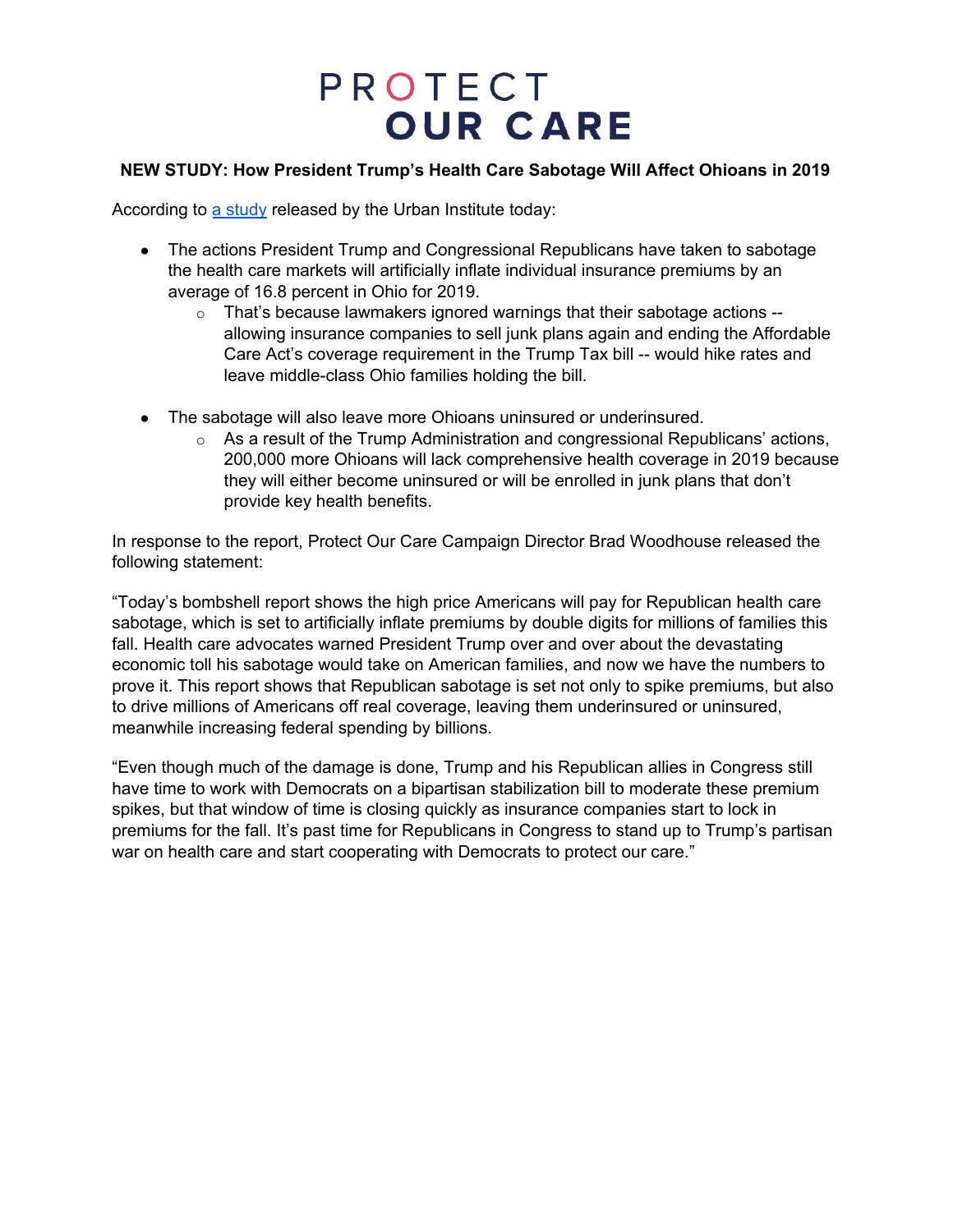# PROTECT OUR CARE

**NEW STUDY: How President Trump's Health Care Sabotage Will Affect Ohioans in 2019**

According to [a study](a study) released by the Urban Institute today:

- The actions President Trump and Congressional Republicans have taken to sabotage the health care markets will artificially inflate individual insurance premiums by an average of 16.8 percent in Ohio for 2019.
    - That's because lawmakers ignored warnings that their sabotage actions -- allowing insurance companies to sell junk plans again and ending the Affordable Care Act's coverage requirement in the Trump Tax bill -- would hike rates and leave middle-class Ohio families holding the bill.
- The sabotage will also leave more Ohioans uninsured or underinsured.
    - As a result of the Trump Administration and congressional Republicans' actions, 200,000 more Ohioans will lack comprehensive health coverage in 2019 because they will either become uninsured or will be enrolled in junk plans that don't provide key health benefits.

In response to the report, Protect Our Care Campaign Director Brad Woodhouse released the following statement:

"Today's bombshell report shows the high price Americans will pay for Republican health care sabotage, which is set to artificially inflate premiums by double digits for millions of families this fall. Health care advocates warned President Trump over and over about the devastating economic toll his sabotage would take on American families, and now we have the numbers to prove it. This report shows that Republican sabotage is set not only to spike premiums, but also to drive millions of Americans off real coverage, leaving them underinsured or uninsured, meanwhile increasing federal spending by billions.

"Even though much of the damage is done, Trump and his Republican allies in Congress still have time to work with Democrats on a bipartisan stabilization bill to moderate these premium spikes, but that window of time is closing quickly as insurance companies start to lock in premiums for the fall. It's past time for Republicans in Congress to stand up to Trump's partisan war on health care and start cooperating with Democrats to protect our care."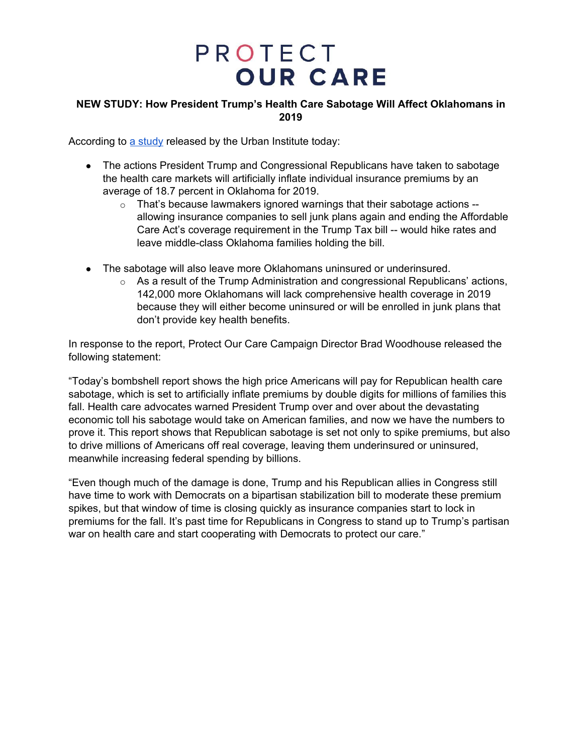# PROTECT OUR CARE

**NEW STUDY: How President Trump's Health Care Sabotage Will Affect Oklahomans in 2019**

According to [a study](a study) released by the Urban Institute today:

- The actions President Trump and Congressional Republicans have taken to sabotage the health care markets will artificially inflate individual insurance premiums by an average of 18.7 percent in Oklahoma for 2019.
  - That's because lawmakers ignored warnings that their sabotage actions -- allowing insurance companies to sell junk plans again and ending the Affordable Care Act's coverage requirement in the Trump Tax bill -- would hike rates and leave middle-class Oklahoma families holding the bill.

- The sabotage will also leave more Oklahomans uninsured or underinsured.
  - As a result of the Trump Administration and congressional Republicans' actions, 142,000 more Oklahomans will lack comprehensive health coverage in 2019 because they will either become uninsured or will be enrolled in junk plans that don't provide key health benefits.

In response to the report, Protect Our Care Campaign Director Brad Woodhouse released the following statement:

"Today's bombshell report shows the high price Americans will pay for Republican health care sabotage, which is set to artificially inflate premiums by double digits for millions of families this fall. Health care advocates warned President Trump over and over about the devastating economic toll his sabotage would take on American families, and now we have the numbers to prove it. This report shows that Republican sabotage is set not only to spike premiums, but also to drive millions of Americans off real coverage, leaving them underinsured or uninsured, meanwhile increasing federal spending by billions.

"Even though much of the damage is done, Trump and his Republican allies in Congress still have time to work with Democrats on a bipartisan stabilization bill to moderate these premium spikes, but that window of time is closing quickly as insurance companies start to lock in premiums for the fall. It's past time for Republicans in Congress to stand up to Trump's partisan war on health care and start cooperating with Democrats to protect our care."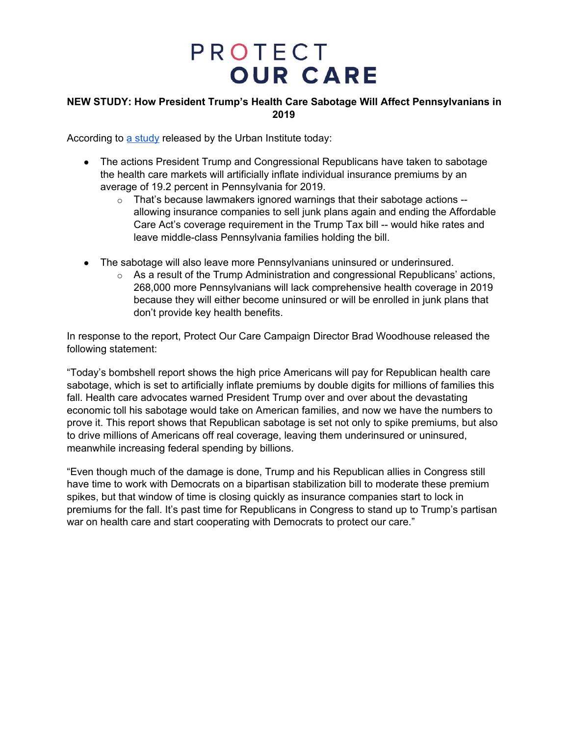# PROTECT OUR CARE

**NEW STUDY: How President Trump's Health Care Sabotage Will Affect Pennsylvanians in 2019**

According to [a study](#) released by the Urban Institute today:

- The actions President Trump and Congressional Republicans have taken to sabotage the health care markets will artificially inflate individual insurance premiums by an average of 19.2 percent in Pennsylvania for 2019.
  - That's because lawmakers ignored warnings that their sabotage actions -- allowing insurance companies to sell junk plans again and ending the Affordable Care Act's coverage requirement in the Trump Tax bill -- would hike rates and leave middle-class Pennsylvania families holding the bill.

- The sabotage will also leave more Pennsylvanians uninsured or underinsured.
  - As a result of the Trump Administration and congressional Republicans' actions, 268,000 more Pennsylvanians will lack comprehensive health coverage in 2019 because they will either become uninsured or will be enrolled in junk plans that don't provide key health benefits.

In response to the report, Protect Our Care Campaign Director Brad Woodhouse released the following statement:

"Today's bombshell report shows the high price Americans will pay for Republican health care sabotage, which is set to artificially inflate premiums by double digits for millions of families this fall. Health care advocates warned President Trump over and over about the devastating economic toll his sabotage would take on American families, and now we have the numbers to prove it. This report shows that Republican sabotage is set not only to spike premiums, but also to drive millions of Americans off real coverage, leaving them underinsured or uninsured, meanwhile increasing federal spending by billions.

"Even though much of the damage is done, Trump and his Republican allies in Congress still have time to work with Democrats on a bipartisan stabilization bill to moderate these premium spikes, but that window of time is closing quickly as insurance companies start to lock in premiums for the fall. It's past time for Republicans in Congress to stand up to Trump's partisan war on health care and start cooperating with Democrats to protect our care."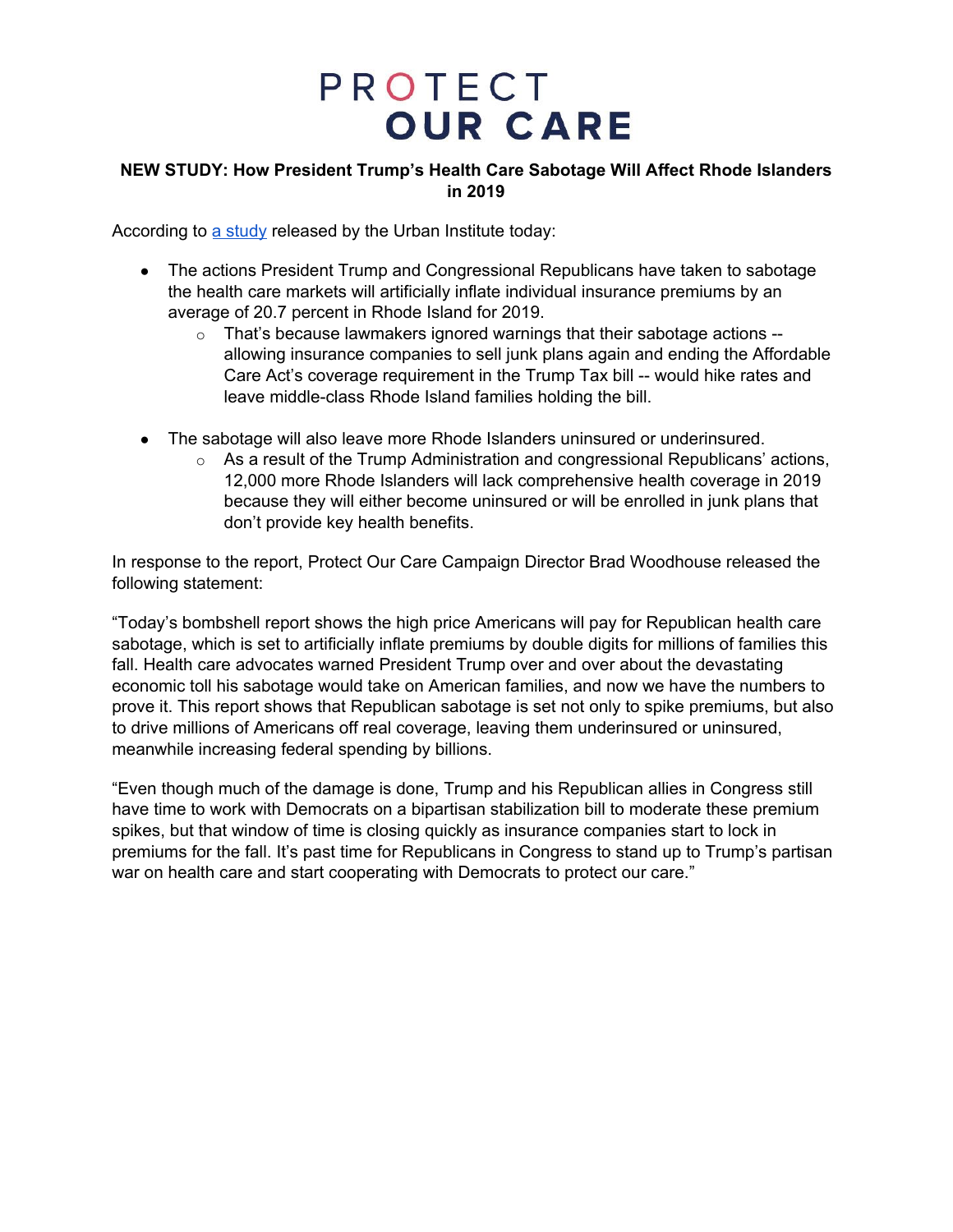# PROTECT OUR CARE

**NEW STUDY: How President Trump's Health Care Sabotage Will Affect Rhode Islanders in 2019**

According to [a study](#) released by the Urban Institute today:

- The actions President Trump and Congressional Republicans have taken to sabotage the health care markets will artificially inflate individual insurance premiums by an average of 20.7 percent in Rhode Island for 2019.
  - That's because lawmakers ignored warnings that their sabotage actions -- allowing insurance companies to sell junk plans again and ending the Affordable Care Act's coverage requirement in the Trump Tax bill -- would hike rates and leave middle-class Rhode Island families holding the bill.

- The sabotage will also leave more Rhode Islanders uninsured or underinsured.
  - As a result of the Trump Administration and congressional Republicans' actions, 12,000 more Rhode Islanders will lack comprehensive health coverage in 2019 because they will either become uninsured or will be enrolled in junk plans that don't provide key health benefits.

In response to the report, Protect Our Care Campaign Director Brad Woodhouse released the following statement:

"Today's bombshell report shows the high price Americans will pay for Republican health care sabotage, which is set to artificially inflate premiums by double digits for millions of families this fall. Health care advocates warned President Trump over and over about the devastating economic toll his sabotage would take on American families, and now we have the numbers to prove it. This report shows that Republican sabotage is set not only to spike premiums, but also to drive millions of Americans off real coverage, leaving them underinsured or uninsured, meanwhile increasing federal spending by billions.

"Even though much of the damage is done, Trump and his Republican allies in Congress still have time to work with Democrats on a bipartisan stabilization bill to moderate these premium spikes, but that window of time is closing quickly as insurance companies start to lock in premiums for the fall. It's past time for Republicans in Congress to stand up to Trump's partisan war on health care and start cooperating with Democrats to protect our care."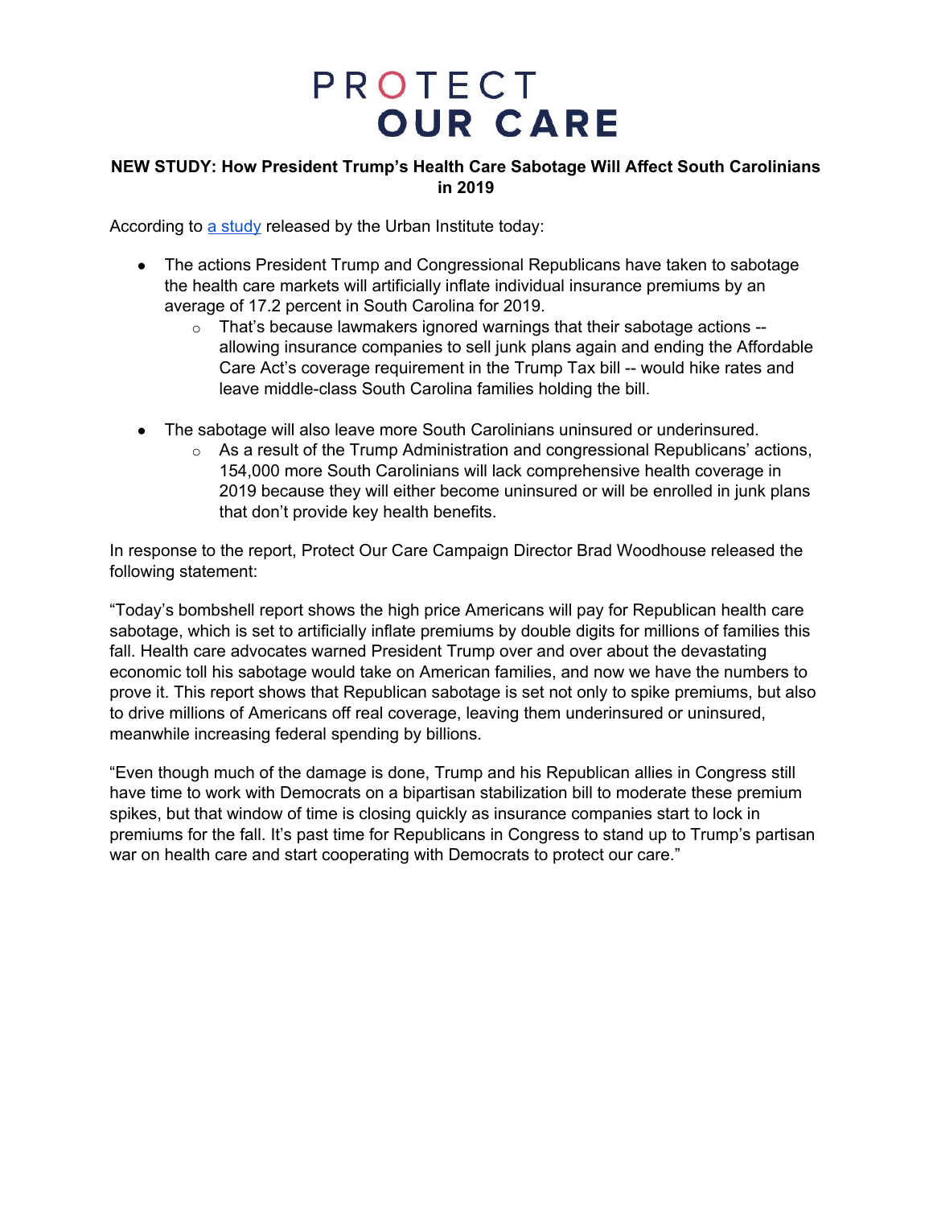# PROTECT OUR CARE

**NEW STUDY: How President Trump's Health Care Sabotage Will Affect South Carolinians in 2019**

According to [a study](#) released by the Urban Institute today:

- The actions President Trump and Congressional Republicans have taken to sabotage the health care markets will artificially inflate individual insurance premiums by an average of 17.2 percent in South Carolina for 2019.
  - That's because lawmakers ignored warnings that their sabotage actions -- allowing insurance companies to sell junk plans again and ending the Affordable Care Act's coverage requirement in the Trump Tax bill -- would hike rates and leave middle-class South Carolina families holding the bill.
- The sabotage will also leave more South Carolinians uninsured or underinsured.
  - As a result of the Trump Administration and congressional Republicans' actions, 154,000 more South Carolinians will lack comprehensive health coverage in 2019 because they will either become uninsured or will be enrolled in junk plans that don't provide key health benefits.

In response to the report, Protect Our Care Campaign Director Brad Woodhouse released the following statement:

"Today's bombshell report shows the high price Americans will pay for Republican health care sabotage, which is set to artificially inflate premiums by double digits for millions of families this fall. Health care advocates warned President Trump over and over about the devastating economic toll his sabotage would take on American families, and now we have the numbers to prove it. This report shows that Republican sabotage is set not only to spike premiums, but also to drive millions of Americans off real coverage, leaving them underinsured or uninsured, meanwhile increasing federal spending by billions.

"Even though much of the damage is done, Trump and his Republican allies in Congress still have time to work with Democrats on a bipartisan stabilization bill to moderate these premium spikes, but that window of time is closing quickly as insurance companies start to lock in premiums for the fall. It's past time for Republicans in Congress to stand up to Trump's partisan war on health care and start cooperating with Democrats to protect our care."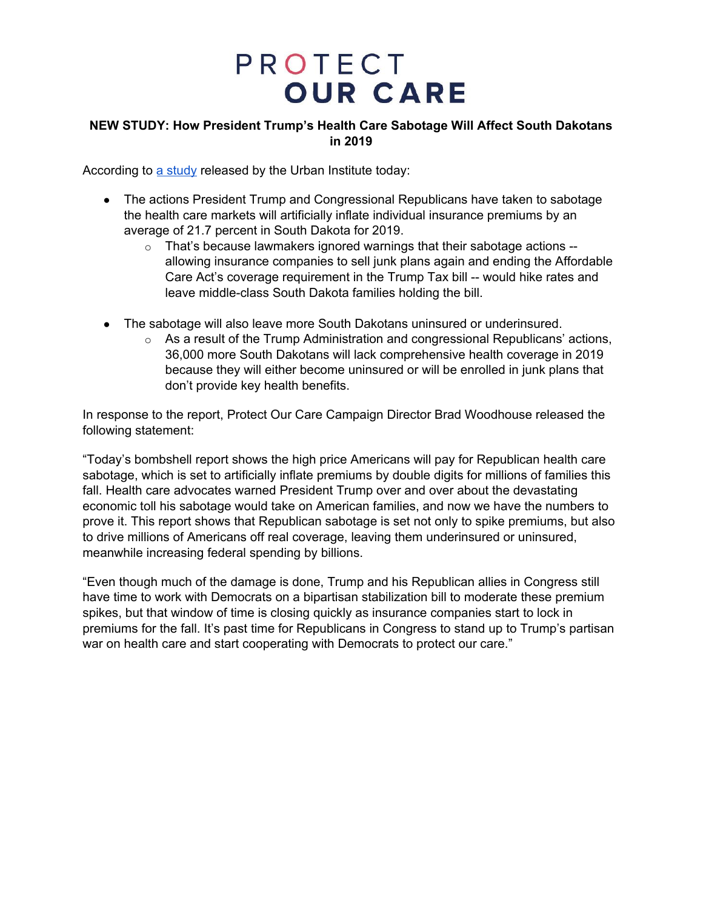# PROTECT OUR CARE

**NEW STUDY: How President Trump's Health Care Sabotage Will Affect South Dakotans in 2019**

According to [a study](a study) released by the Urban Institute today:

- The actions President Trump and Congressional Republicans have taken to sabotage the health care markets will artificially inflate individual insurance premiums by an average of 21.7 percent in South Dakota for 2019.
  - That's because lawmakers ignored warnings that their sabotage actions -- allowing insurance companies to sell junk plans again and ending the Affordable Care Act's coverage requirement in the Trump Tax bill -- would hike rates and leave middle-class South Dakota families holding the bill.

- The sabotage will also leave more South Dakotans uninsured or underinsured.
  - As a result of the Trump Administration and congressional Republicans' actions, 36,000 more South Dakotans will lack comprehensive health coverage in 2019 because they will either become uninsured or will be enrolled in junk plans that don't provide key health benefits.

In response to the report, Protect Our Care Campaign Director Brad Woodhouse released the following statement:

"Today's bombshell report shows the high price Americans will pay for Republican health care sabotage, which is set to artificially inflate premiums by double digits for millions of families this fall. Health care advocates warned President Trump over and over about the devastating economic toll his sabotage would take on American families, and now we have the numbers to prove it. This report shows that Republican sabotage is set not only to spike premiums, but also to drive millions of Americans off real coverage, leaving them underinsured or uninsured, meanwhile increasing federal spending by billions.

"Even though much of the damage is done, Trump and his Republican allies in Congress still have time to work with Democrats on a bipartisan stabilization bill to moderate these premium spikes, but that window of time is closing quickly as insurance companies start to lock in premiums for the fall. It's past time for Republicans in Congress to stand up to Trump's partisan war on health care and start cooperating with Democrats to protect our care."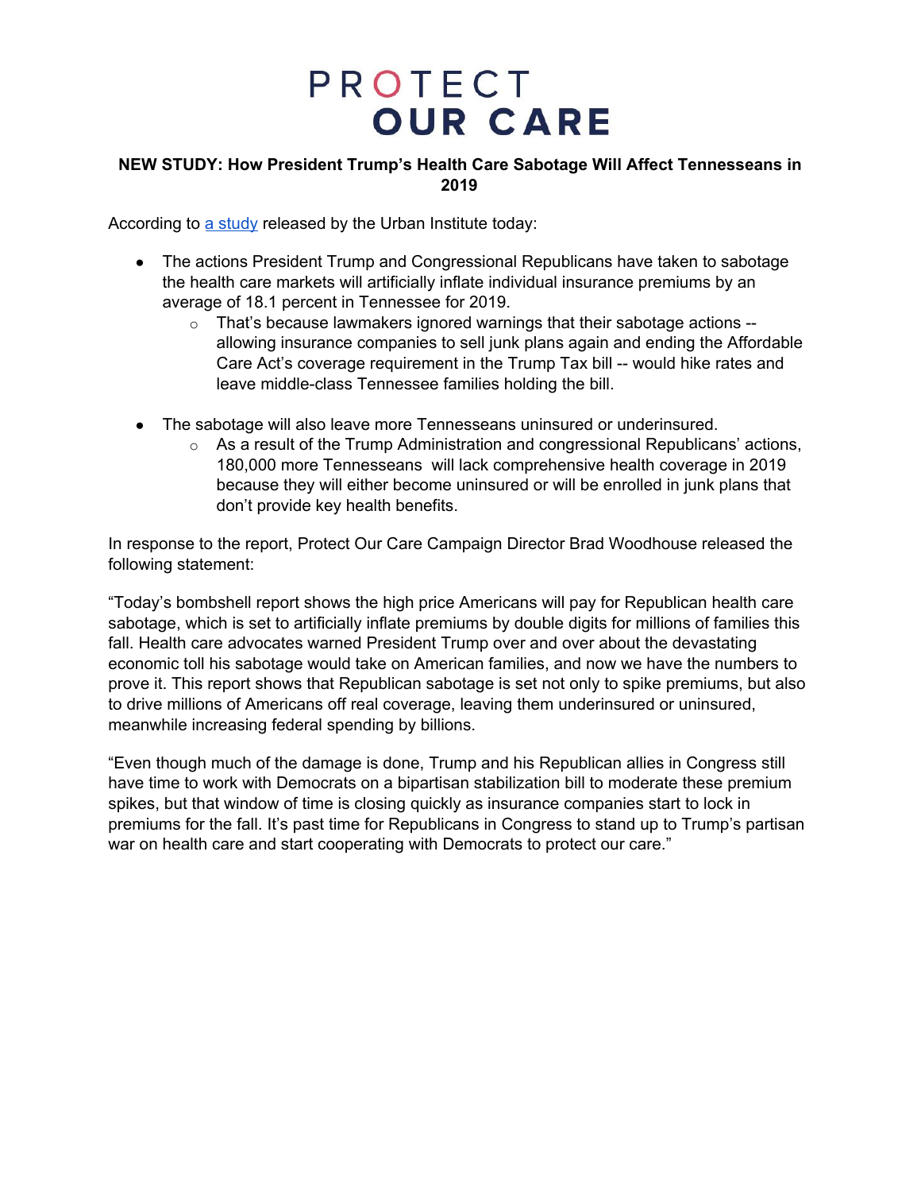# PROTECT OUR CARE

**NEW STUDY: How President Trump's Health Care Sabotage Will Affect Tennesseans in 2019**

According to a study released by the Urban Institute today:

- The actions President Trump and Congressional Republicans have taken to sabotage the health care markets will artificially inflate individual insurance premiums by an average of 18.1 percent in Tennessee for 2019.
  - That's because lawmakers ignored warnings that their sabotage actions -- allowing insurance companies to sell junk plans again and ending the Affordable Care Act's coverage requirement in the Trump Tax bill -- would hike rates and leave middle-class Tennessee families holding the bill.
- The sabotage will also leave more Tennesseans uninsured or underinsured.
  - As a result of the Trump Administration and congressional Republicans' actions, 180,000 more Tennesseans will lack comprehensive health coverage in 2019 because they will either become uninsured or will be enrolled in junk plans that don't provide key health benefits.

In response to the report, Protect Our Care Campaign Director Brad Woodhouse released the following statement:

"Today's bombshell report shows the high price Americans will pay for Republican health care sabotage, which is set to artificially inflate premiums by double digits for millions of families this fall. Health care advocates warned President Trump over and over about the devastating economic toll his sabotage would take on American families, and now we have the numbers to prove it. This report shows that Republican sabotage is set not only to spike premiums, but also to drive millions of Americans off real coverage, leaving them underinsured or uninsured, meanwhile increasing federal spending by billions.

"Even though much of the damage is done, Trump and his Republican allies in Congress still have time to work with Democrats on a bipartisan stabilization bill to moderate these premium spikes, but that window of time is closing quickly as insurance companies start to lock in premiums for the fall. It's past time for Republicans in Congress to stand up to Trump's partisan war on health care and start cooperating with Democrats to protect our care."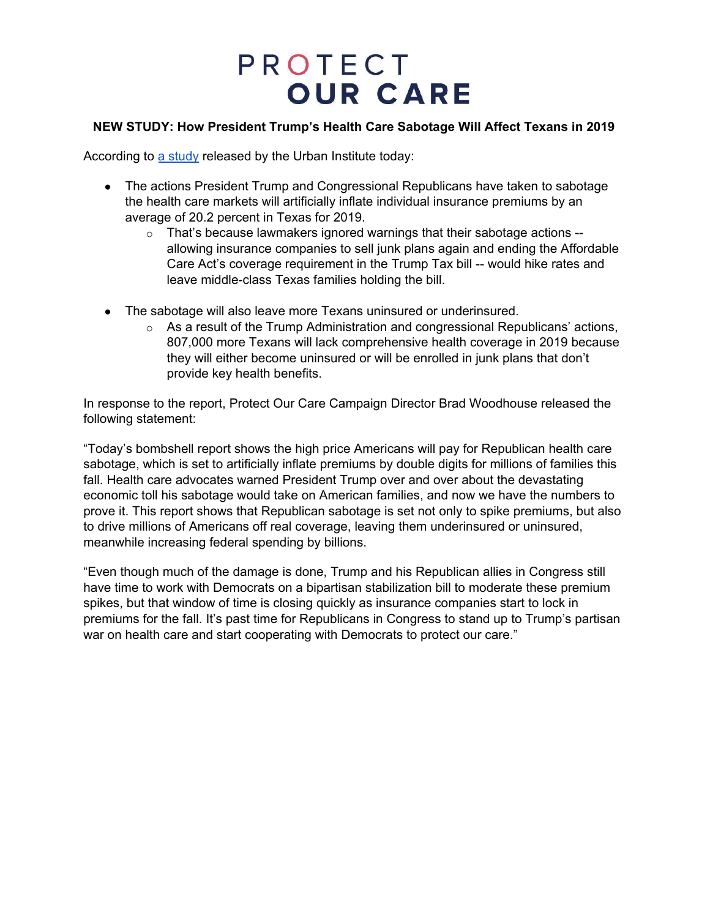# PROTECT OUR CARE

**NEW STUDY: How President Trump's Health Care Sabotage Will Affect Texans in 2019**

According to [a study](#) released by the Urban Institute today:

- The actions President Trump and Congressional Republicans have taken to sabotage the health care markets will artificially inflate individual insurance premiums by an average of 20.2 percent in Texas for 2019.
  - That's because lawmakers ignored warnings that their sabotage actions -- allowing insurance companies to sell junk plans again and ending the Affordable Care Act's coverage requirement in the Trump Tax bill -- would hike rates and leave middle-class Texas families holding the bill.
- The sabotage will also leave more Texans uninsured or underinsured.
  - As a result of the Trump Administration and congressional Republicans' actions, 807,000 more Texans will lack comprehensive health coverage in 2019 because they will either become uninsured or will be enrolled in junk plans that don't provide key health benefits.

In response to the report, Protect Our Care Campaign Director Brad Woodhouse released the following statement:

"Today's bombshell report shows the high price Americans will pay for Republican health care sabotage, which is set to artificially inflate premiums by double digits for millions of families this fall. Health care advocates warned President Trump over and over about the devastating economic toll his sabotage would take on American families, and now we have the numbers to prove it. This report shows that Republican sabotage is set not only to spike premiums, but also to drive millions of Americans off real coverage, leaving them underinsured or uninsured, meanwhile increasing federal spending by billions.

"Even though much of the damage is done, Trump and his Republican allies in Congress still have time to work with Democrats on a bipartisan stabilization bill to moderate these premium spikes, but that window of time is closing quickly as insurance companies start to lock in premiums for the fall. It's past time for Republicans in Congress to stand up to Trump's partisan war on health care and start cooperating with Democrats to protect our care."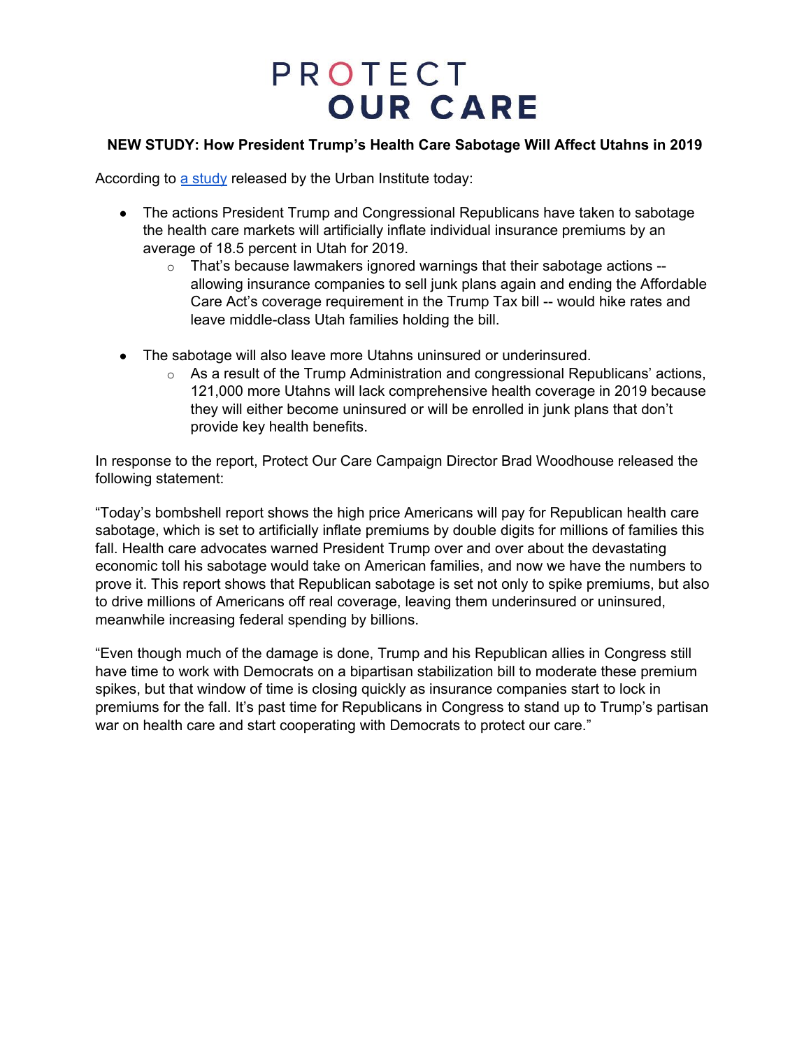# PROTECT OUR CARE

**NEW STUDY: How President Trump's Health Care Sabotage Will Affect Utahns in 2019**

According to [a study](#) released by the Urban Institute today:

- The actions President Trump and Congressional Republicans have taken to sabotage the health care markets will artificially inflate individual insurance premiums by an average of 18.5 percent in Utah for 2019.
  - That's because lawmakers ignored warnings that their sabotage actions -- allowing insurance companies to sell junk plans again and ending the Affordable Care Act's coverage requirement in the Trump Tax bill -- would hike rates and leave middle-class Utah families holding the bill.

- The sabotage will also leave more Utahns uninsured or underinsured.
  - As a result of the Trump Administration and congressional Republicans' actions, 121,000 more Utahns will lack comprehensive health coverage in 2019 because they will either become uninsured or will be enrolled in junk plans that don't provide key health benefits.

In response to the report, Protect Our Care Campaign Director Brad Woodhouse released the following statement:

"Today's bombshell report shows the high price Americans will pay for Republican health care sabotage, which is set to artificially inflate premiums by double digits for millions of families this fall. Health care advocates warned President Trump over and over about the devastating economic toll his sabotage would take on American families, and now we have the numbers to prove it. This report shows that Republican sabotage is set not only to spike premiums, but also to drive millions of Americans off real coverage, leaving them underinsured or uninsured, meanwhile increasing federal spending by billions.

"Even though much of the damage is done, Trump and his Republican allies in Congress still have time to work with Democrats on a bipartisan stabilization bill to moderate these premium spikes, but that window of time is closing quickly as insurance companies start to lock in premiums for the fall. It's past time for Republicans in Congress to stand up to Trump's partisan war on health care and start cooperating with Democrats to protect our care."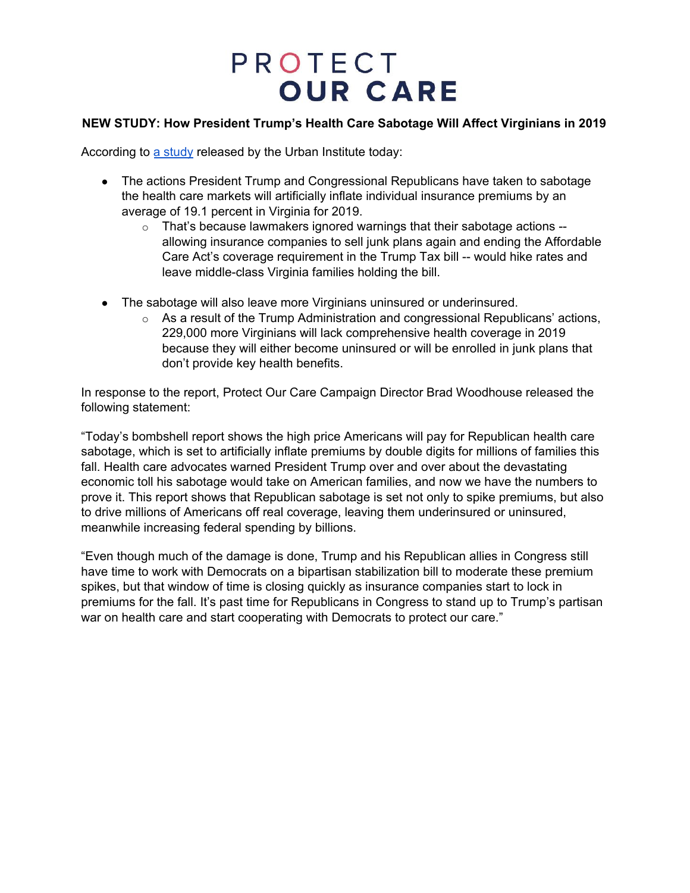# PROTECT OUR CARE

**NEW STUDY: How President Trump's Health Care Sabotage Will Affect Virginians in 2019**

According to [a study](#) released by the Urban Institute today:

- The actions President Trump and Congressional Republicans have taken to sabotage the health care markets will artificially inflate individual insurance premiums by an average of 19.1 percent in Virginia for 2019.
  - That's because lawmakers ignored warnings that their sabotage actions -- allowing insurance companies to sell junk plans again and ending the Affordable Care Act's coverage requirement in the Trump Tax bill -- would hike rates and leave middle-class Virginia families holding the bill.

- The sabotage will also leave more Virginians uninsured or underinsured.
  - As a result of the Trump Administration and congressional Republicans' actions, 229,000 more Virginians will lack comprehensive health coverage in 2019 because they will either become uninsured or will be enrolled in junk plans that don't provide key health benefits.

In response to the report, Protect Our Care Campaign Director Brad Woodhouse released the following statement:

"Today's bombshell report shows the high price Americans will pay for Republican health care sabotage, which is set to artificially inflate premiums by double digits for millions of families this fall. Health care advocates warned President Trump over and over about the devastating economic toll his sabotage would take on American families, and now we have the numbers to prove it. This report shows that Republican sabotage is set not only to spike premiums, but also to drive millions of Americans off real coverage, leaving them underinsured or uninsured, meanwhile increasing federal spending by billions.

"Even though much of the damage is done, Trump and his Republican allies in Congress still have time to work with Democrats on a bipartisan stabilization bill to moderate these premium spikes, but that window of time is closing quickly as insurance companies start to lock in premiums for the fall. It's past time for Republicans in Congress to stand up to Trump's partisan war on health care and start cooperating with Democrats to protect our care."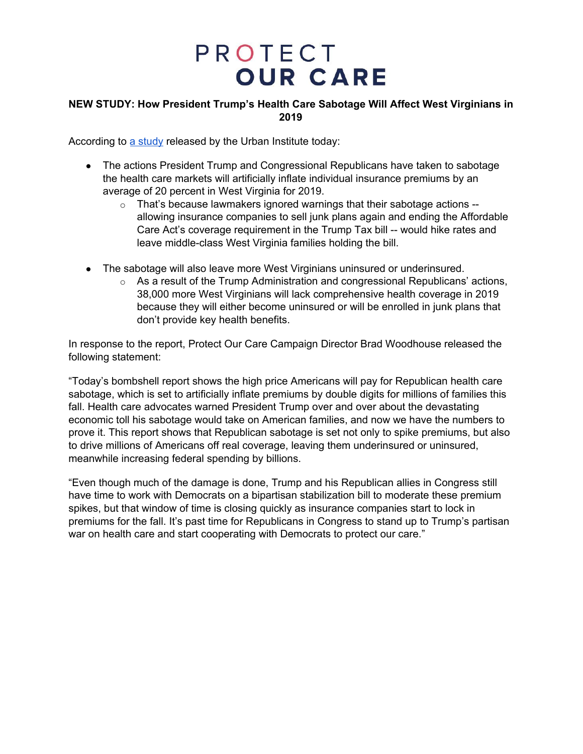# PROTECT OUR CARE

**NEW STUDY: How President Trump's Health Care Sabotage Will Affect West Virginians in 2019**

According to [a study](#) released by the Urban Institute today:

- The actions President Trump and Congressional Republicans have taken to sabotage the health care markets will artificially inflate individual insurance premiums by an average of 20 percent in West Virginia for 2019.
  - That's because lawmakers ignored warnings that their sabotage actions -- allowing insurance companies to sell junk plans again and ending the Affordable Care Act's coverage requirement in the Trump Tax bill -- would hike rates and leave middle-class West Virginia families holding the bill.

- The sabotage will also leave more West Virginians uninsured or underinsured.
  - As a result of the Trump Administration and congressional Republicans' actions, 38,000 more West Virginians will lack comprehensive health coverage in 2019 because they will either become uninsured or will be enrolled in junk plans that don't provide key health benefits.

In response to the report, Protect Our Care Campaign Director Brad Woodhouse released the following statement:

"Today's bombshell report shows the high price Americans will pay for Republican health care sabotage, which is set to artificially inflate premiums by double digits for millions of families this fall. Health care advocates warned President Trump over and over about the devastating economic toll his sabotage would take on American families, and now we have the numbers to prove it. This report shows that Republican sabotage is set not only to spike premiums, but also to drive millions of Americans off real coverage, leaving them underinsured or uninsured, meanwhile increasing federal spending by billions.

"Even though much of the damage is done, Trump and his Republican allies in Congress still have time to work with Democrats on a bipartisan stabilization bill to moderate these premium spikes, but that window of time is closing quickly as insurance companies start to lock in premiums for the fall. It's past time for Republicans in Congress to stand up to Trump's partisan war on health care and start cooperating with Democrats to protect our care."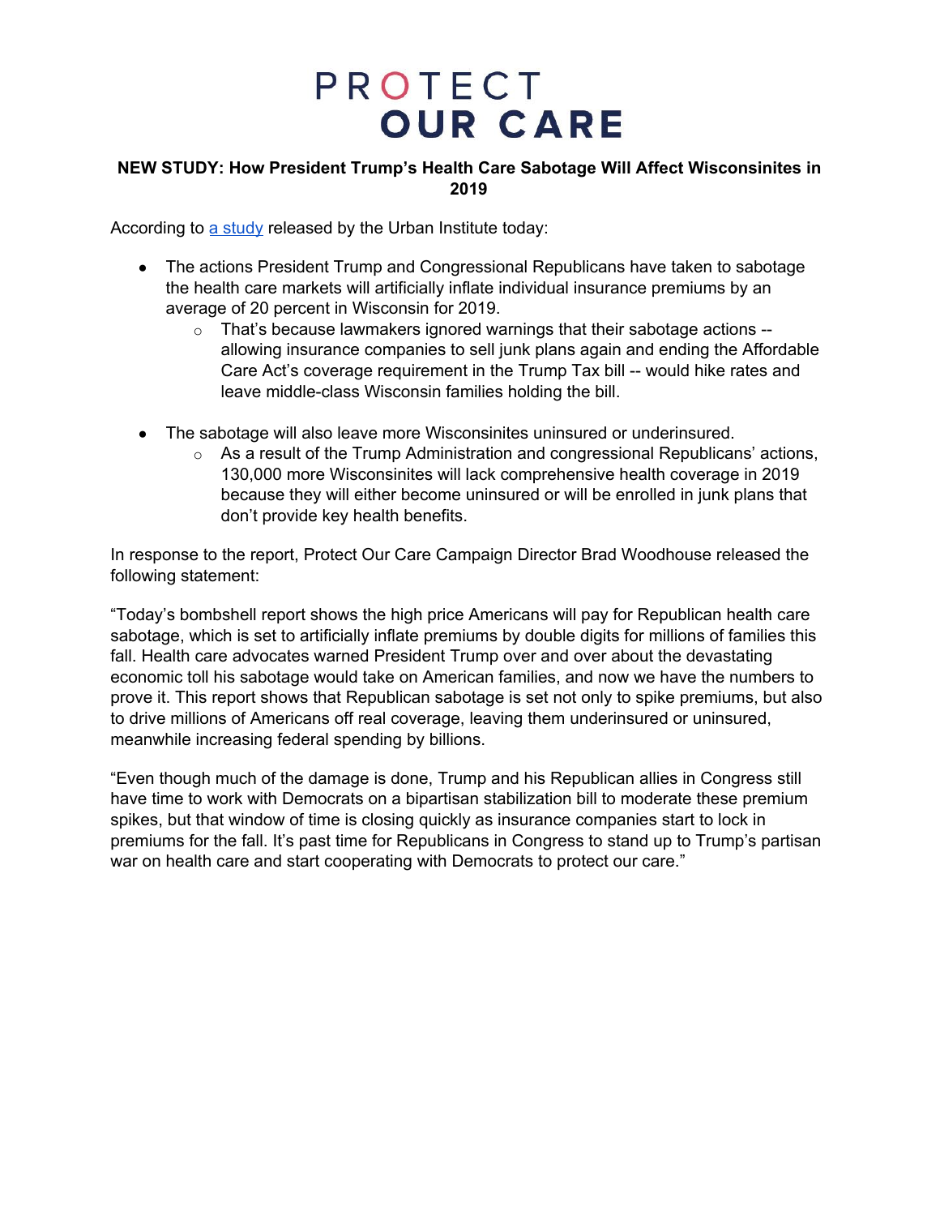# PROTECT OUR CARE

**NEW STUDY: How President Trump's Health Care Sabotage Will Affect Wisconsinites in 2019**

According to [a study](a study) released by the Urban Institute today:

- The actions President Trump and Congressional Republicans have taken to sabotage the health care markets will artificially inflate individual insurance premiums by an average of 20 percent in Wisconsin for 2019.
  - That's because lawmakers ignored warnings that their sabotage actions -- allowing insurance companies to sell junk plans again and ending the Affordable Care Act's coverage requirement in the Trump Tax bill -- would hike rates and leave middle-class Wisconsin families holding the bill.

- The sabotage will also leave more Wisconsinites uninsured or underinsured.
  - As a result of the Trump Administration and congressional Republicans' actions, 130,000 more Wisconsinites will lack comprehensive health coverage in 2019 because they will either become uninsured or will be enrolled in junk plans that don't provide key health benefits.

In response to the report, Protect Our Care Campaign Director Brad Woodhouse released the following statement:

"Today's bombshell report shows the high price Americans will pay for Republican health care sabotage, which is set to artificially inflate premiums by double digits for millions of families this fall. Health care advocates warned President Trump over and over about the devastating economic toll his sabotage would take on American families, and now we have the numbers to prove it. This report shows that Republican sabotage is set not only to spike premiums, but also to drive millions of Americans off real coverage, leaving them underinsured or uninsured, meanwhile increasing federal spending by billions.

"Even though much of the damage is done, Trump and his Republican allies in Congress still have time to work with Democrats on a bipartisan stabilization bill to moderate these premium spikes, but that window of time is closing quickly as insurance companies start to lock in premiums for the fall. It's past time for Republicans in Congress to stand up to Trump's partisan war on health care and start cooperating with Democrats to protect our care."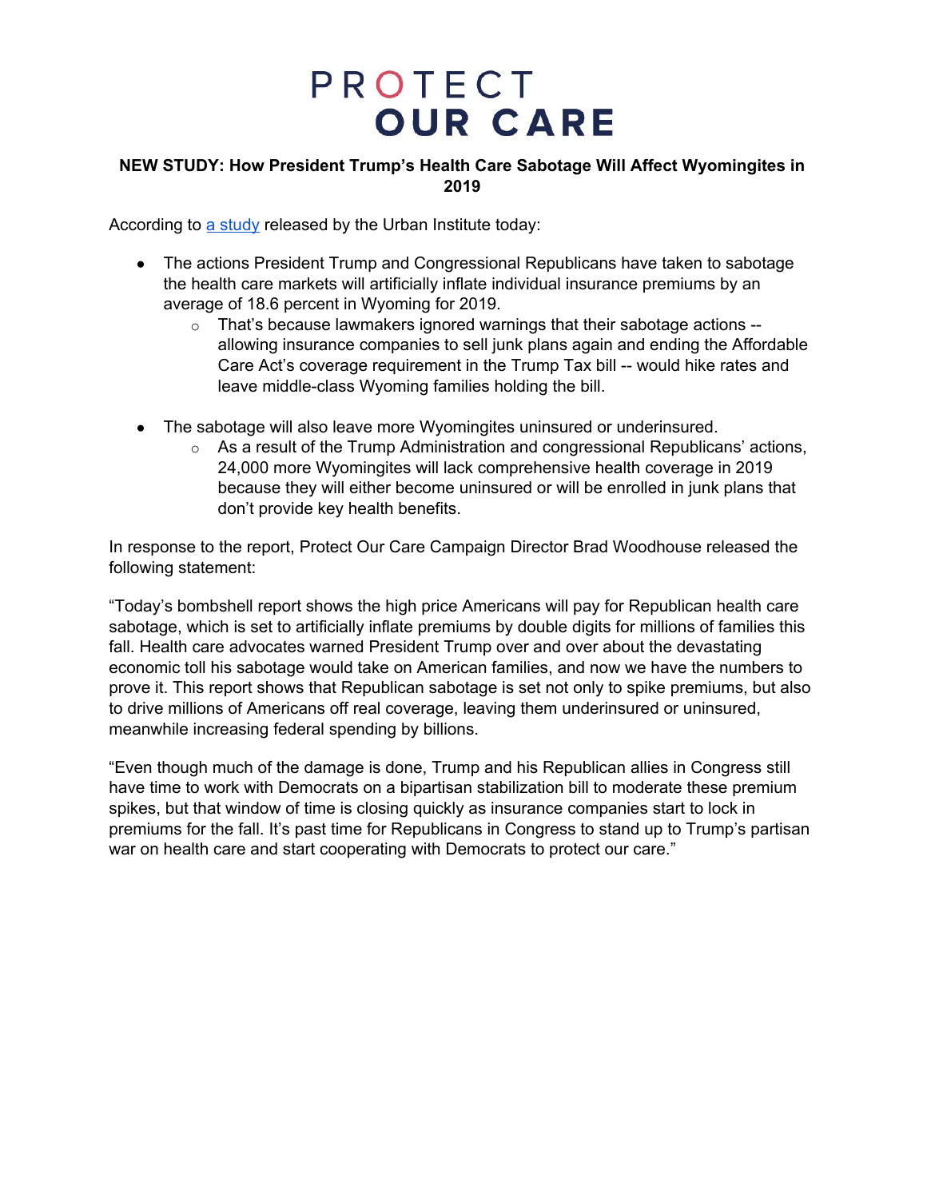# PROTECT OUR CARE

**NEW STUDY: How President Trump's Health Care Sabotage Will Affect Wyomingites in 2019**

According to a study released by the Urban Institute today:

- The actions President Trump and Congressional Republicans have taken to sabotage the health care markets will artificially inflate individual insurance premiums by an average of 18.6 percent in Wyoming for 2019.
  - That's because lawmakers ignored warnings that their sabotage actions -- allowing insurance companies to sell junk plans again and ending the Affordable Care Act's coverage requirement in the Trump Tax bill -- would hike rates and leave middle-class Wyoming families holding the bill.

- The sabotage will also leave more Wyomingites uninsured or underinsured.
  - As a result of the Trump Administration and congressional Republicans' actions, 24,000 more Wyomingites will lack comprehensive health coverage in 2019 because they will either become uninsured or will be enrolled in junk plans that don't provide key health benefits.

In response to the report, Protect Our Care Campaign Director Brad Woodhouse released the following statement:

"Today's bombshell report shows the high price Americans will pay for Republican health care sabotage, which is set to artificially inflate premiums by double digits for millions of families this fall. Health care advocates warned President Trump over and over about the devastating economic toll his sabotage would take on American families, and now we have the numbers to prove it. This report shows that Republican sabotage is set not only to spike premiums, but also to drive millions of Americans off real coverage, leaving them underinsured or uninsured, meanwhile increasing federal spending by billions.

"Even though much of the damage is done, Trump and his Republican allies in Congress still have time to work with Democrats on a bipartisan stabilization bill to moderate these premium spikes, but that window of time is closing quickly as insurance companies start to lock in premiums for the fall. It's past time for Republicans in Congress to stand up to Trump's partisan war on health care and start cooperating with Democrats to protect our care."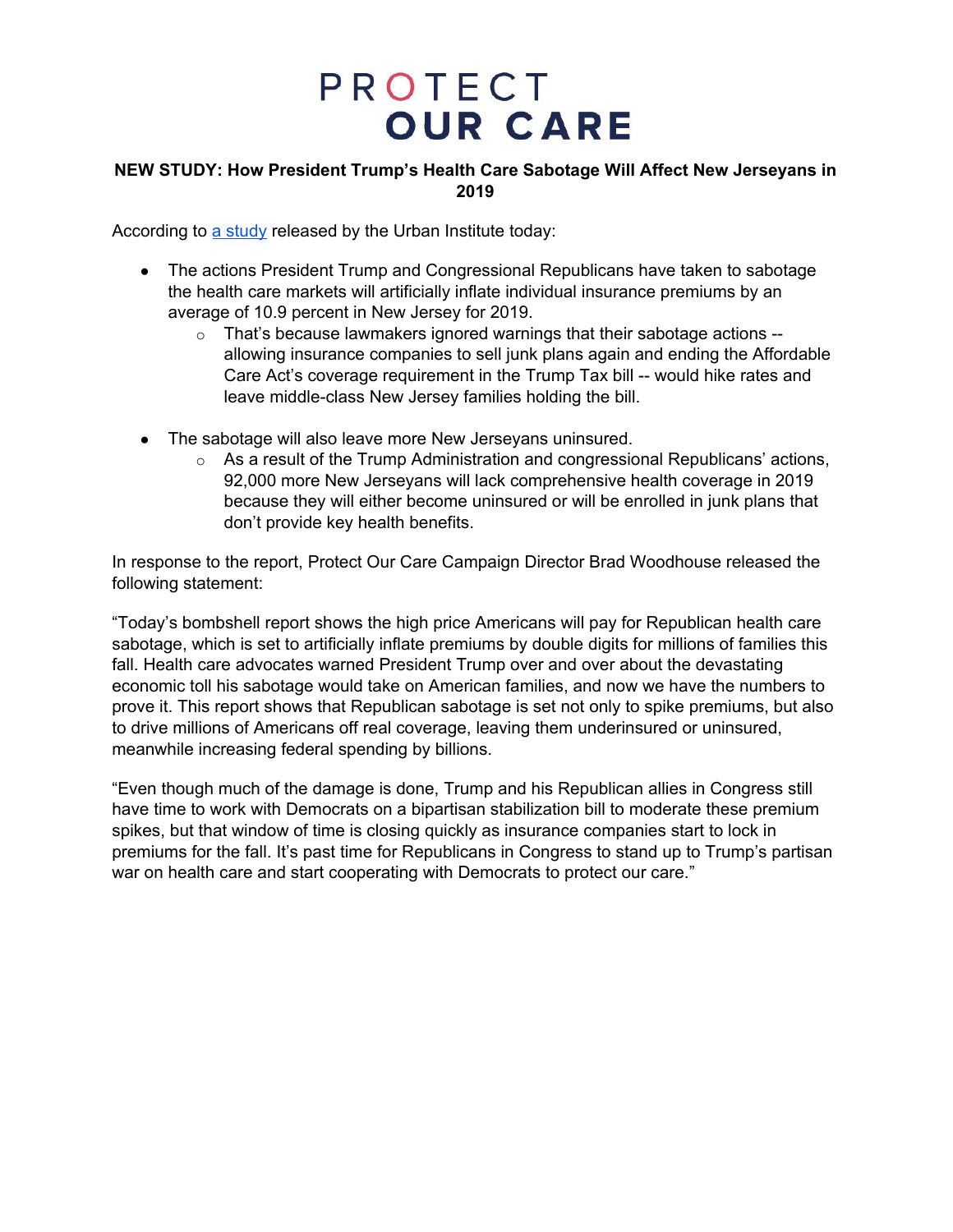# PROTECT OUR CARE

**NEW STUDY: How President Trump's Health Care Sabotage Will Affect New Jerseyans in 2019**

According to [a study](#) released by the Urban Institute today:

- The actions President Trump and Congressional Republicans have taken to sabotage the health care markets will artificially inflate individual insurance premiums by an average of 10.9 percent in New Jersey for 2019.
  - That's because lawmakers ignored warnings that their sabotage actions -- allowing insurance companies to sell junk plans again and ending the Affordable Care Act's coverage requirement in the Trump Tax bill -- would hike rates and leave middle-class New Jersey families holding the bill.
- The sabotage will also leave more New Jerseyans uninsured.
  - As a result of the Trump Administration and congressional Republicans' actions, 92,000 more New Jerseyans will lack comprehensive health coverage in 2019 because they will either become uninsured or will be enrolled in junk plans that don't provide key health benefits.

In response to the report, Protect Our Care Campaign Director Brad Woodhouse released the following statement:

"Today's bombshell report shows the high price Americans will pay for Republican health care sabotage, which is set to artificially inflate premiums by double digits for millions of families this fall. Health care advocates warned President Trump over and over about the devastating economic toll his sabotage would take on American families, and now we have the numbers to prove it. This report shows that Republican sabotage is set not only to spike premiums, but also to drive millions of Americans off real coverage, leaving them underinsured or uninsured, meanwhile increasing federal spending by billions.

"Even though much of the damage is done, Trump and his Republican allies in Congress still have time to work with Democrats on a bipartisan stabilization bill to moderate these premium spikes, but that window of time is closing quickly as insurance companies start to lock in premiums for the fall. It's past time for Republicans in Congress to stand up to Trump's partisan war on health care and start cooperating with Democrats to protect our care."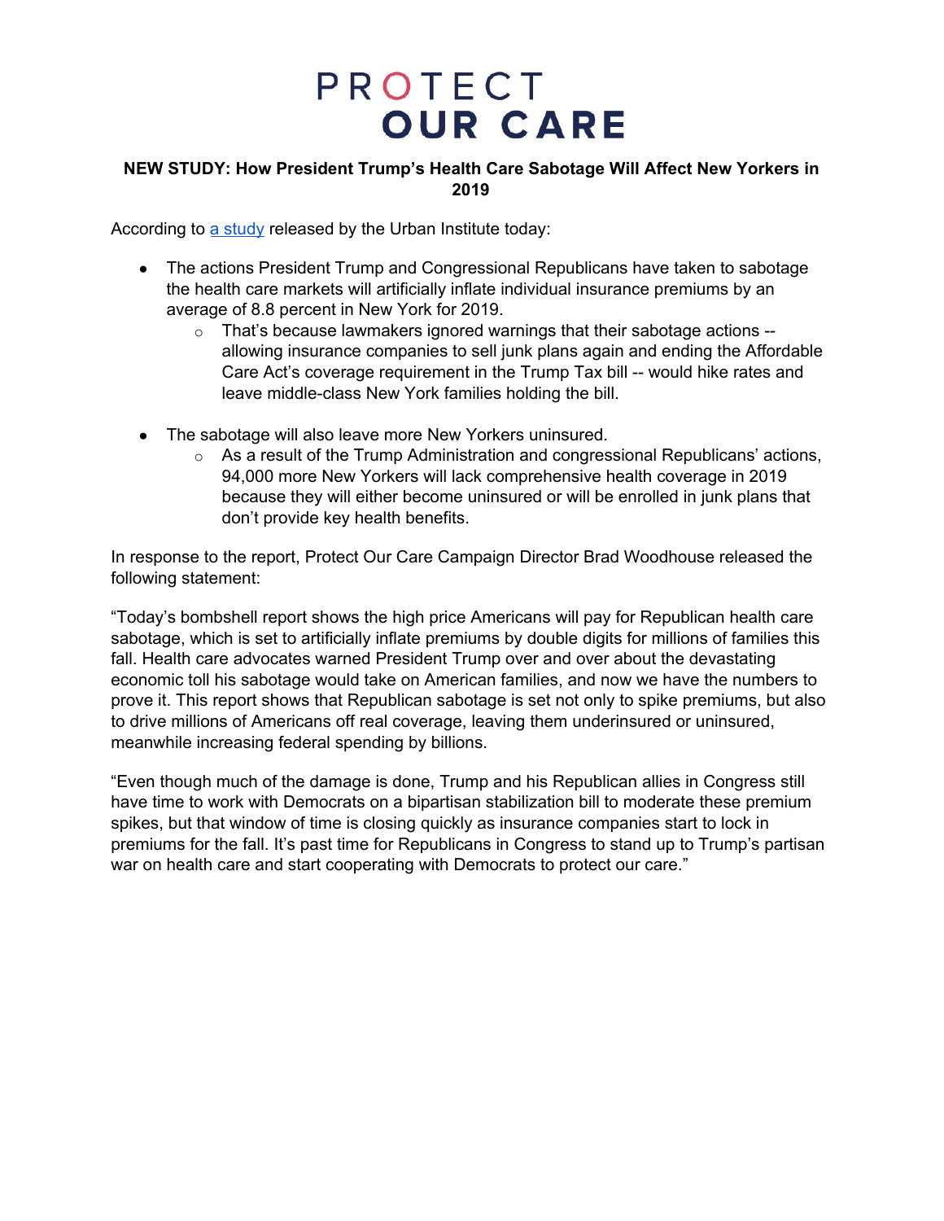# PROTECT OUR CARE

**NEW STUDY: How President Trump's Health Care Sabotage Will Affect New Yorkers in 2019**

According to [a study](#) released by the Urban Institute today:

- The actions President Trump and Congressional Republicans have taken to sabotage the health care markets will artificially inflate individual insurance premiums by an average of 8.8 percent in New York for 2019.
  - That's because lawmakers ignored warnings that their sabotage actions -- allowing insurance companies to sell junk plans again and ending the Affordable Care Act's coverage requirement in the Trump Tax bill -- would hike rates and leave middle-class New York families holding the bill.

- The sabotage will also leave more New Yorkers uninsured.
  - As a result of the Trump Administration and congressional Republicans' actions, 94,000 more New Yorkers will lack comprehensive health coverage in 2019 because they will either become uninsured or will be enrolled in junk plans that don't provide key health benefits.

In response to the report, Protect Our Care Campaign Director Brad Woodhouse released the following statement:

"Today's bombshell report shows the high price Americans will pay for Republican health care sabotage, which is set to artificially inflate premiums by double digits for millions of families this fall. Health care advocates warned President Trump over and over about the devastating economic toll his sabotage would take on American families, and now we have the numbers to prove it. This report shows that Republican sabotage is set not only to spike premiums, but also to drive millions of Americans off real coverage, leaving them underinsured or uninsured, meanwhile increasing federal spending by billions.

"Even though much of the damage is done, Trump and his Republican allies in Congress still have time to work with Democrats on a bipartisan stabilization bill to moderate these premium spikes, but that window of time is closing quickly as insurance companies start to lock in premiums for the fall. It's past time for Republicans in Congress to stand up to Trump's partisan war on health care and start cooperating with Democrats to protect our care."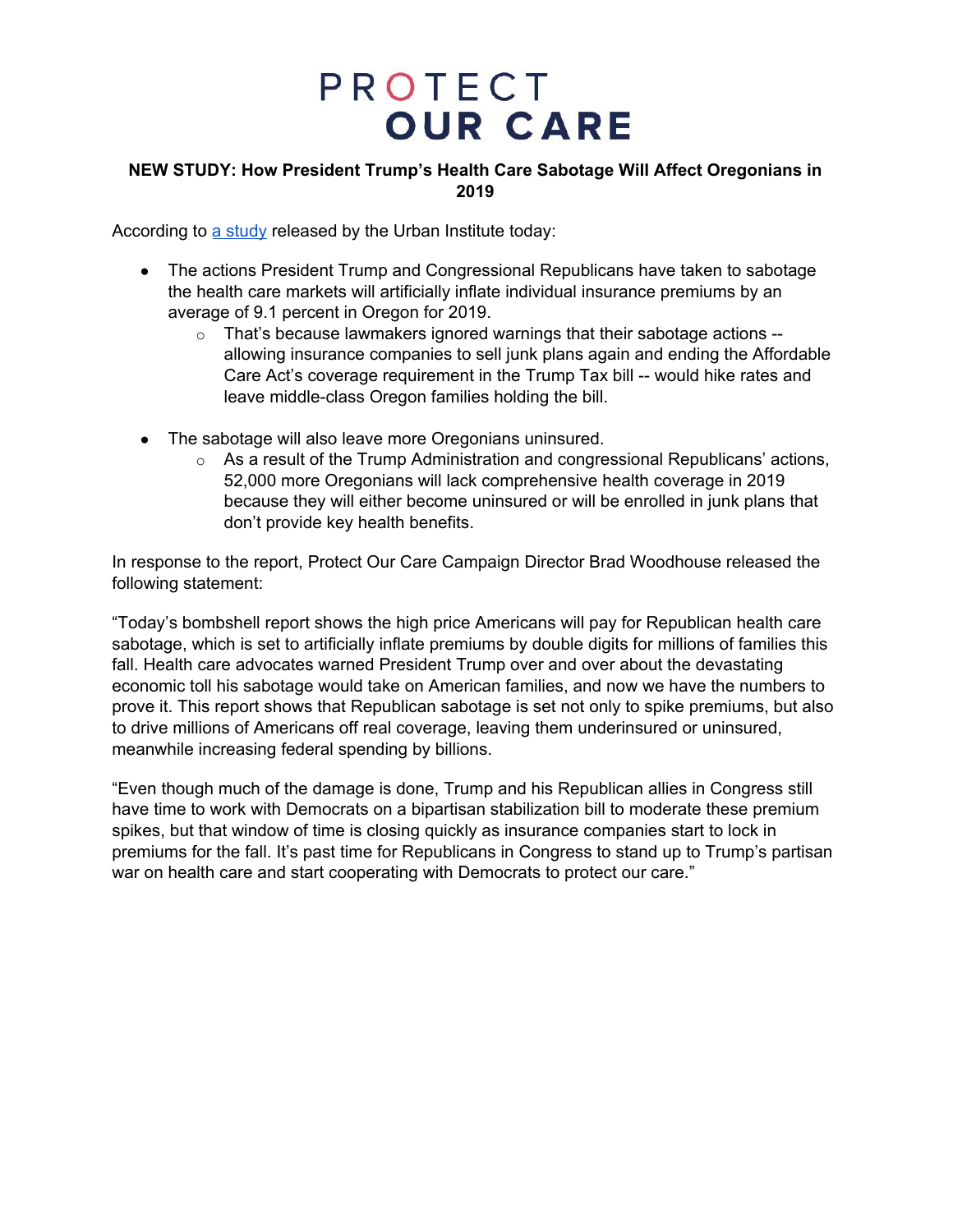# PROTECT OUR CARE

**NEW STUDY: How President Trump's Health Care Sabotage Will Affect Oregonians in 2019**

According to [a study](#) released by the Urban Institute today:

- The actions President Trump and Congressional Republicans have taken to sabotage the health care markets will artificially inflate individual insurance premiums by an average of 9.1 percent in Oregon for 2019.
  - That's because lawmakers ignored warnings that their sabotage actions -- allowing insurance companies to sell junk plans again and ending the Affordable Care Act's coverage requirement in the Trump Tax bill -- would hike rates and leave middle-class Oregon families holding the bill.

- The sabotage will also leave more Oregonians uninsured.
  - As a result of the Trump Administration and congressional Republicans' actions, 52,000 more Oregonians will lack comprehensive health coverage in 2019 because they will either become uninsured or will be enrolled in junk plans that don't provide key health benefits.

In response to the report, Protect Our Care Campaign Director Brad Woodhouse released the following statement:

"Today's bombshell report shows the high price Americans will pay for Republican health care sabotage, which is set to artificially inflate premiums by double digits for millions of families this fall. Health care advocates warned President Trump over and over about the devastating economic toll his sabotage would take on American families, and now we have the numbers to prove it. This report shows that Republican sabotage is set not only to spike premiums, but also to drive millions of Americans off real coverage, leaving them underinsured or uninsured, meanwhile increasing federal spending by billions.

"Even though much of the damage is done, Trump and his Republican allies in Congress still have time to work with Democrats on a bipartisan stabilization bill to moderate these premium spikes, but that window of time is closing quickly as insurance companies start to lock in premiums for the fall. It's past time for Republicans in Congress to stand up to Trump's partisan war on health care and start cooperating with Democrats to protect our care."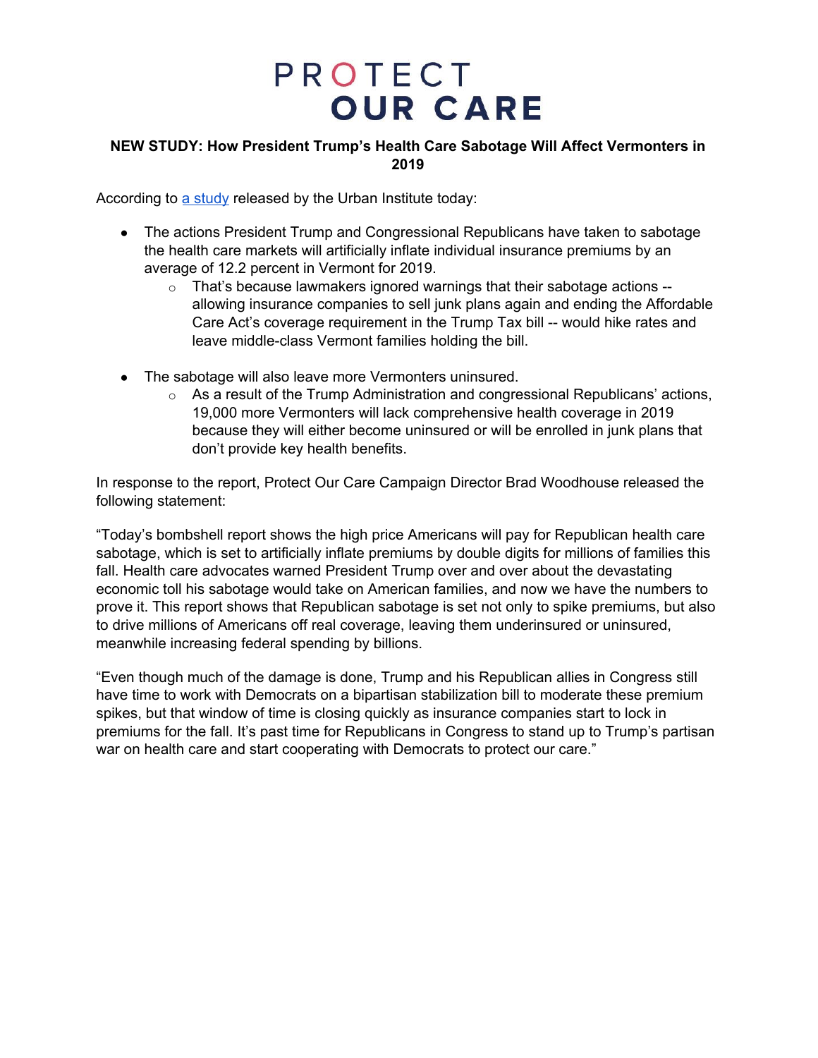# PROTECT OUR CARE

**NEW STUDY: How President Trump's Health Care Sabotage Will Affect Vermonters in 2019**

According to [a study](#) released by the Urban Institute today:

- The actions President Trump and Congressional Republicans have taken to sabotage the health care markets will artificially inflate individual insurance premiums by an average of 12.2 percent in Vermont for 2019.
  - That's because lawmakers ignored warnings that their sabotage actions -- allowing insurance companies to sell junk plans again and ending the Affordable Care Act's coverage requirement in the Trump Tax bill -- would hike rates and leave middle-class Vermont families holding the bill.

- The sabotage will also leave more Vermonters uninsured.
  - As a result of the Trump Administration and congressional Republicans' actions, 19,000 more Vermonters will lack comprehensive health coverage in 2019 because they will either become uninsured or will be enrolled in junk plans that don't provide key health benefits.

In response to the report, Protect Our Care Campaign Director Brad Woodhouse released the following statement:

"Today's bombshell report shows the high price Americans will pay for Republican health care sabotage, which is set to artificially inflate premiums by double digits for millions of families this fall. Health care advocates warned President Trump over and over about the devastating economic toll his sabotage would take on American families, and now we have the numbers to prove it. This report shows that Republican sabotage is set not only to spike premiums, but also to drive millions of Americans off real coverage, leaving them underinsured or uninsured, meanwhile increasing federal spending by billions.

"Even though much of the damage is done, Trump and his Republican allies in Congress still have time to work with Democrats on a bipartisan stabilization bill to moderate these premium spikes, but that window of time is closing quickly as insurance companies start to lock in premiums for the fall. It's past time for Republicans in Congress to stand up to Trump's partisan war on health care and start cooperating with Democrats to protect our care."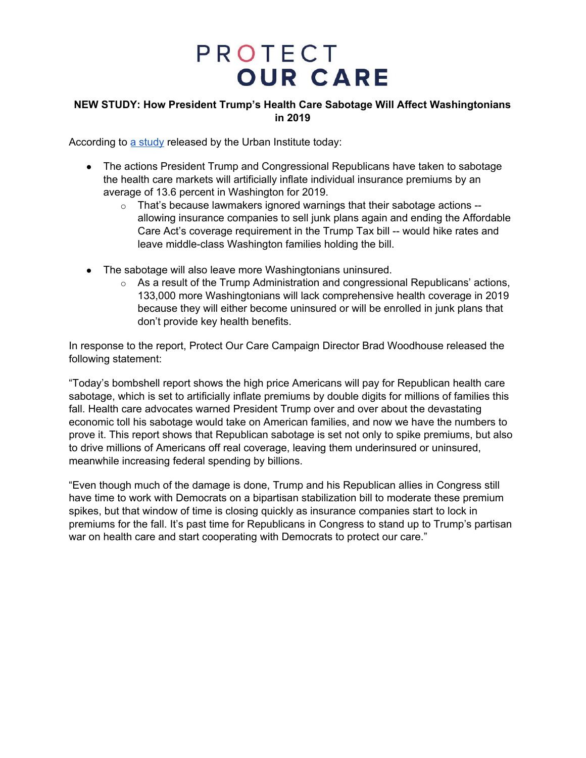# PROTECT OUR CARE

**NEW STUDY: How President Trump's Health Care Sabotage Will Affect Washingtonians in 2019**

According to [a study](#) released by the Urban Institute today:

- The actions President Trump and Congressional Republicans have taken to sabotage the health care markets will artificially inflate individual insurance premiums by an average of 13.6 percent in Washington for 2019.
  - That's because lawmakers ignored warnings that their sabotage actions -- allowing insurance companies to sell junk plans again and ending the Affordable Care Act's coverage requirement in the Trump Tax bill -- would hike rates and leave middle-class Washington families holding the bill.
- The sabotage will also leave more Washingtonians uninsured.
  - As a result of the Trump Administration and congressional Republicans' actions, 133,000 more Washingtonians will lack comprehensive health coverage in 2019 because they will either become uninsured or will be enrolled in junk plans that don't provide key health benefits.

In response to the report, Protect Our Care Campaign Director Brad Woodhouse released the following statement:

"Today's bombshell report shows the high price Americans will pay for Republican health care sabotage, which is set to artificially inflate premiums by double digits for millions of families this fall. Health care advocates warned President Trump over and over about the devastating economic toll his sabotage would take on American families, and now we have the numbers to prove it. This report shows that Republican sabotage is set not only to spike premiums, but also to drive millions of Americans off real coverage, leaving them underinsured or uninsured, meanwhile increasing federal spending by billions.

"Even though much of the damage is done, Trump and his Republican allies in Congress still have time to work with Democrats on a bipartisan stabilization bill to moderate these premium spikes, but that window of time is closing quickly as insurance companies start to lock in premiums for the fall. It's past time for Republicans in Congress to stand up to Trump's partisan war on health care and start cooperating with Democrats to protect our care."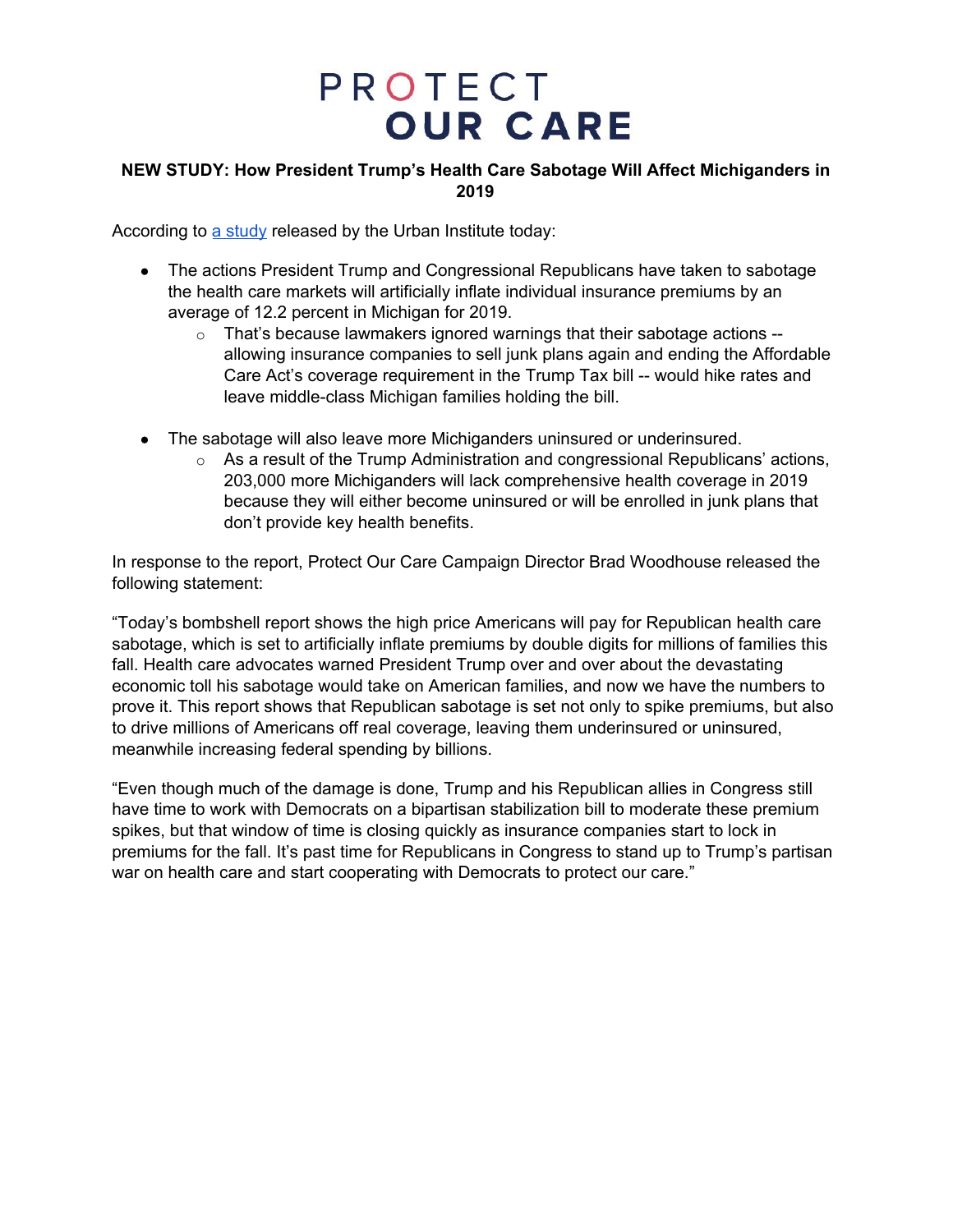# PROTECT OUR CARE

**NEW STUDY: How President Trump's Health Care Sabotage Will Affect Michiganders in 2019**

According to [a study](#) released by the Urban Institute today:

- The actions President Trump and Congressional Republicans have taken to sabotage the health care markets will artificially inflate individual insurance premiums by an average of 12.2 percent in Michigan for 2019.
  - That's because lawmakers ignored warnings that their sabotage actions -- allowing insurance companies to sell junk plans again and ending the Affordable Care Act's coverage requirement in the Trump Tax bill -- would hike rates and leave middle-class Michigan families holding the bill.
- The sabotage will also leave more Michiganders uninsured or underinsured.
  - As a result of the Trump Administration and congressional Republicans' actions, 203,000 more Michiganders will lack comprehensive health coverage in 2019 because they will either become uninsured or will be enrolled in junk plans that don't provide key health benefits.

In response to the report, Protect Our Care Campaign Director Brad Woodhouse released the following statement:

"Today's bombshell report shows the high price Americans will pay for Republican health care sabotage, which is set to artificially inflate premiums by double digits for millions of families this fall. Health care advocates warned President Trump over and over about the devastating economic toll his sabotage would take on American families, and now we have the numbers to prove it. This report shows that Republican sabotage is set not only to spike premiums, but also to drive millions of Americans off real coverage, leaving them underinsured or uninsured, meanwhile increasing federal spending by billions.

"Even though much of the damage is done, Trump and his Republican allies in Congress still have time to work with Democrats on a bipartisan stabilization bill to moderate these premium spikes, but that window of time is closing quickly as insurance companies start to lock in premiums for the fall. It's past time for Republicans in Congress to stand up to Trump's partisan war on health care and start cooperating with Democrats to protect our care."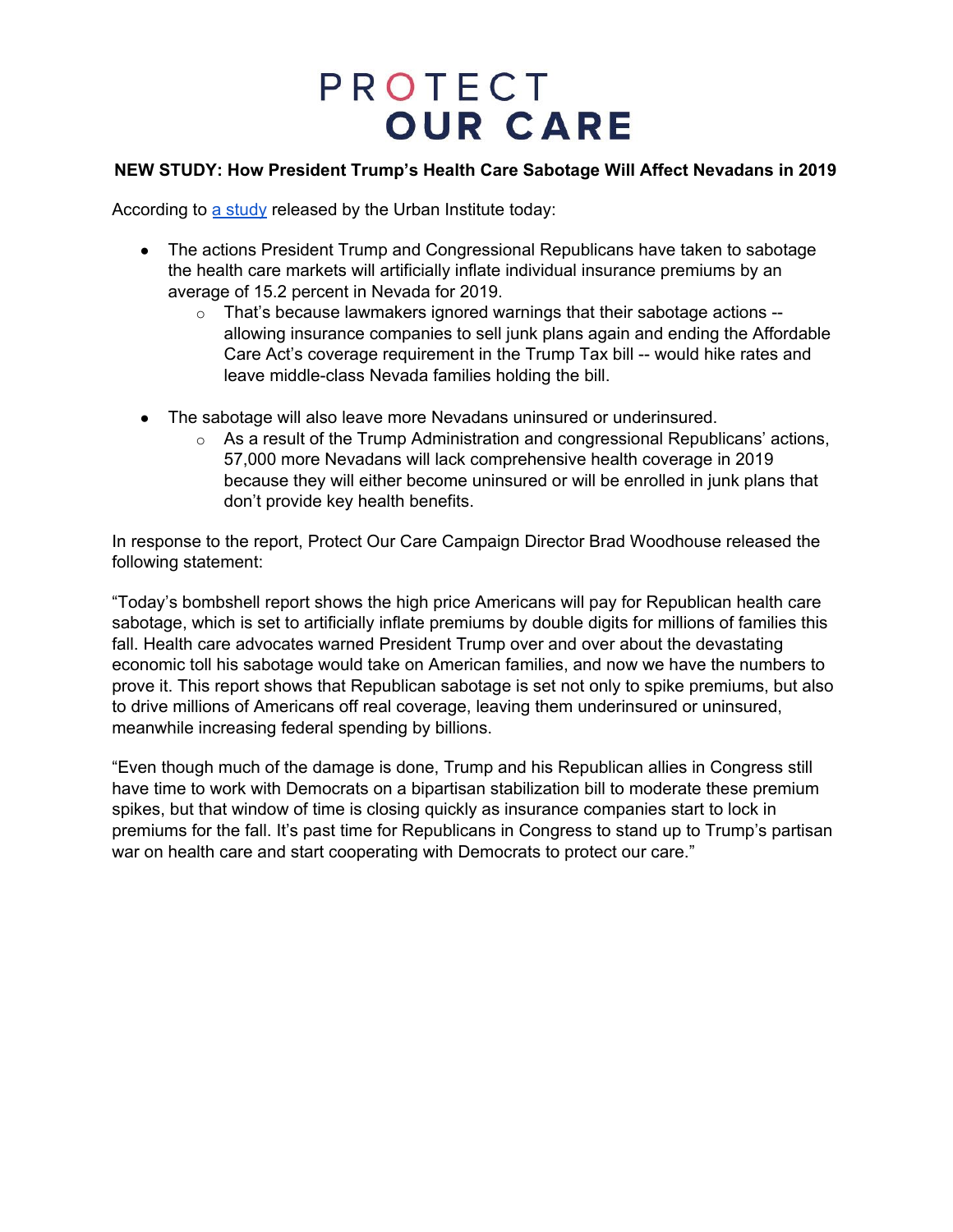# PROTECT OUR CARE

**NEW STUDY: How President Trump's Health Care Sabotage Will Affect Nevadans in 2019**

According to a study released by the Urban Institute today:

- The actions President Trump and Congressional Republicans have taken to sabotage the health care markets will artificially inflate individual insurance premiums by an average of 15.2 percent in Nevada for 2019.
    - That's because lawmakers ignored warnings that their sabotage actions -- allowing insurance companies to sell junk plans again and ending the Affordable Care Act's coverage requirement in the Trump Tax bill -- would hike rates and leave middle-class Nevada families holding the bill.
- The sabotage will also leave more Nevadans uninsured or underinsured.
    - As a result of the Trump Administration and congressional Republicans' actions, 57,000 more Nevadans will lack comprehensive health coverage in 2019 because they will either become uninsured or will be enrolled in junk plans that don't provide key health benefits.

In response to the report, Protect Our Care Campaign Director Brad Woodhouse released the following statement:

"Today's bombshell report shows the high price Americans will pay for Republican health care sabotage, which is set to artificially inflate premiums by double digits for millions of families this fall. Health care advocates warned President Trump over and over about the devastating economic toll his sabotage would take on American families, and now we have the numbers to prove it. This report shows that Republican sabotage is set not only to spike premiums, but also to drive millions of Americans off real coverage, leaving them underinsured or uninsured, meanwhile increasing federal spending by billions.

"Even though much of the damage is done, Trump and his Republican allies in Congress still have time to work with Democrats on a bipartisan stabilization bill to moderate these premium spikes, but that window of time is closing quickly as insurance companies start to lock in premiums for the fall. It's past time for Republicans in Congress to stand up to Trump's partisan war on health care and start cooperating with Democrats to protect our care."